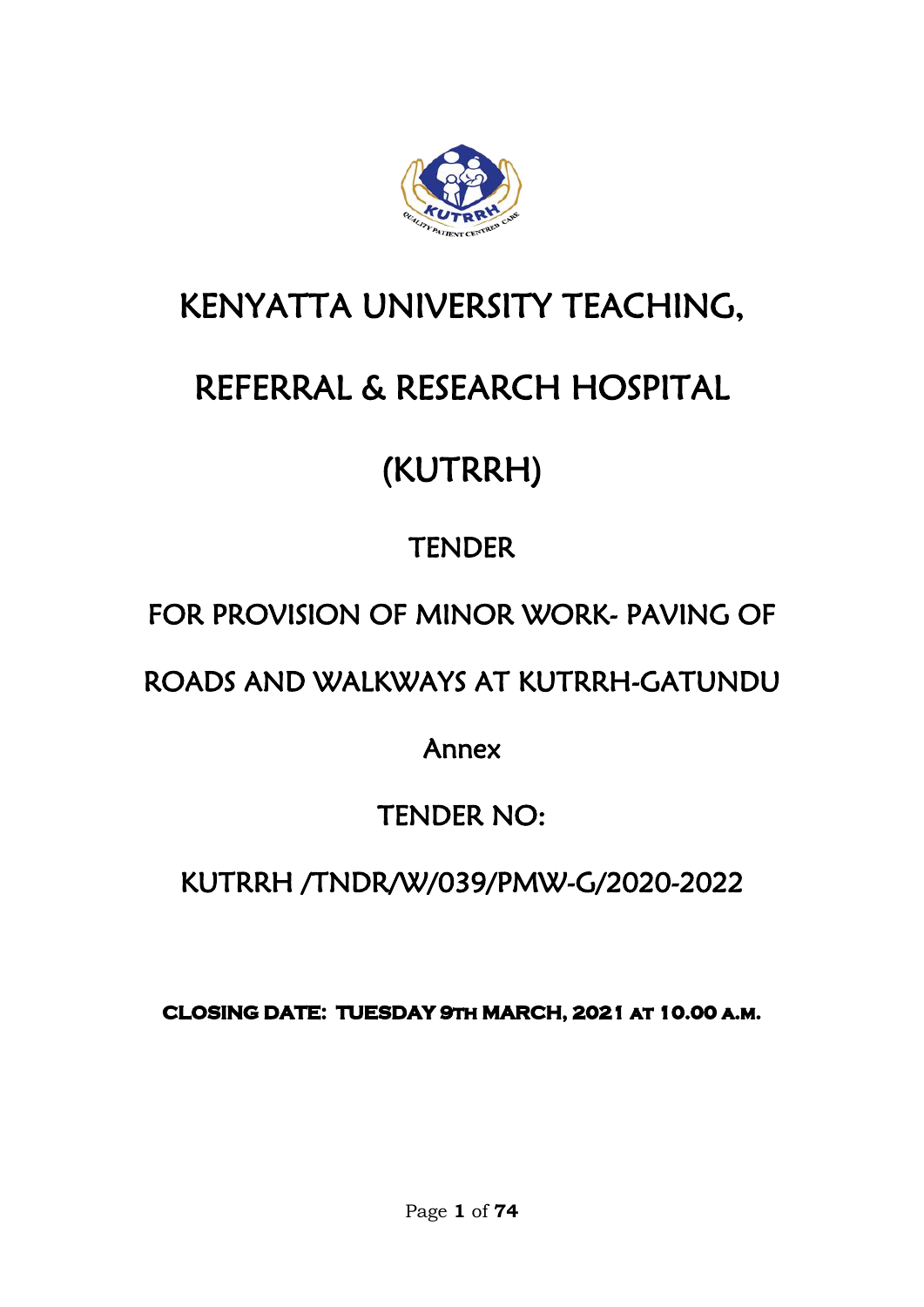# KENYATTA UNIVERSITY TEACHING,

# REFERRAL & RESEARCH HOSPITAL

# (KUTRRH)

## TENDER

## FOR PROVISION OF MINOR WORK- PAVING OF ROADS AND WALKWAYS AT KUTRRH-GATUNDU

Annex

## TENDER NO:

## KUTRRH /TNDR/W/039/PMW-G/2020-2022

**CLOSING DATE: TUESDAY 9TH MARCH, 2021 AT 10.00 A.M.**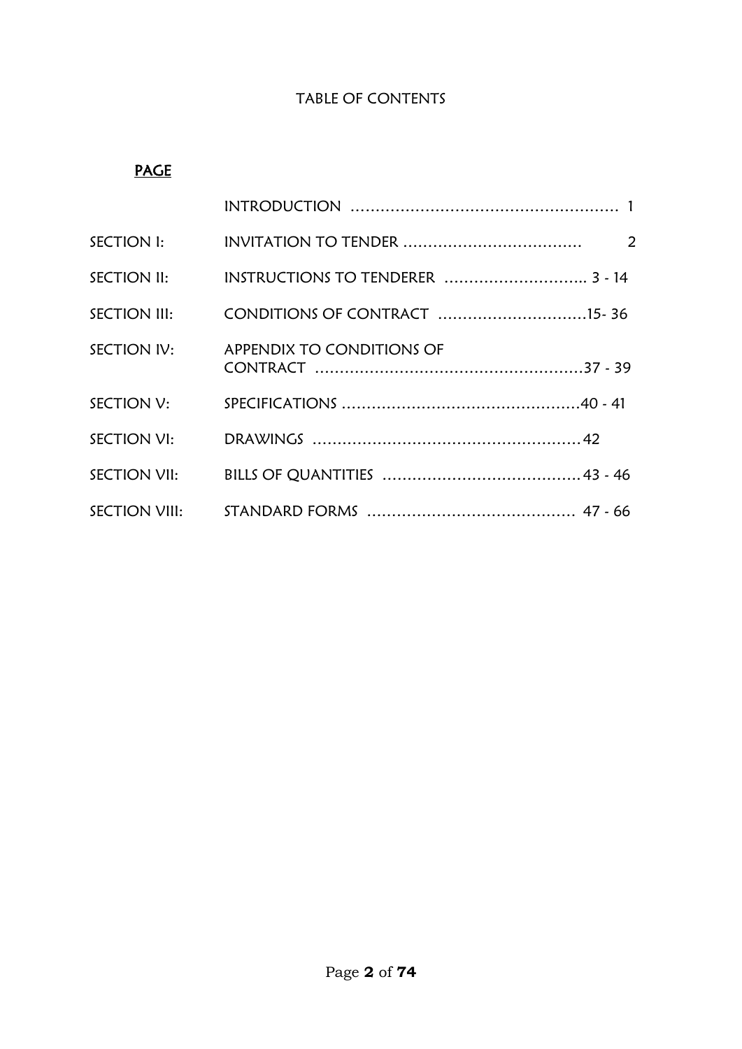# TABLE OF CONTENTS

**PAGE**

| | | |
|---|---|---|
| | INTRODUCTION | 1 |
| SECTION I: | INVITATION TO TENDER | 2 |
| SECTION II: | INSTRUCTIONS TO TENDERER | 3 - 14 |
| SECTION III: | CONDITIONS OF CONTRACT | 15- 36 |
| SECTION IV: | APPENDIX TO CONDITIONS OF CONTRACT | 37 - 39 |
| SECTION V: | SPECIFICATIONS | 40 - 41 |
| SECTION VI: | DRAWINGS | 42 |
| SECTION VII: | BILLS OF QUANTITIES | 43 - 46 |
| SECTION VIII: | STANDARD FORMS | 47 - 66 |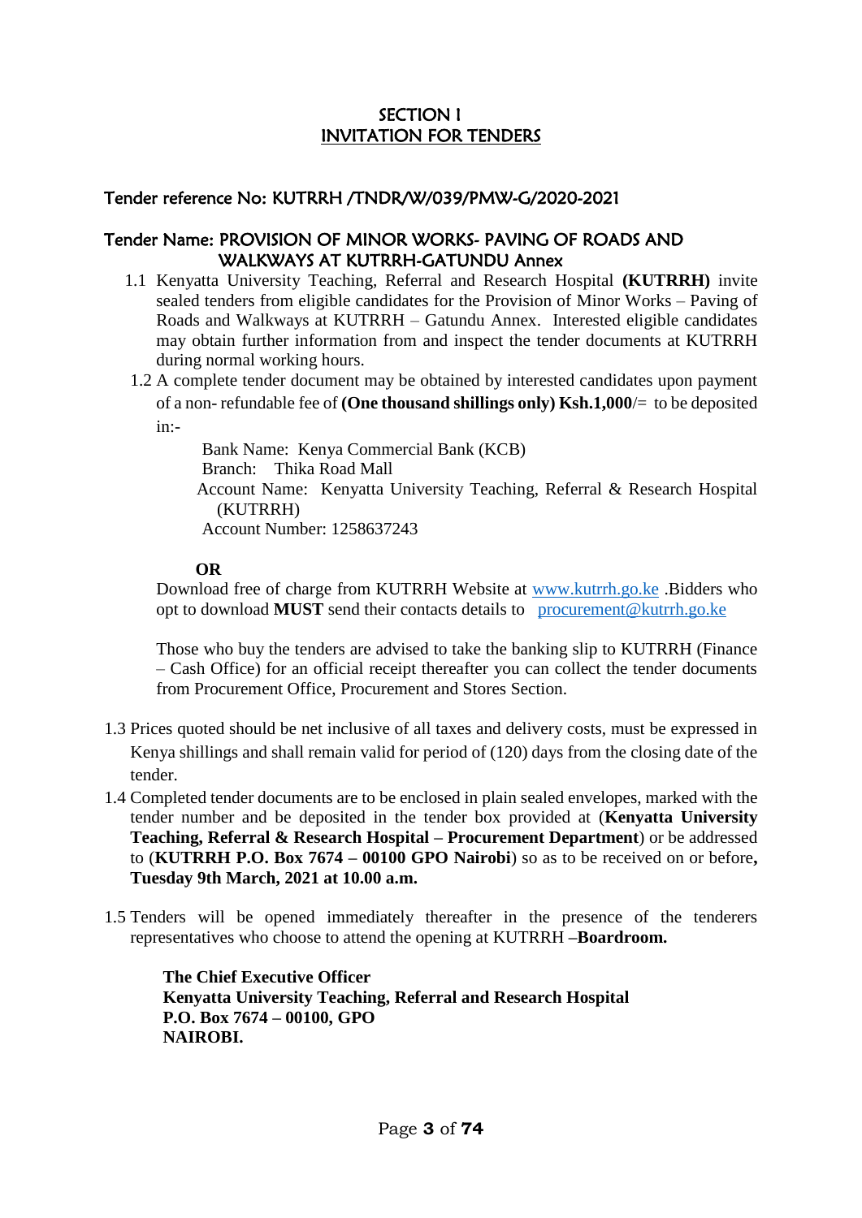# SECTION I
# INVITATION FOR TENDERS

**Tender reference No: KUTRRH /TNDR/W/039/PMW-G/2020-2021**

**Tender Name: PROVISION OF MINOR WORKS- PAVING OF ROADS AND WALKWAYS AT KUTRRH-GATUNDU Annex**

1.1 Kenyatta University Teaching, Referral and Research Hospital **(KUTRRH)** invite sealed tenders from eligible candidates for the Provision of Minor Works – Paving of Roads and Walkways at KUTRRH – Gatundu Annex. Interested eligible candidates may obtain further information from and inspect the tender documents at KUTRRH during normal working hours.

1.2 A complete tender document may be obtained by interested candidates upon payment of a non- refundable fee of **(One thousand shillings only) Ksh.1,000**/= to be deposited in:-

Bank Name: Kenya Commercial Bank (KCB)
Branch: Thika Road Mall
Account Name: Kenyatta University Teaching, Referral & Research Hospital (KUTRRH)
Account Number: 1258637243

**OR**

Download free of charge from KUTRRH Website at [www.kutrrh.go.ke](http://www.kutrrh.go.ke) .Bidders who opt to download **MUST** send their contacts details to [procurement@kutrrh.go.ke](mailto:procurement@kutrrh.go.ke)

Those who buy the tenders are advised to take the banking slip to KUTRRH (Finance – Cash Office) for an official receipt thereafter you can collect the tender documents from Procurement Office, Procurement and Stores Section.

1.3 Prices quoted should be net inclusive of all taxes and delivery costs, must be expressed in Kenya shillings and shall remain valid for period of (120) days from the closing date of the tender.

1.4 Completed tender documents are to be enclosed in plain sealed envelopes, marked with the tender number and be deposited in the tender box provided at (**Kenyatta University Teaching, Referral & Research Hospital – Procurement Department**) or be addressed to (**KUTRRH P.O. Box 7674 – 00100 GPO Nairobi**) so as to be received on or before**, Tuesday 9th March, 2021 at 10.00 a.m.**

1.5 Tenders will be opened immediately thereafter in the presence of the tenderers representatives who choose to attend the opening at KUTRRH –**Boardroom.**

**The Chief Executive Officer**
**Kenyatta University Teaching, Referral and Research Hospital**
**P.O. Box 7674 – 00100, GPO**
**NAIROBI.**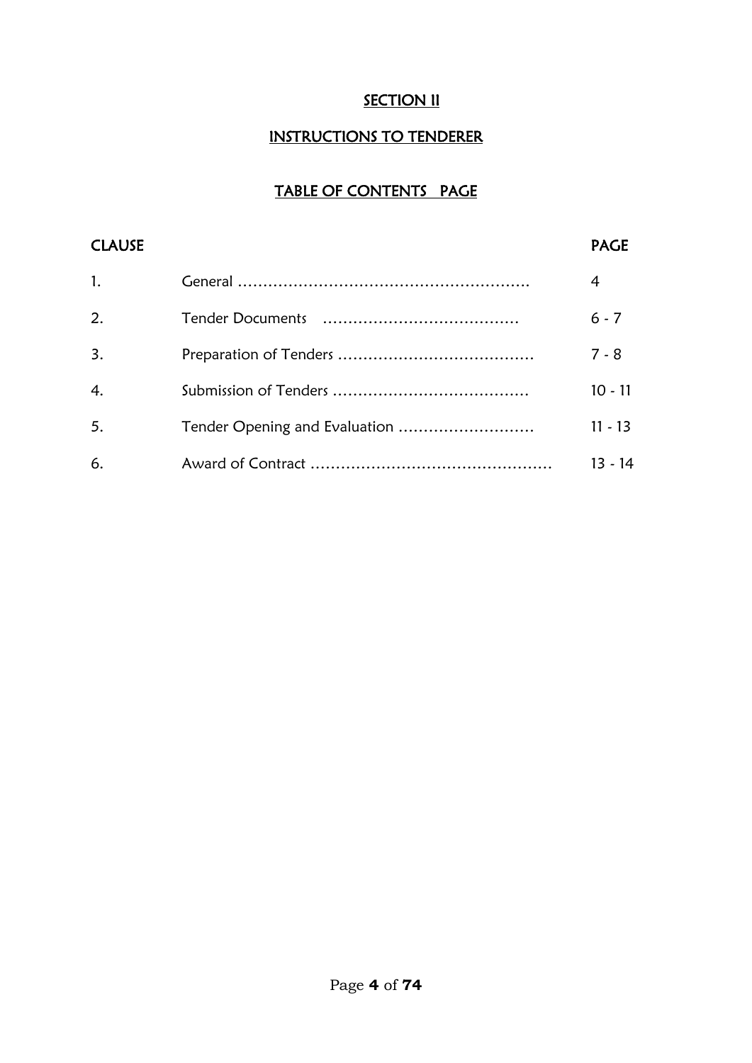## SECTION II

## INSTRUCTIONS TO TENDERER

### TABLE OF CONTENTS PAGE

| CLAUSE | | PAGE |
|---|---|---|
| 1. | General …………………………………………………. | 4 |
| 2. | Tender Documents ………………………………… | 6 - 7 |
| 3. | Preparation of Tenders ………………………………… | 7 - 8 |
| 4. | Submission of Tenders ………………………………… | 10 - 11 |
| 5. | Tender Opening and Evaluation ……………………… | 11 - 13 |
| 6. | Award of Contract ………………………………………… | 13 - 14 |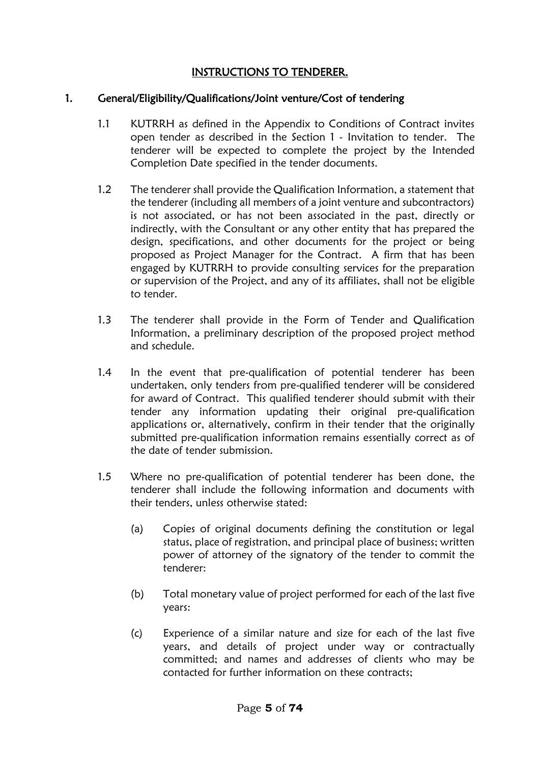## INSTRUCTIONS TO TENDERER.

### 1. General/Eligibility/Qualifications/Joint venture/Cost of tendering

1.1 KUTRRH as defined in the Appendix to Conditions of Contract invites open tender as described in the Section 1 - Invitation to tender. The tenderer will be expected to complete the project by the Intended Completion Date specified in the tender documents.

1.2 The tenderer shall provide the Qualification Information, a statement that the tenderer (including all members of a joint venture and subcontractors) is not associated, or has not been associated in the past, directly or indirectly, with the Consultant or any other entity that has prepared the design, specifications, and other documents for the project or being proposed as Project Manager for the Contract. A firm that has been engaged by KUTRRH to provide consulting services for the preparation or supervision of the Project, and any of its affiliates, shall not be eligible to tender.

1.3 The tenderer shall provide in the Form of Tender and Qualification Information, a preliminary description of the proposed project method and schedule.

1.4 In the event that pre-qualification of potential tenderer has been undertaken, only tenders from pre-qualified tenderer will be considered for award of Contract. This qualified tenderer should submit with their tender any information updating their original pre-qualification applications or, alternatively, confirm in their tender that the originally submitted pre-qualification information remains essentially correct as of the date of tender submission.

1.5 Where no pre-qualification of potential tenderer has been done, the tenderer shall include the following information and documents with their tenders, unless otherwise stated:

(a) Copies of original documents defining the constitution or legal status, place of registration, and principal place of business; written power of attorney of the signatory of the tender to commit the tenderer:

(b) Total monetary value of project performed for each of the last five years:

(c) Experience of a similar nature and size for each of the last five years, and details of project under way or contractually committed; and names and addresses of clients who may be contacted for further information on these contracts;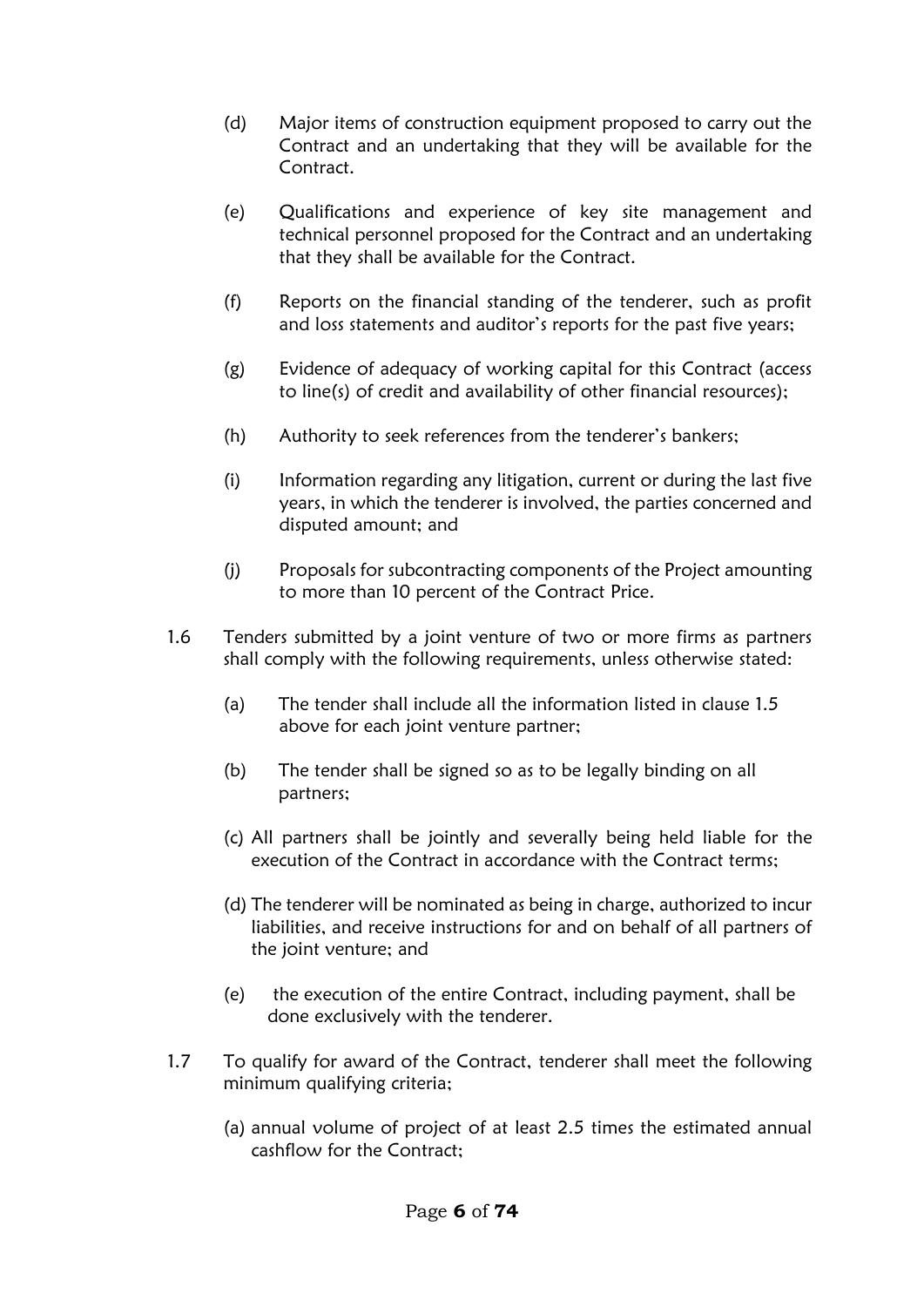(d) Major items of construction equipment proposed to carry out the Contract and an undertaking that they will be available for the Contract.

(e) Qualifications and experience of key site management and technical personnel proposed for the Contract and an undertaking that they shall be available for the Contract.

(f) Reports on the financial standing of the tenderer, such as profit and loss statements and auditor's reports for the past five years;

(g) Evidence of adequacy of working capital for this Contract (access to line(s) of credit and availability of other financial resources);

(h) Authority to seek references from the tenderer's bankers;

(i) Information regarding any litigation, current or during the last five years, in which the tenderer is involved, the parties concerned and disputed amount; and

(j) Proposals for subcontracting components of the Project amounting to more than 10 percent of the Contract Price.

1.6 Tenders submitted by a joint venture of two or more firms as partners shall comply with the following requirements, unless otherwise stated:

(a) The tender shall include all the information listed in clause 1.5 above for each joint venture partner;

(b) The tender shall be signed so as to be legally binding on all partners;

(c) All partners shall be jointly and severally being held liable for the execution of the Contract in accordance with the Contract terms;

(d) The tenderer will be nominated as being in charge, authorized to incur liabilities, and receive instructions for and on behalf of all partners of the joint venture; and

(e) the execution of the entire Contract, including payment, shall be done exclusively with the tenderer.

1.7 To qualify for award of the Contract, tenderer shall meet the following minimum qualifying criteria;

(a) annual volume of project of at least 2.5 times the estimated annual cashflow for the Contract;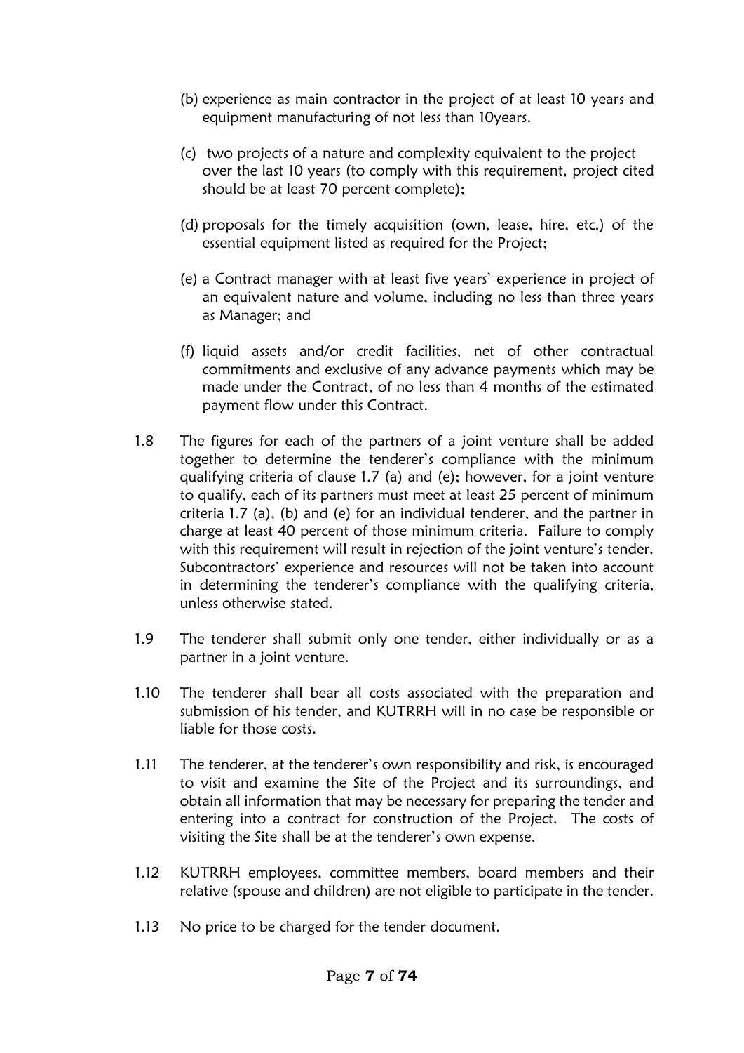(b) experience as main contractor in the project of at least 10 years and equipment manufacturing of not less than 10years.

(c) two projects of a nature and complexity equivalent to the project over the last 10 years (to comply with this requirement, project cited should be at least 70 percent complete);

(d) proposals for the timely acquisition (own, lease, hire, etc.) of the essential equipment listed as required for the Project;

(e) a Contract manager with at least five years' experience in project of an equivalent nature and volume, including no less than three years as Manager; and

(f) liquid assets and/or credit facilities, net of other contractual commitments and exclusive of any advance payments which may be made under the Contract, of no less than 4 months of the estimated payment flow under this Contract.

1.8 The figures for each of the partners of a joint venture shall be added together to determine the tenderer's compliance with the minimum qualifying criteria of clause 1.7 (a) and (e); however, for a joint venture to qualify, each of its partners must meet at least 25 percent of minimum criteria 1.7 (a), (b) and (e) for an individual tenderer, and the partner in charge at least 40 percent of those minimum criteria. Failure to comply with this requirement will result in rejection of the joint venture's tender. Subcontractors' experience and resources will not be taken into account in determining the tenderer's compliance with the qualifying criteria, unless otherwise stated.

1.9 The tenderer shall submit only one tender, either individually or as a partner in a joint venture.

1.10 The tenderer shall bear all costs associated with the preparation and submission of his tender, and KUTRRH will in no case be responsible or liable for those costs.

1.11 The tenderer, at the tenderer's own responsibility and risk, is encouraged to visit and examine the Site of the Project and its surroundings, and obtain all information that may be necessary for preparing the tender and entering into a contract for construction of the Project. The costs of visiting the Site shall be at the tenderer's own expense.

1.12 KUTRRH employees, committee members, board members and their relative (spouse and children) are not eligible to participate in the tender.

1.13 No price to be charged for the tender document.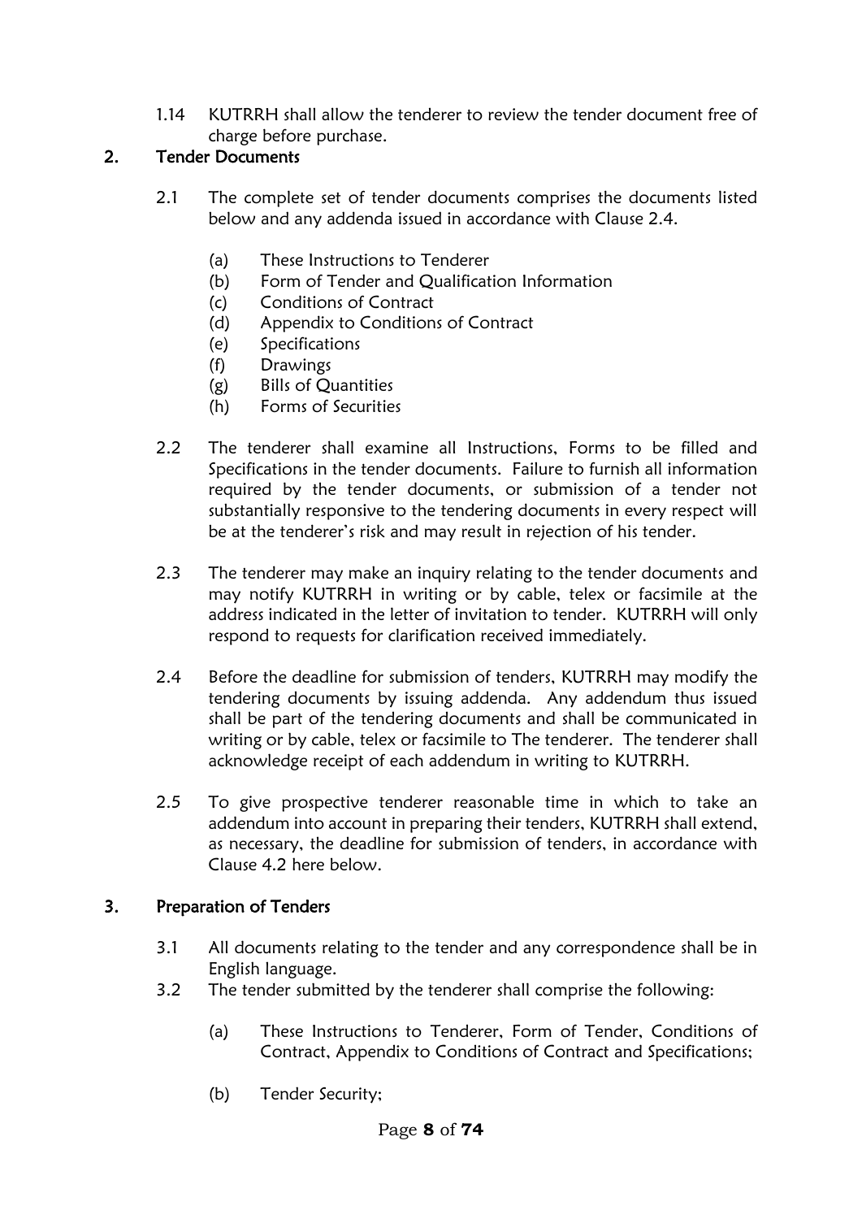1.14 KUTRRH shall allow the tenderer to review the tender document free of charge before purchase.

## 2. Tender Documents

2.1 The complete set of tender documents comprises the documents listed below and any addenda issued in accordance with Clause 2.4.

- (a) These Instructions to Tenderer
- (b) Form of Tender and Qualification Information
- (c) Conditions of Contract
- (d) Appendix to Conditions of Contract
- (e) Specifications
- (f) Drawings
- (g) Bills of Quantities
- (h) Forms of Securities

2.2 The tenderer shall examine all Instructions, Forms to be filled and Specifications in the tender documents. Failure to furnish all information required by the tender documents, or submission of a tender not substantially responsive to the tendering documents in every respect will be at the tenderer's risk and may result in rejection of his tender.

2.3 The tenderer may make an inquiry relating to the tender documents and may notify KUTRRH in writing or by cable, telex or facsimile at the address indicated in the letter of invitation to tender. KUTRRH will only respond to requests for clarification received immediately.

2.4 Before the deadline for submission of tenders, KUTRRH may modify the tendering documents by issuing addenda. Any addendum thus issued shall be part of the tendering documents and shall be communicated in writing or by cable, telex or facsimile to The tenderer. The tenderer shall acknowledge receipt of each addendum in writing to KUTRRH.

2.5 To give prospective tenderer reasonable time in which to take an addendum into account in preparing their tenders, KUTRRH shall extend, as necessary, the deadline for submission of tenders, in accordance with Clause 4.2 here below.

## 3. Preparation of Tenders

3.1 All documents relating to the tender and any correspondence shall be in English language.

3.2 The tender submitted by the tenderer shall comprise the following:

- (a) These Instructions to Tenderer, Form of Tender, Conditions of Contract, Appendix to Conditions of Contract and Specifications;
- (b) Tender Security;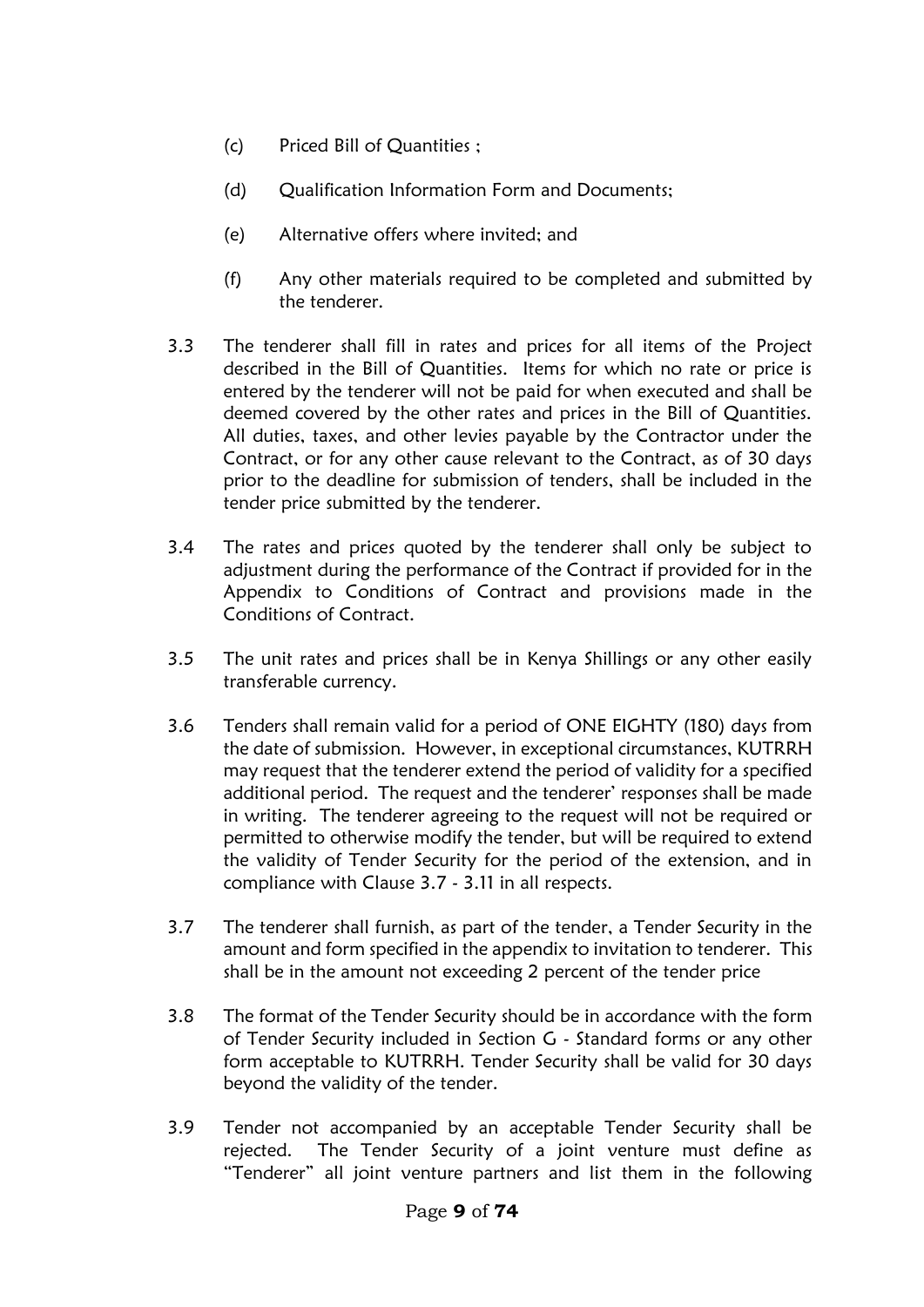(c) Priced Bill of Quantities ;

(d) Qualification Information Form and Documents;

(e) Alternative offers where invited; and

(f) Any other materials required to be completed and submitted by the tenderer.

3.3 The tenderer shall fill in rates and prices for all items of the Project described in the Bill of Quantities. Items for which no rate or price is entered by the tenderer will not be paid for when executed and shall be deemed covered by the other rates and prices in the Bill of Quantities. All duties, taxes, and other levies payable by the Contractor under the Contract, or for any other cause relevant to the Contract, as of 30 days prior to the deadline for submission of tenders, shall be included in the tender price submitted by the tenderer.

3.4 The rates and prices quoted by the tenderer shall only be subject to adjustment during the performance of the Contract if provided for in the Appendix to Conditions of Contract and provisions made in the Conditions of Contract.

3.5 The unit rates and prices shall be in Kenya Shillings or any other easily transferable currency.

3.6 Tenders shall remain valid for a period of ONE EIGHTY (180) days from the date of submission. However, in exceptional circumstances, KUTRRH may request that the tenderer extend the period of validity for a specified additional period. The request and the tenderer' responses shall be made in writing. The tenderer agreeing to the request will not be required or permitted to otherwise modify the tender, but will be required to extend the validity of Tender Security for the period of the extension, and in compliance with Clause 3.7 - 3.11 in all respects.

3.7 The tenderer shall furnish, as part of the tender, a Tender Security in the amount and form specified in the appendix to invitation to tenderer. This shall be in the amount not exceeding 2 percent of the tender price

3.8 The format of the Tender Security should be in accordance with the form of Tender Security included in Section G - Standard forms or any other form acceptable to KUTRRH. Tender Security shall be valid for 30 days beyond the validity of the tender.

3.9 Tender not accompanied by an acceptable Tender Security shall be rejected. The Tender Security of a joint venture must define as "Tenderer" all joint venture partners and list them in the following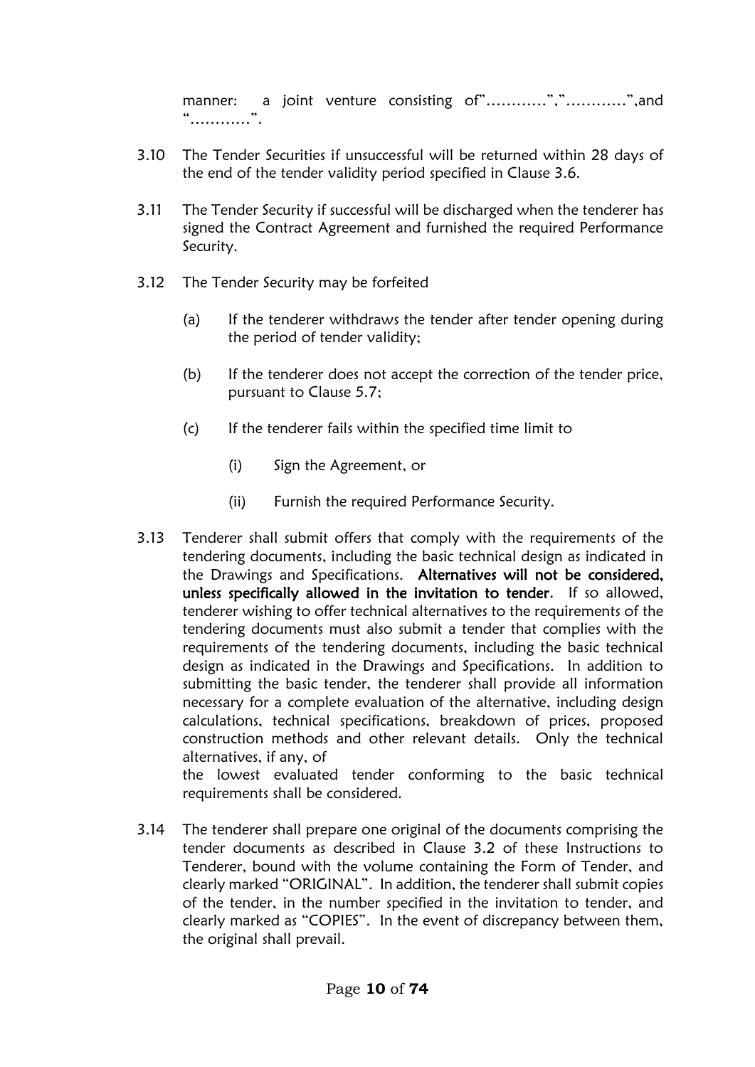manner: a joint venture consisting of"…………","…………",and "…………".

3.10 The Tender Securities if unsuccessful will be returned within 28 days of the end of the tender validity period specified in Clause 3.6.

3.11 The Tender Security if successful will be discharged when the tenderer has signed the Contract Agreement and furnished the required Performance Security.

3.12 The Tender Security may be forfeited

(a) If the tenderer withdraws the tender after tender opening during the period of tender validity;

(b) If the tenderer does not accept the correction of the tender price, pursuant to Clause 5.7;

(c) If the tenderer fails within the specified time limit to

(i) Sign the Agreement, or

(ii) Furnish the required Performance Security.

3.13 Tenderer shall submit offers that comply with the requirements of the tendering documents, including the basic technical design as indicated in the Drawings and Specifications. **Alternatives will not be considered, unless specifically allowed in the invitation to tender**. If so allowed, tenderer wishing to offer technical alternatives to the requirements of the tendering documents must also submit a tender that complies with the requirements of the tendering documents, including the basic technical design as indicated in the Drawings and Specifications. In addition to submitting the basic tender, the tenderer shall provide all information necessary for a complete evaluation of the alternative, including design calculations, technical specifications, breakdown of prices, proposed construction methods and other relevant details. Only the technical alternatives, if any, of the lowest evaluated tender conforming to the basic technical requirements shall be considered.

3.14 The tenderer shall prepare one original of the documents comprising the tender documents as described in Clause 3.2 of these Instructions to Tenderer, bound with the volume containing the Form of Tender, and clearly marked "ORIGINAL". In addition, the tenderer shall submit copies of the tender, in the number specified in the invitation to tender, and clearly marked as "COPIES". In the event of discrepancy between them, the original shall prevail.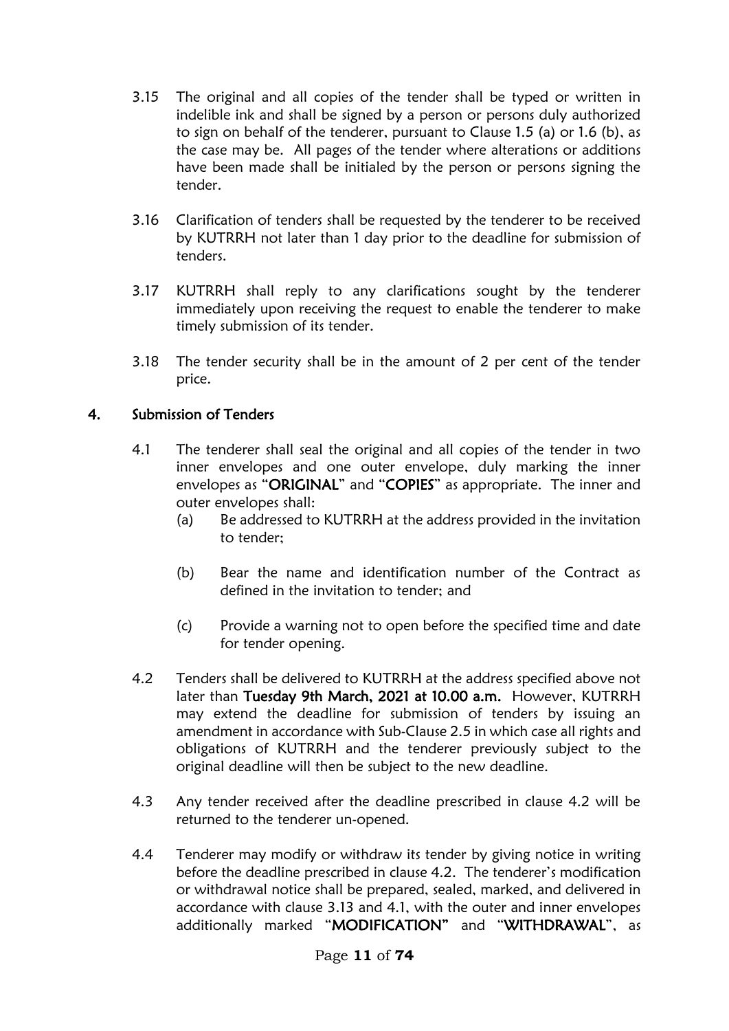3.15 The original and all copies of the tender shall be typed or written in indelible ink and shall be signed by a person or persons duly authorized to sign on behalf of the tenderer, pursuant to Clause 1.5 (a) or 1.6 (b), as the case may be. All pages of the tender where alterations or additions have been made shall be initialed by the person or persons signing the tender.

3.16 Clarification of tenders shall be requested by the tenderer to be received by KUTRRH not later than 1 day prior to the deadline for submission of tenders.

3.17 KUTRRH shall reply to any clarifications sought by the tenderer immediately upon receiving the request to enable the tenderer to make timely submission of its tender.

3.18 The tender security shall be in the amount of 2 per cent of the tender price.

## 4. Submission of Tenders

4.1 The tenderer shall seal the original and all copies of the tender in two inner envelopes and one outer envelope, duly marking the inner envelopes as "**ORIGINAL**" and "**COPIES**" as appropriate. The inner and outer envelopes shall:

(a) Be addressed to KUTRRH at the address provided in the invitation to tender;

(b) Bear the name and identification number of the Contract as defined in the invitation to tender; and

(c) Provide a warning not to open before the specified time and date for tender opening.

4.2 Tenders shall be delivered to KUTRRH at the address specified above not later than **Tuesday 9th March, 2021 at 10.00 a.m.** However, KUTRRH may extend the deadline for submission of tenders by issuing an amendment in accordance with Sub-Clause 2.5 in which case all rights and obligations of KUTRRH and the tenderer previously subject to the original deadline will then be subject to the new deadline.

4.3 Any tender received after the deadline prescribed in clause 4.2 will be returned to the tenderer un-opened.

4.4 Tenderer may modify or withdraw its tender by giving notice in writing before the deadline prescribed in clause 4.2. The tenderer's modification or withdrawal notice shall be prepared, sealed, marked, and delivered in accordance with clause 3.13 and 4.1, with the outer and inner envelopes additionally marked "**MODIFICATION**" and "**WITHDRAWAL**", as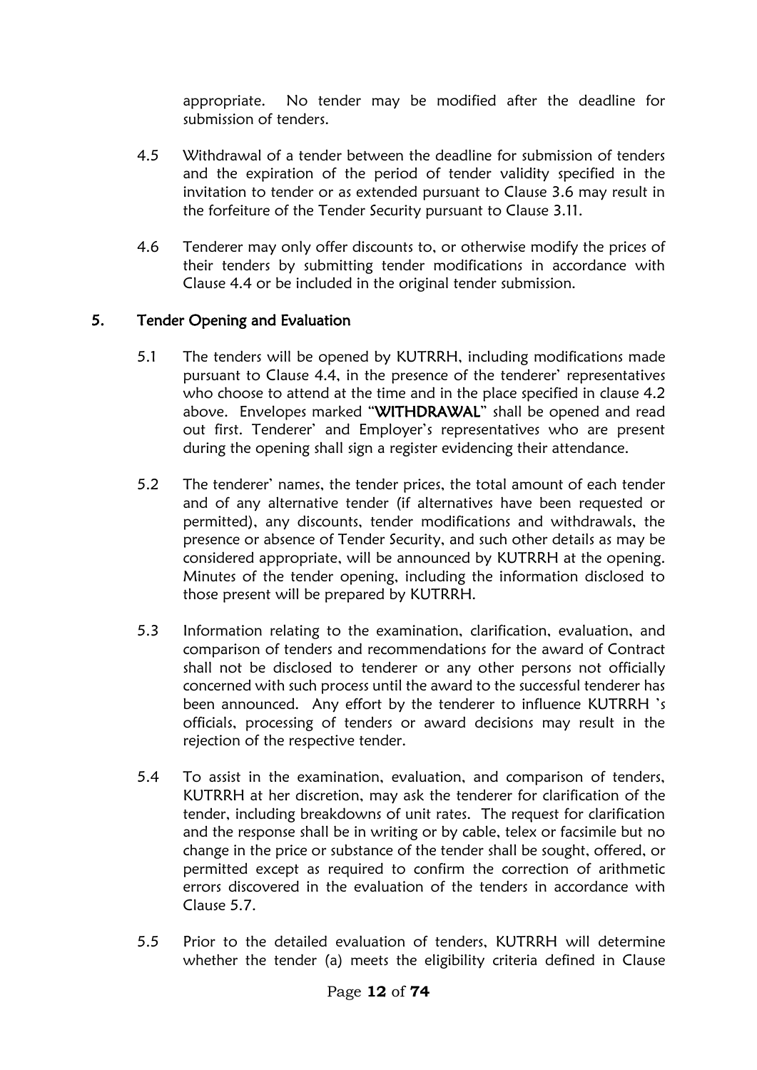appropriate. No tender may be modified after the deadline for submission of tenders.

4.5 Withdrawal of a tender between the deadline for submission of tenders and the expiration of the period of tender validity specified in the invitation to tender or as extended pursuant to Clause 3.6 may result in the forfeiture of the Tender Security pursuant to Clause 3.11.

4.6 Tenderer may only offer discounts to, or otherwise modify the prices of their tenders by submitting tender modifications in accordance with Clause 4.4 or be included in the original tender submission.

## 5. Tender Opening and Evaluation

5.1 The tenders will be opened by KUTRRH, including modifications made pursuant to Clause 4.4, in the presence of the tenderer' representatives who choose to attend at the time and in the place specified in clause 4.2 above. Envelopes marked "**WITHDRAWAL**" shall be opened and read out first. Tenderer' and Employer's representatives who are present during the opening shall sign a register evidencing their attendance.

5.2 The tenderer' names, the tender prices, the total amount of each tender and of any alternative tender (if alternatives have been requested or permitted), any discounts, tender modifications and withdrawals, the presence or absence of Tender Security, and such other details as may be considered appropriate, will be announced by KUTRRH at the opening. Minutes of the tender opening, including the information disclosed to those present will be prepared by KUTRRH.

5.3 Information relating to the examination, clarification, evaluation, and comparison of tenders and recommendations for the award of Contract shall not be disclosed to tenderer or any other persons not officially concerned with such process until the award to the successful tenderer has been announced. Any effort by the tenderer to influence KUTRRH 's officials, processing of tenders or award decisions may result in the rejection of the respective tender.

5.4 To assist in the examination, evaluation, and comparison of tenders, KUTRRH at her discretion, may ask the tenderer for clarification of the tender, including breakdowns of unit rates. The request for clarification and the response shall be in writing or by cable, telex or facsimile but no change in the price or substance of the tender shall be sought, offered, or permitted except as required to confirm the correction of arithmetic errors discovered in the evaluation of the tenders in accordance with Clause 5.7.

5.5 Prior to the detailed evaluation of tenders, KUTRRH will determine whether the tender (a) meets the eligibility criteria defined in Clause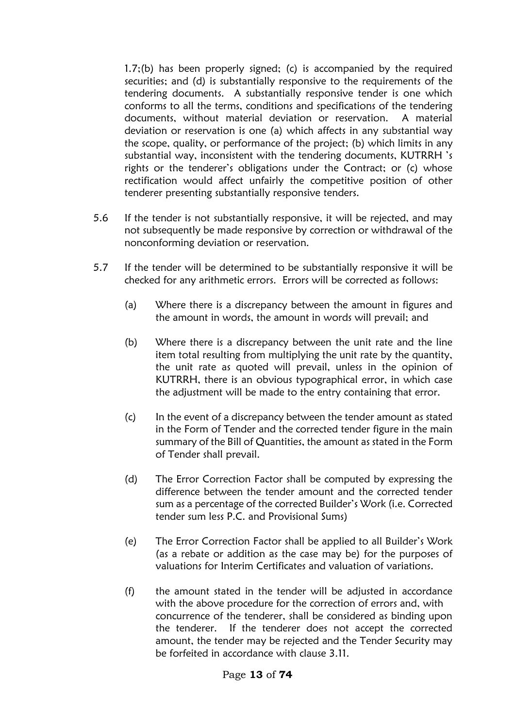1.7;(b) has been properly signed; (c) is accompanied by the required securities; and (d) is substantially responsive to the requirements of the tendering documents. A substantially responsive tender is one which conforms to all the terms, conditions and specifications of the tendering documents, without material deviation or reservation. A material deviation or reservation is one (a) which affects in any substantial way the scope, quality, or performance of the project; (b) which limits in any substantial way, inconsistent with the tendering documents, KUTRRH 's rights or the tenderer's obligations under the Contract; or (c) whose rectification would affect unfairly the competitive position of other tenderer presenting substantially responsive tenders.

5.6 If the tender is not substantially responsive, it will be rejected, and may not subsequently be made responsive by correction or withdrawal of the nonconforming deviation or reservation.

5.7 If the tender will be determined to be substantially responsive it will be checked for any arithmetic errors. Errors will be corrected as follows:

(a) Where there is a discrepancy between the amount in figures and the amount in words, the amount in words will prevail; and

(b) Where there is a discrepancy between the unit rate and the line item total resulting from multiplying the unit rate by the quantity, the unit rate as quoted will prevail, unless in the opinion of KUTRRH, there is an obvious typographical error, in which case the adjustment will be made to the entry containing that error.

(c) In the event of a discrepancy between the tender amount as stated in the Form of Tender and the corrected tender figure in the main summary of the Bill of Quantities, the amount as stated in the Form of Tender shall prevail.

(d) The Error Correction Factor shall be computed by expressing the difference between the tender amount and the corrected tender sum as a percentage of the corrected Builder's Work (i.e. Corrected tender sum less P.C. and Provisional Sums)

(e) The Error Correction Factor shall be applied to all Builder's Work (as a rebate or addition as the case may be) for the purposes of valuations for Interim Certificates and valuation of variations.

(f) the amount stated in the tender will be adjusted in accordance with the above procedure for the correction of errors and, with concurrence of the tenderer, shall be considered as binding upon the tenderer. If the tenderer does not accept the corrected amount, the tender may be rejected and the Tender Security may be forfeited in accordance with clause 3.11.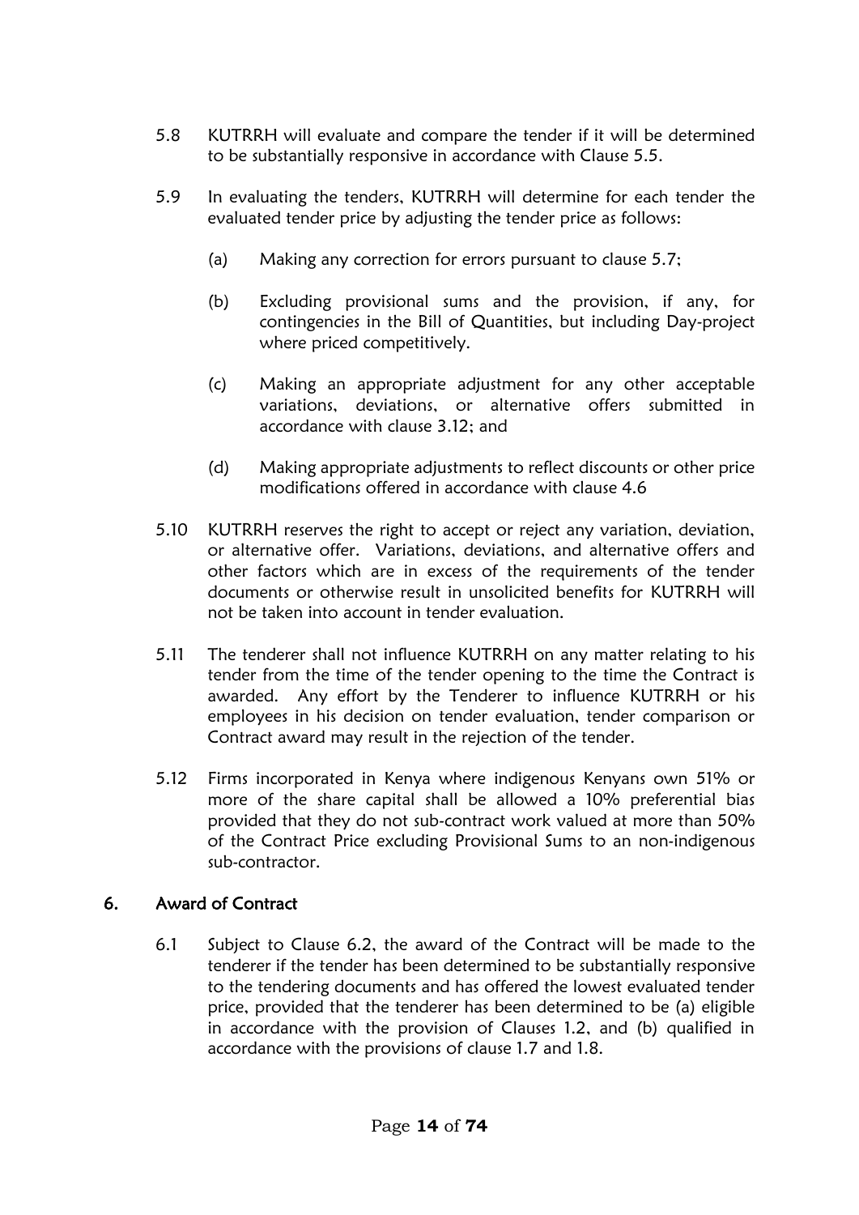5.8 KUTRRH will evaluate and compare the tender if it will be determined to be substantially responsive in accordance with Clause 5.5.

5.9 In evaluating the tenders, KUTRRH will determine for each tender the evaluated tender price by adjusting the tender price as follows:

(a) Making any correction for errors pursuant to clause 5.7;

(b) Excluding provisional sums and the provision, if any, for contingencies in the Bill of Quantities, but including Day-project where priced competitively.

(c) Making an appropriate adjustment for any other acceptable variations, deviations, or alternative offers submitted in accordance with clause 3.12; and

(d) Making appropriate adjustments to reflect discounts or other price modifications offered in accordance with clause 4.6

5.10 KUTRRH reserves the right to accept or reject any variation, deviation, or alternative offer. Variations, deviations, and alternative offers and other factors which are in excess of the requirements of the tender documents or otherwise result in unsolicited benefits for KUTRRH will not be taken into account in tender evaluation.

5.11 The tenderer shall not influence KUTRRH on any matter relating to his tender from the time of the tender opening to the time the Contract is awarded. Any effort by the Tenderer to influence KUTRRH or his employees in his decision on tender evaluation, tender comparison or Contract award may result in the rejection of the tender.

5.12 Firms incorporated in Kenya where indigenous Kenyans own 51% or more of the share capital shall be allowed a 10% preferential bias provided that they do not sub-contract work valued at more than 50% of the Contract Price excluding Provisional Sums to an non-indigenous sub-contractor.

## 6. Award of Contract

6.1 Subject to Clause 6.2, the award of the Contract will be made to the tenderer if the tender has been determined to be substantially responsive to the tendering documents and has offered the lowest evaluated tender price, provided that the tenderer has been determined to be (a) eligible in accordance with the provision of Clauses 1.2, and (b) qualified in accordance with the provisions of clause 1.7 and 1.8.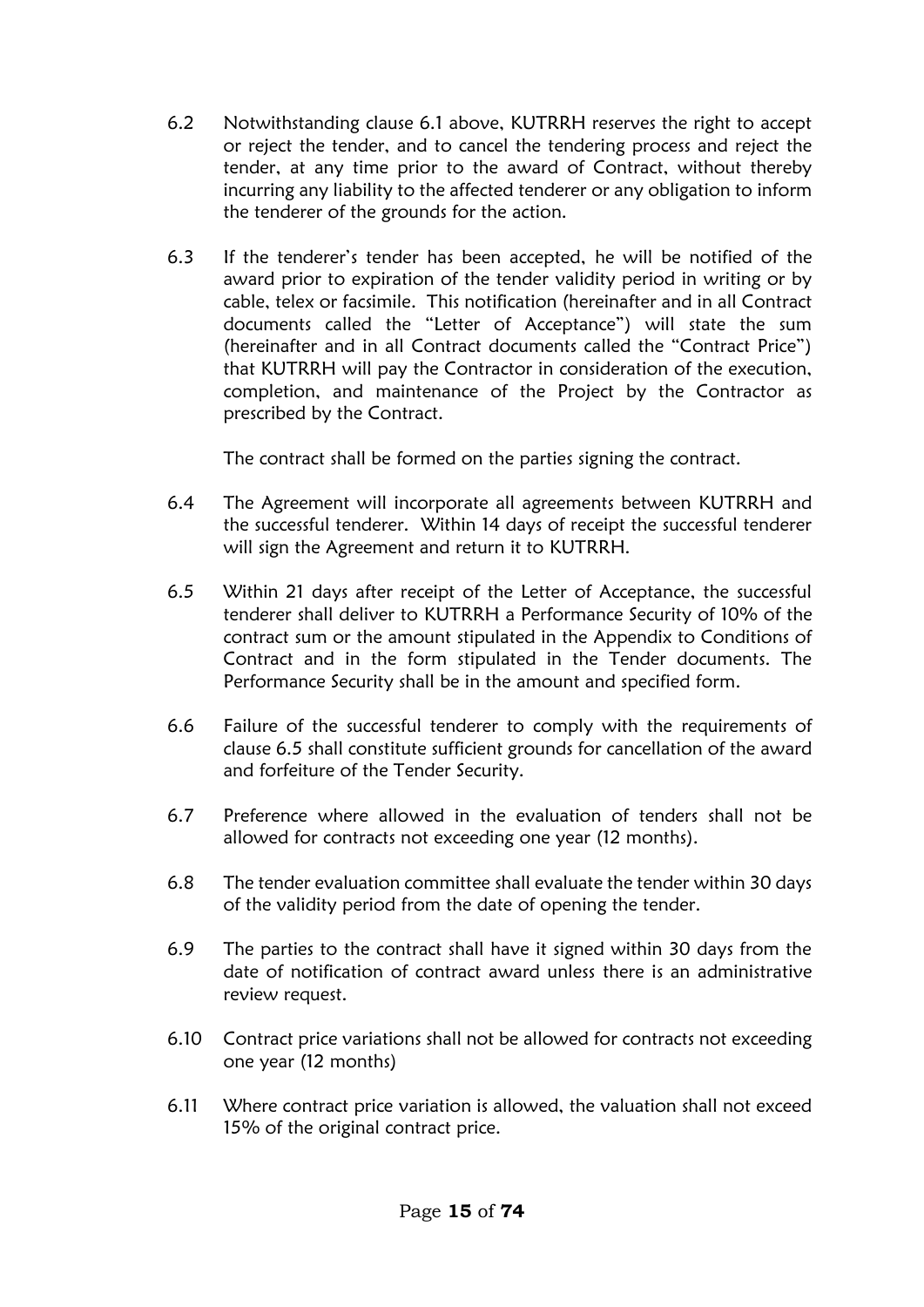6.2 Notwithstanding clause 6.1 above, KUTRRH reserves the right to accept or reject the tender, and to cancel the tendering process and reject the tender, at any time prior to the award of Contract, without thereby incurring any liability to the affected tenderer or any obligation to inform the tenderer of the grounds for the action.

6.3 If the tenderer's tender has been accepted, he will be notified of the award prior to expiration of the tender validity period in writing or by cable, telex or facsimile. This notification (hereinafter and in all Contract documents called the "Letter of Acceptance") will state the sum (hereinafter and in all Contract documents called the "Contract Price") that KUTRRH will pay the Contractor in consideration of the execution, completion, and maintenance of the Project by the Contractor as prescribed by the Contract.

The contract shall be formed on the parties signing the contract.

6.4 The Agreement will incorporate all agreements between KUTRRH and the successful tenderer. Within 14 days of receipt the successful tenderer will sign the Agreement and return it to KUTRRH.

6.5 Within 21 days after receipt of the Letter of Acceptance, the successful tenderer shall deliver to KUTRRH a Performance Security of 10% of the contract sum or the amount stipulated in the Appendix to Conditions of Contract and in the form stipulated in the Tender documents. The Performance Security shall be in the amount and specified form.

6.6 Failure of the successful tenderer to comply with the requirements of clause 6.5 shall constitute sufficient grounds for cancellation of the award and forfeiture of the Tender Security.

6.7 Preference where allowed in the evaluation of tenders shall not be allowed for contracts not exceeding one year (12 months).

6.8 The tender evaluation committee shall evaluate the tender within 30 days of the validity period from the date of opening the tender.

6.9 The parties to the contract shall have it signed within 30 days from the date of notification of contract award unless there is an administrative review request.

6.10 Contract price variations shall not be allowed for contracts not exceeding one year (12 months)

6.11 Where contract price variation is allowed, the valuation shall not exceed 15% of the original contract price.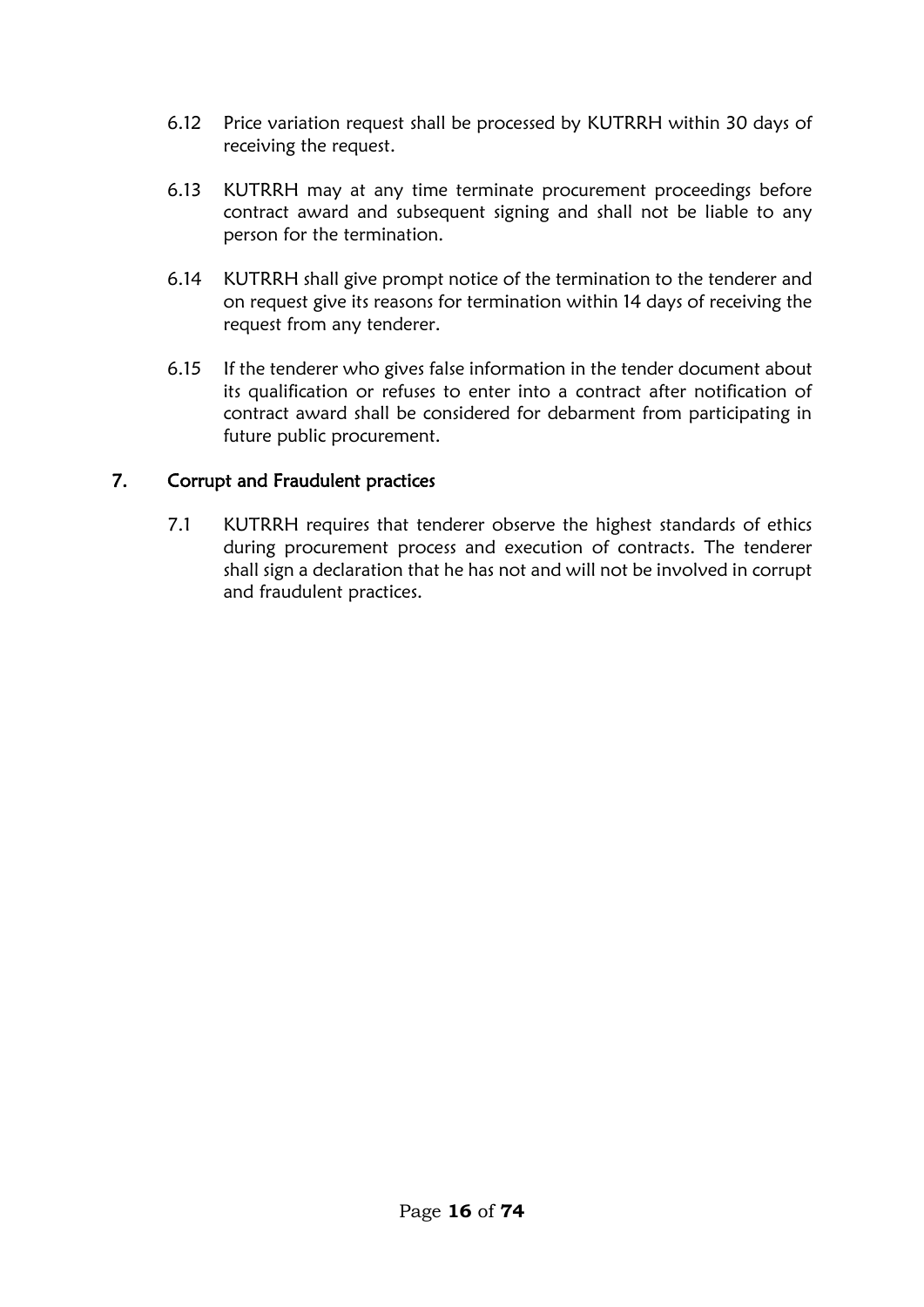6.12 Price variation request shall be processed by KUTRRH within 30 days of receiving the request.

6.13 KUTRRH may at any time terminate procurement proceedings before contract award and subsequent signing and shall not be liable to any person for the termination.

6.14 KUTRRH shall give prompt notice of the termination to the tenderer and on request give its reasons for termination within 14 days of receiving the request from any tenderer.

6.15 If the tenderer who gives false information in the tender document about its qualification or refuses to enter into a contract after notification of contract award shall be considered for debarment from participating in future public procurement.

## 7. Corrupt and Fraudulent practices

7.1 KUTRRH requires that tenderer observe the highest standards of ethics during procurement process and execution of contracts. The tenderer shall sign a declaration that he has not and will not be involved in corrupt and fraudulent practices.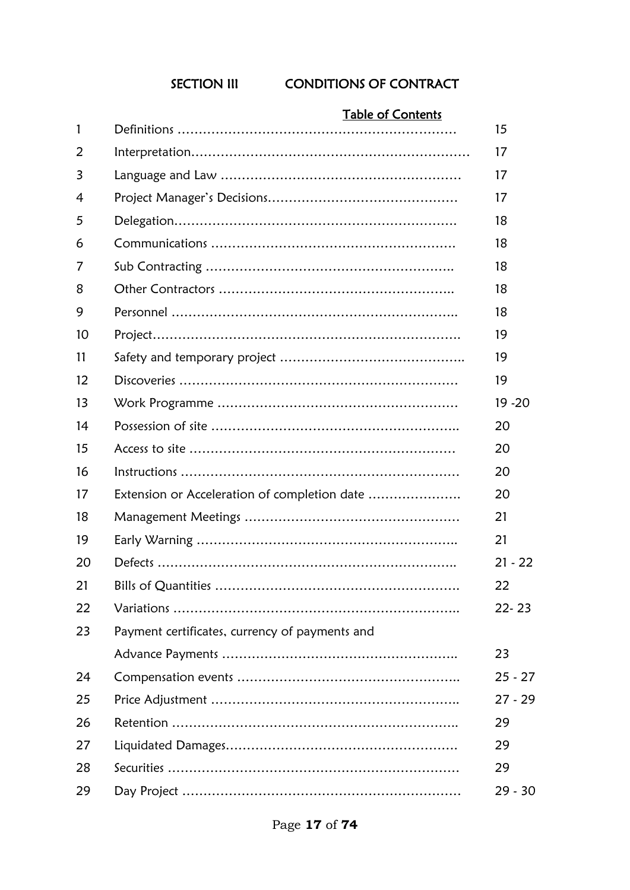## SECTION III CONDITIONS OF CONTRACT

**Table of Contents**

| | | |
|---|---|---|
| 1 | Definitions | 15 |
| 2 | Interpretation | 17 |
| 3 | Language and Law | 17 |
| 4 | Project Manager's Decisions | 17 |
| 5 | Delegation | 18 |
| 6 | Communications | 18 |
| 7 | Sub Contracting | 18 |
| 8 | Other Contractors | 18 |
| 9 | Personnel | 18 |
| 10 | Project | 19 |
| 11 | Safety and temporary project | 19 |
| 12 | Discoveries | 19 |
| 13 | Work Programme | 19 -20 |
| 14 | Possession of site | 20 |
| 15 | Access to site | 20 |
| 16 | Instructions | 20 |
| 17 | Extension or Acceleration of completion date | 20 |
| 18 | Management Meetings | 21 |
| 19 | Early Warning | 21 |
| 20 | Defects | 21 - 22 |
| 21 | Bills of Quantities | 22 |
| 22 | Variations | 22- 23 |
| 23 | Payment certificates, currency of payments and Advance Payments | 23 |
| 24 | Compensation events | 25 - 27 |
| 25 | Price Adjustment | 27 - 29 |
| 26 | Retention | 29 |
| 27 | Liquidated Damages | 29 |
| 28 | Securities | 29 |
| 29 | Day Project | 29 - 30 |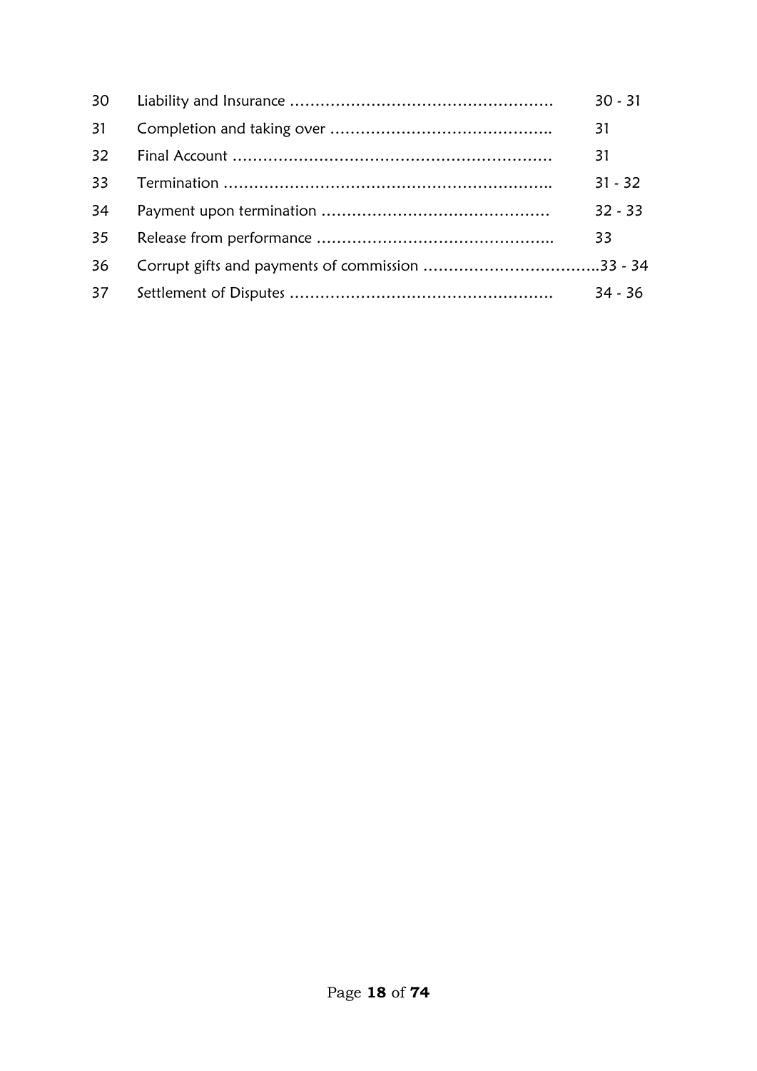| | | |
|---|---|---|
| 30 | Liability and Insurance ……………………………………………. | 30 - 31 |
| 31 | Completion and taking over …………………………………….. | 31 |
| 32 | Final Account ……………………………………………………… | 31 |
| 33 | Termination ……………………………………………………….. | 31 - 32 |
| 34 | Payment upon termination ……………………………………… | 32 - 33 |
| 35 | Release from performance ……………………………………….. | 33 |
| 36 | Corrupt gifts and payments of commission …………………………….. | 33 - 34 |
| 37 | Settlement of Disputes ……………………………………………. | 34 - 36 |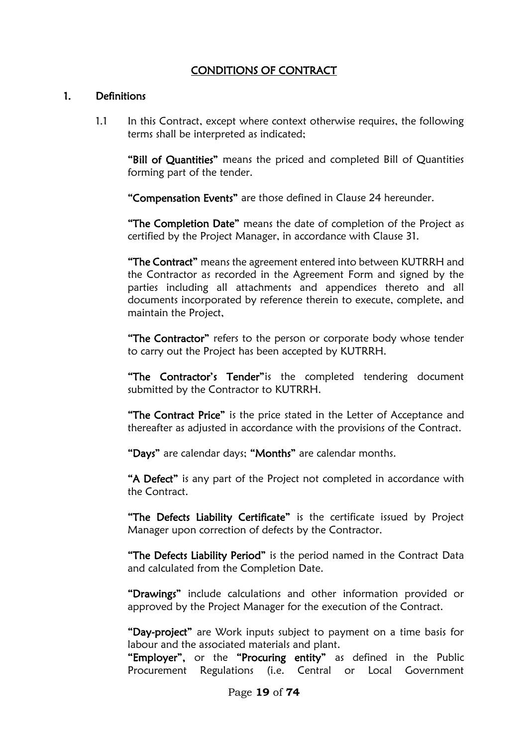# CONDITIONS OF CONTRACT

## 1. Definitions

1.1 In this Contract, except where context otherwise requires, the following terms shall be interpreted as indicated;

**"Bill of Quantities"** means the priced and completed Bill of Quantities forming part of the tender.

**"Compensation Events"** are those defined in Clause 24 hereunder.

**"The Completion Date"** means the date of completion of the Project as certified by the Project Manager, in accordance with Clause 31.

**"The Contract"** means the agreement entered into between KUTRRH and the Contractor as recorded in the Agreement Form and signed by the parties including all attachments and appendices thereto and all documents incorporated by reference therein to execute, complete, and maintain the Project,

**"The Contractor"** refers to the person or corporate body whose tender to carry out the Project has been accepted by KUTRRH.

**"The Contractor's Tender"** is the completed tendering document submitted by the Contractor to KUTRRH.

**"The Contract Price"** is the price stated in the Letter of Acceptance and thereafter as adjusted in accordance with the provisions of the Contract.

**"Days"** are calendar days; **"Months"** are calendar months.

**"A Defect"** is any part of the Project not completed in accordance with the Contract.

**"The Defects Liability Certificate"** is the certificate issued by Project Manager upon correction of defects by the Contractor.

**"The Defects Liability Period"** is the period named in the Contract Data and calculated from the Completion Date.

**"Drawings"** include calculations and other information provided or approved by the Project Manager for the execution of the Contract.

**"Day-project"** are Work inputs subject to payment on a time basis for labour and the associated materials and plant.

**"Employer"**, or the **"Procuring entity"** as defined in the Public Procurement Regulations (i.e. Central or Local Government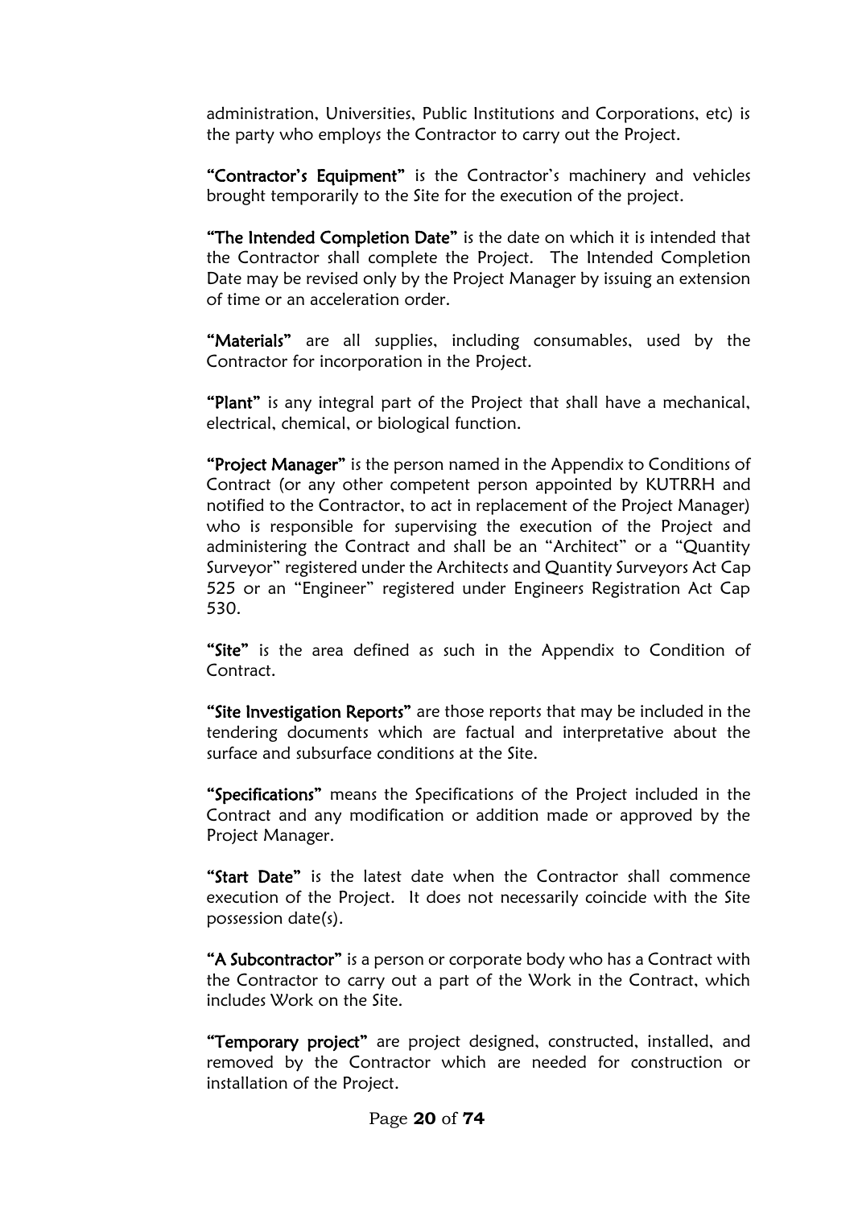administration, Universities, Public Institutions and Corporations, etc) is the party who employs the Contractor to carry out the Project.

**"Contractor's Equipment"** is the Contractor's machinery and vehicles brought temporarily to the Site for the execution of the project.

**"The Intended Completion Date"** is the date on which it is intended that the Contractor shall complete the Project. The Intended Completion Date may be revised only by the Project Manager by issuing an extension of time or an acceleration order.

**"Materials"** are all supplies, including consumables, used by the Contractor for incorporation in the Project.

**"Plant"** is any integral part of the Project that shall have a mechanical, electrical, chemical, or biological function.

**"Project Manager"** is the person named in the Appendix to Conditions of Contract (or any other competent person appointed by KUTRRH and notified to the Contractor, to act in replacement of the Project Manager) who is responsible for supervising the execution of the Project and administering the Contract and shall be an "Architect" or a "Quantity Surveyor" registered under the Architects and Quantity Surveyors Act Cap 525 or an "Engineer" registered under Engineers Registration Act Cap 530.

**"Site"** is the area defined as such in the Appendix to Condition of Contract.

**"Site Investigation Reports"** are those reports that may be included in the tendering documents which are factual and interpretative about the surface and subsurface conditions at the Site.

**"Specifications"** means the Specifications of the Project included in the Contract and any modification or addition made or approved by the Project Manager.

**"Start Date"** is the latest date when the Contractor shall commence execution of the Project. It does not necessarily coincide with the Site possession date(s).

**"A Subcontractor"** is a person or corporate body who has a Contract with the Contractor to carry out a part of the Work in the Contract, which includes Work on the Site.

**"Temporary project"** are project designed, constructed, installed, and removed by the Contractor which are needed for construction or installation of the Project.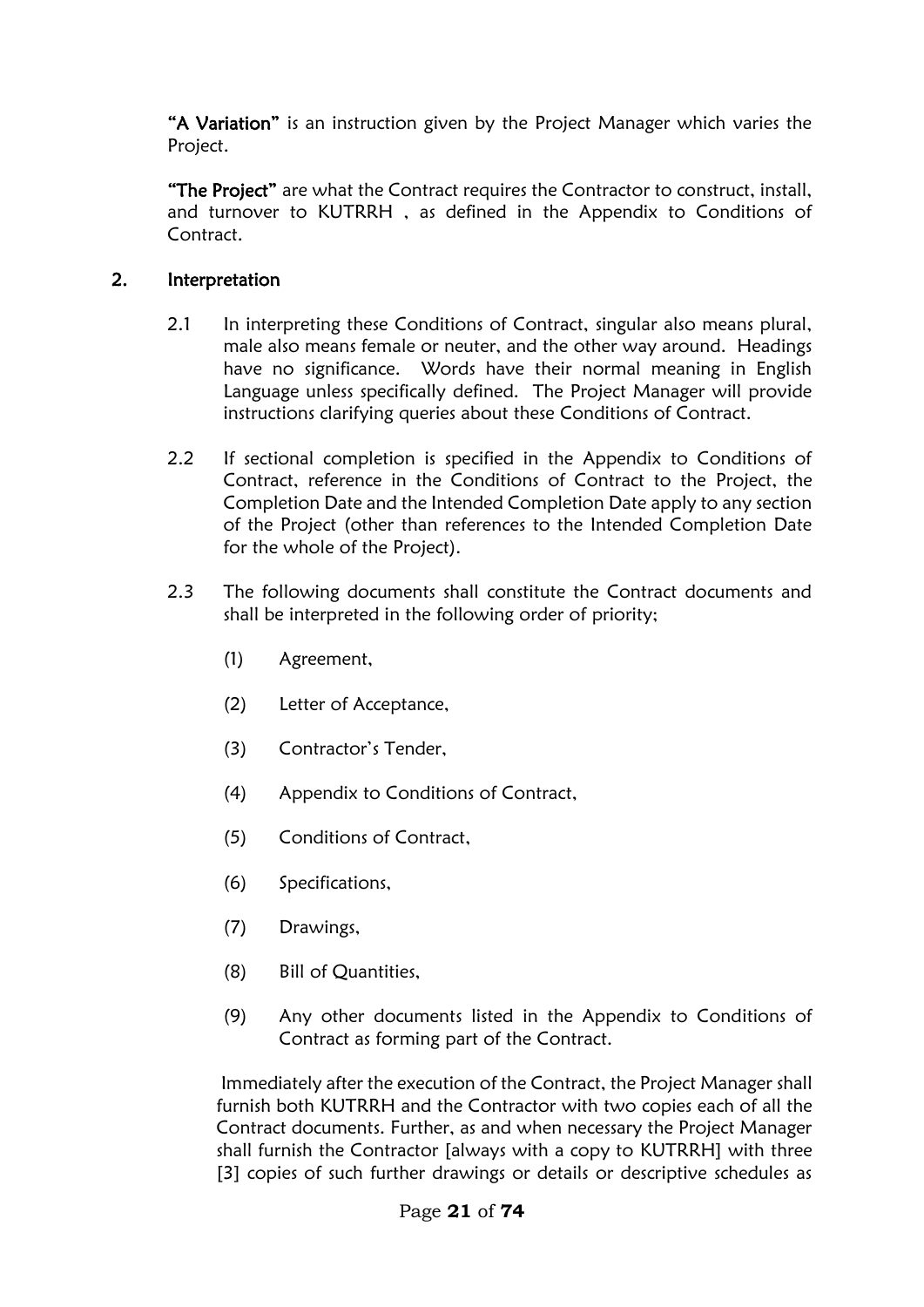**"A Variation"** is an instruction given by the Project Manager which varies the Project.

**"The Project"** are what the Contract requires the Contractor to construct, install, and turnover to KUTRRH , as defined in the Appendix to Conditions of Contract.

## 2. Interpretation

2.1 In interpreting these Conditions of Contract, singular also means plural, male also means female or neuter, and the other way around. Headings have no significance. Words have their normal meaning in English Language unless specifically defined. The Project Manager will provide instructions clarifying queries about these Conditions of Contract.

2.2 If sectional completion is specified in the Appendix to Conditions of Contract, reference in the Conditions of Contract to the Project, the Completion Date and the Intended Completion Date apply to any section of the Project (other than references to the Intended Completion Date for the whole of the Project).

2.3 The following documents shall constitute the Contract documents and shall be interpreted in the following order of priority;

(1) Agreement,

(2) Letter of Acceptance,

(3) Contractor's Tender,

(4) Appendix to Conditions of Contract,

(5) Conditions of Contract,

(6) Specifications,

(7) Drawings,

(8) Bill of Quantities,

(9) Any other documents listed in the Appendix to Conditions of Contract as forming part of the Contract.

Immediately after the execution of the Contract, the Project Manager shall furnish both KUTRRH and the Contractor with two copies each of all the Contract documents. Further, as and when necessary the Project Manager shall furnish the Contractor [always with a copy to KUTRRH] with three [3] copies of such further drawings or details or descriptive schedules as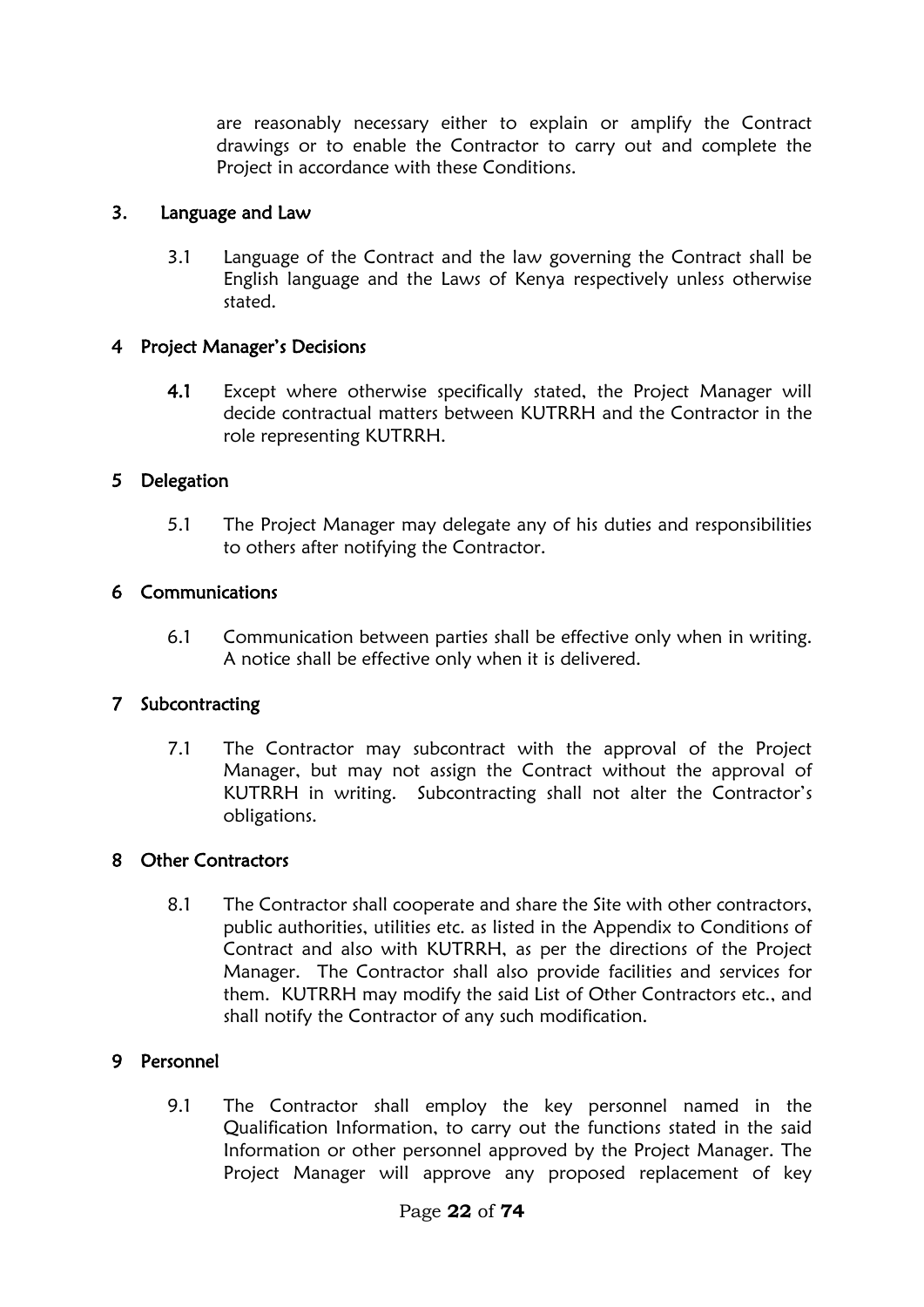are reasonably necessary either to explain or amplify the Contract drawings or to enable the Contractor to carry out and complete the Project in accordance with these Conditions.

## 3. Language and Law

3.1 Language of the Contract and the law governing the Contract shall be English language and the Laws of Kenya respectively unless otherwise stated.

## 4 Project Manager's Decisions

**4.1** Except where otherwise specifically stated, the Project Manager will decide contractual matters between KUTRRH and the Contractor in the role representing KUTRRH.

## 5 Delegation

5.1 The Project Manager may delegate any of his duties and responsibilities to others after notifying the Contractor.

## 6 Communications

6.1 Communication between parties shall be effective only when in writing. A notice shall be effective only when it is delivered.

## 7 Subcontracting

7.1 The Contractor may subcontract with the approval of the Project Manager, but may not assign the Contract without the approval of KUTRRH in writing. Subcontracting shall not alter the Contractor's obligations.

## 8 Other Contractors

8.1 The Contractor shall cooperate and share the Site with other contractors, public authorities, utilities etc. as listed in the Appendix to Conditions of Contract and also with KUTRRH, as per the directions of the Project Manager. The Contractor shall also provide facilities and services for them. KUTRRH may modify the said List of Other Contractors etc., and shall notify the Contractor of any such modification.

## 9 Personnel

9.1 The Contractor shall employ the key personnel named in the Qualification Information, to carry out the functions stated in the said Information or other personnel approved by the Project Manager. The Project Manager will approve any proposed replacement of key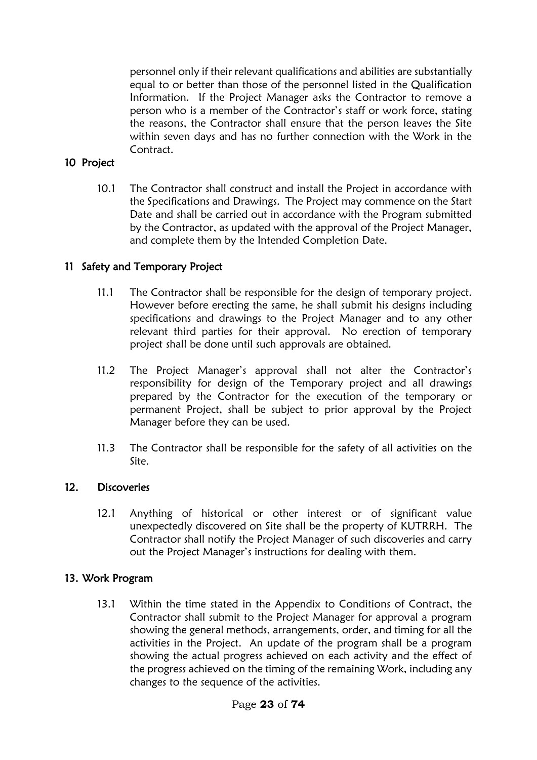personnel only if their relevant qualifications and abilities are substantially equal to or better than those of the personnel listed in the Qualification Information. If the Project Manager asks the Contractor to remove a person who is a member of the Contractor's staff or work force, stating the reasons, the Contractor shall ensure that the person leaves the Site within seven days and has no further connection with the Work in the Contract.

## 10 Project

10.1 The Contractor shall construct and install the Project in accordance with the Specifications and Drawings. The Project may commence on the Start Date and shall be carried out in accordance with the Program submitted by the Contractor, as updated with the approval of the Project Manager, and complete them by the Intended Completion Date.

## 11 Safety and Temporary Project

11.1 The Contractor shall be responsible for the design of temporary project. However before erecting the same, he shall submit his designs including specifications and drawings to the Project Manager and to any other relevant third parties for their approval. No erection of temporary project shall be done until such approvals are obtained.

11.2 The Project Manager's approval shall not alter the Contractor's responsibility for design of the Temporary project and all drawings prepared by the Contractor for the execution of the temporary or permanent Project, shall be subject to prior approval by the Project Manager before they can be used.

11.3 The Contractor shall be responsible for the safety of all activities on the Site.

## 12. Discoveries

12.1 Anything of historical or other interest or of significant value unexpectedly discovered on Site shall be the property of KUTRRH. The Contractor shall notify the Project Manager of such discoveries and carry out the Project Manager's instructions for dealing with them.

## 13. Work Program

13.1 Within the time stated in the Appendix to Conditions of Contract, the Contractor shall submit to the Project Manager for approval a program showing the general methods, arrangements, order, and timing for all the activities in the Project. An update of the program shall be a program showing the actual progress achieved on each activity and the effect of the progress achieved on the timing of the remaining Work, including any changes to the sequence of the activities.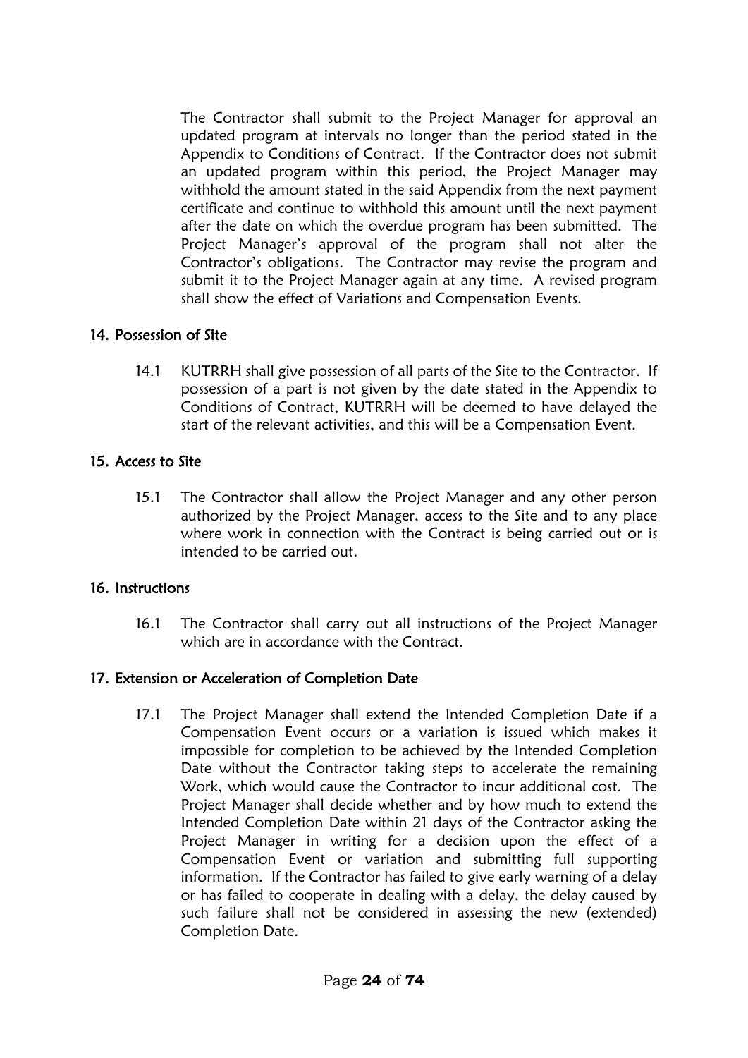The Contractor shall submit to the Project Manager for approval an updated program at intervals no longer than the period stated in the Appendix to Conditions of Contract. If the Contractor does not submit an updated program within this period, the Project Manager may withhold the amount stated in the said Appendix from the next payment certificate and continue to withhold this amount until the next payment after the date on which the overdue program has been submitted. The Project Manager's approval of the program shall not alter the Contractor's obligations. The Contractor may revise the program and submit it to the Project Manager again at any time. A revised program shall show the effect of Variations and Compensation Events.

## 14. Possession of Site

14.1 KUTRRH shall give possession of all parts of the Site to the Contractor. If possession of a part is not given by the date stated in the Appendix to Conditions of Contract, KUTRRH will be deemed to have delayed the start of the relevant activities, and this will be a Compensation Event.

## 15. Access to Site

15.1 The Contractor shall allow the Project Manager and any other person authorized by the Project Manager, access to the Site and to any place where work in connection with the Contract is being carried out or is intended to be carried out.

## 16. Instructions

16.1 The Contractor shall carry out all instructions of the Project Manager which are in accordance with the Contract.

## 17. Extension or Acceleration of Completion Date

17.1 The Project Manager shall extend the Intended Completion Date if a Compensation Event occurs or a variation is issued which makes it impossible for completion to be achieved by the Intended Completion Date without the Contractor taking steps to accelerate the remaining Work, which would cause the Contractor to incur additional cost. The Project Manager shall decide whether and by how much to extend the Intended Completion Date within 21 days of the Contractor asking the Project Manager in writing for a decision upon the effect of a Compensation Event or variation and submitting full supporting information. If the Contractor has failed to give early warning of a delay or has failed to cooperate in dealing with a delay, the delay caused by such failure shall not be considered in assessing the new (extended) Completion Date.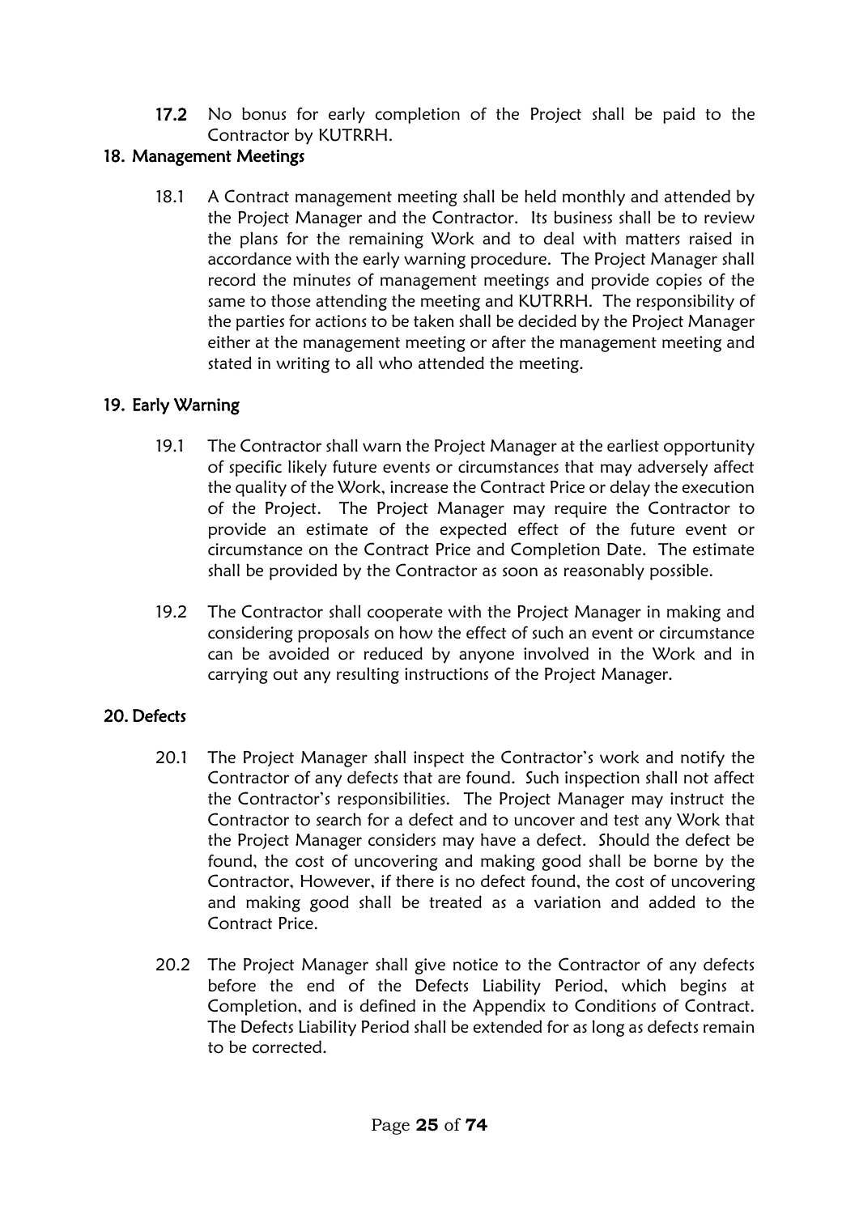**17.2** No bonus for early completion of the Project shall be paid to the Contractor by KUTRRH.

## 18. Management Meetings

18.1 A Contract management meeting shall be held monthly and attended by the Project Manager and the Contractor. Its business shall be to review the plans for the remaining Work and to deal with matters raised in accordance with the early warning procedure. The Project Manager shall record the minutes of management meetings and provide copies of the same to those attending the meeting and KUTRRH. The responsibility of the parties for actions to be taken shall be decided by the Project Manager either at the management meeting or after the management meeting and stated in writing to all who attended the meeting.

## 19. Early Warning

19.1 The Contractor shall warn the Project Manager at the earliest opportunity of specific likely future events or circumstances that may adversely affect the quality of the Work, increase the Contract Price or delay the execution of the Project. The Project Manager may require the Contractor to provide an estimate of the expected effect of the future event or circumstance on the Contract Price and Completion Date. The estimate shall be provided by the Contractor as soon as reasonably possible.

19.2 The Contractor shall cooperate with the Project Manager in making and considering proposals on how the effect of such an event or circumstance can be avoided or reduced by anyone involved in the Work and in carrying out any resulting instructions of the Project Manager.

## 20. Defects

20.1 The Project Manager shall inspect the Contractor's work and notify the Contractor of any defects that are found. Such inspection shall not affect the Contractor's responsibilities. The Project Manager may instruct the Contractor to search for a defect and to uncover and test any Work that the Project Manager considers may have a defect. Should the defect be found, the cost of uncovering and making good shall be borne by the Contractor, However, if there is no defect found, the cost of uncovering and making good shall be treated as a variation and added to the Contract Price.

20.2 The Project Manager shall give notice to the Contractor of any defects before the end of the Defects Liability Period, which begins at Completion, and is defined in the Appendix to Conditions of Contract. The Defects Liability Period shall be extended for as long as defects remain to be corrected.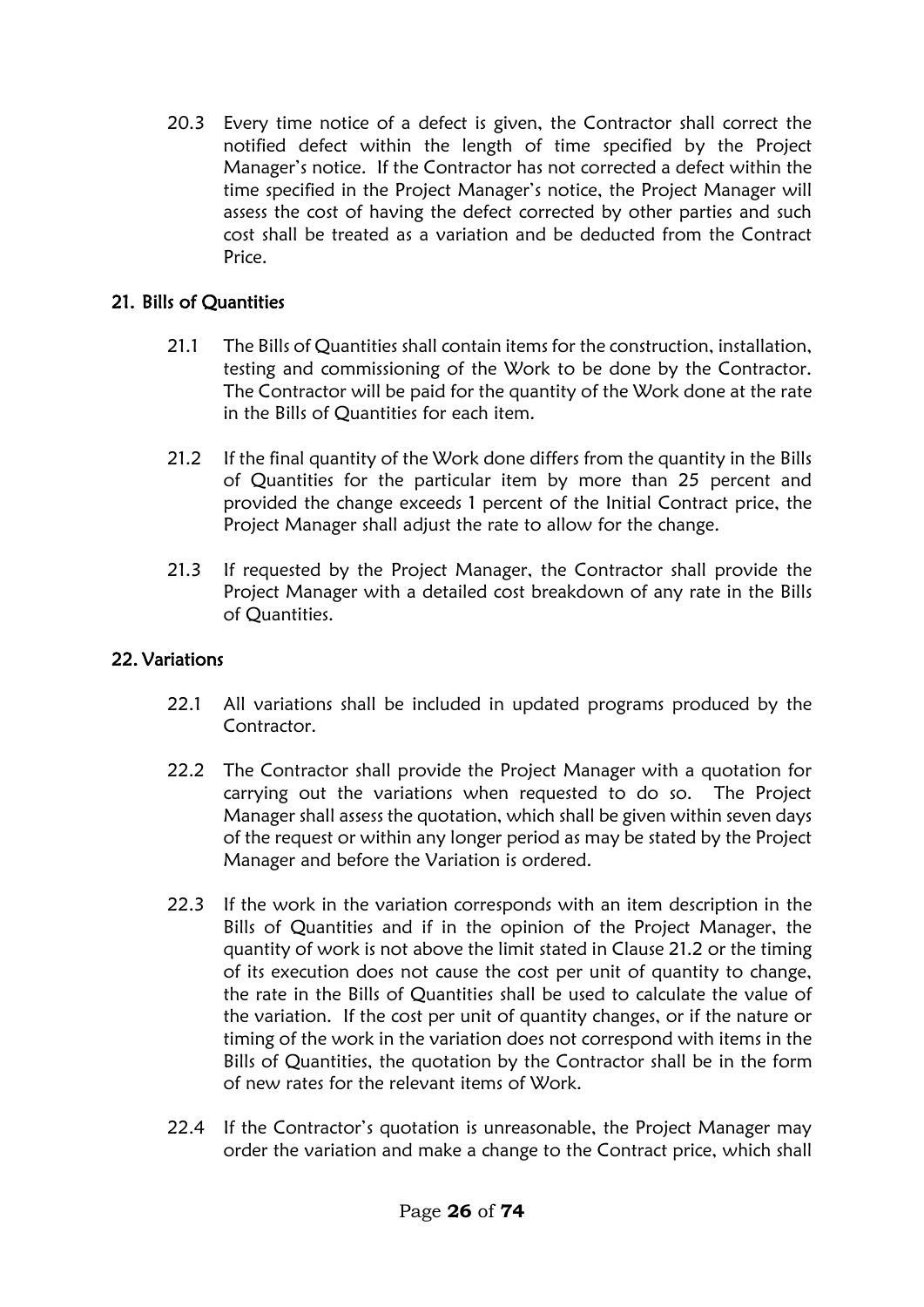20.3 Every time notice of a defect is given, the Contractor shall correct the notified defect within the length of time specified by the Project Manager's notice. If the Contractor has not corrected a defect within the time specified in the Project Manager's notice, the Project Manager will assess the cost of having the defect corrected by other parties and such cost shall be treated as a variation and be deducted from the Contract Price.

## 21. Bills of Quantities

21.1 The Bills of Quantities shall contain items for the construction, installation, testing and commissioning of the Work to be done by the Contractor. The Contractor will be paid for the quantity of the Work done at the rate in the Bills of Quantities for each item.

21.2 If the final quantity of the Work done differs from the quantity in the Bills of Quantities for the particular item by more than 25 percent and provided the change exceeds 1 percent of the Initial Contract price, the Project Manager shall adjust the rate to allow for the change.

21.3 If requested by the Project Manager, the Contractor shall provide the Project Manager with a detailed cost breakdown of any rate in the Bills of Quantities.

## 22. Variations

22.1 All variations shall be included in updated programs produced by the Contractor.

22.2 The Contractor shall provide the Project Manager with a quotation for carrying out the variations when requested to do so. The Project Manager shall assess the quotation, which shall be given within seven days of the request or within any longer period as may be stated by the Project Manager and before the Variation is ordered.

22.3 If the work in the variation corresponds with an item description in the Bills of Quantities and if in the opinion of the Project Manager, the quantity of work is not above the limit stated in Clause 21.2 or the timing of its execution does not cause the cost per unit of quantity to change, the rate in the Bills of Quantities shall be used to calculate the value of the variation. If the cost per unit of quantity changes, or if the nature or timing of the work in the variation does not correspond with items in the Bills of Quantities, the quotation by the Contractor shall be in the form of new rates for the relevant items of Work.

22.4 If the Contractor's quotation is unreasonable, the Project Manager may order the variation and make a change to the Contract price, which shall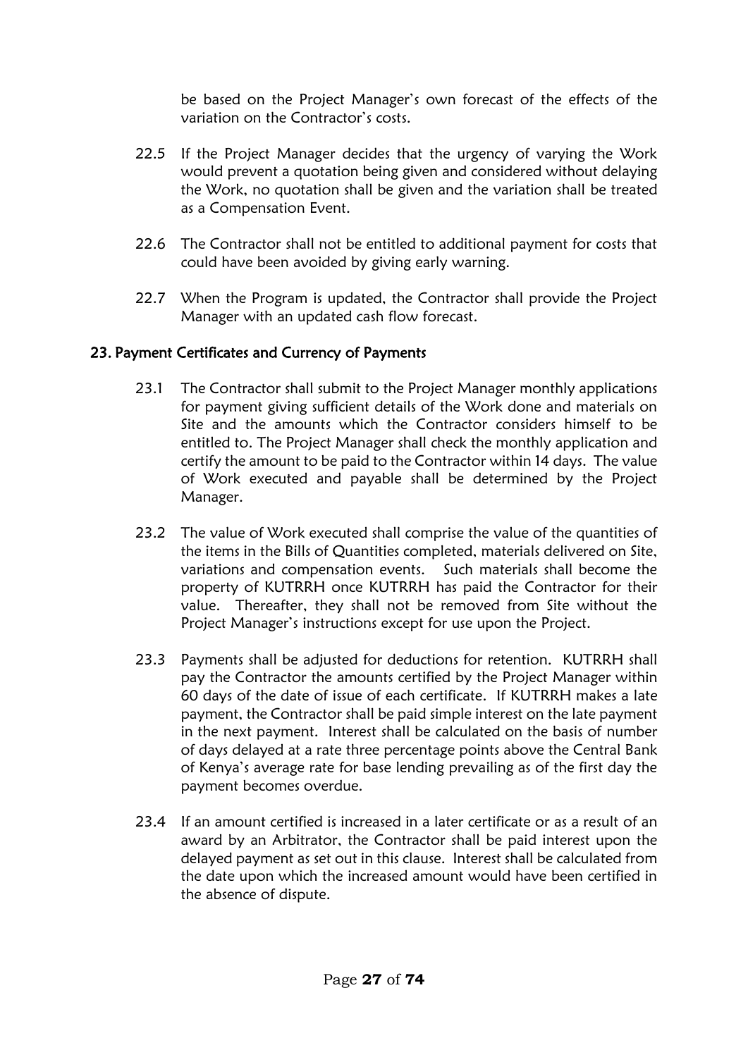be based on the Project Manager's own forecast of the effects of the variation on the Contractor's costs.

22.5 If the Project Manager decides that the urgency of varying the Work would prevent a quotation being given and considered without delaying the Work, no quotation shall be given and the variation shall be treated as a Compensation Event.

22.6 The Contractor shall not be entitled to additional payment for costs that could have been avoided by giving early warning.

22.7 When the Program is updated, the Contractor shall provide the Project Manager with an updated cash flow forecast.

## 23. Payment Certificates and Currency of Payments

23.1 The Contractor shall submit to the Project Manager monthly applications for payment giving sufficient details of the Work done and materials on Site and the amounts which the Contractor considers himself to be entitled to. The Project Manager shall check the monthly application and certify the amount to be paid to the Contractor within 14 days. The value of Work executed and payable shall be determined by the Project Manager.

23.2 The value of Work executed shall comprise the value of the quantities of the items in the Bills of Quantities completed, materials delivered on Site, variations and compensation events. Such materials shall become the property of KUTRRH once KUTRRH has paid the Contractor for their value. Thereafter, they shall not be removed from Site without the Project Manager's instructions except for use upon the Project.

23.3 Payments shall be adjusted for deductions for retention. KUTRRH shall pay the Contractor the amounts certified by the Project Manager within 60 days of the date of issue of each certificate. If KUTRRH makes a late payment, the Contractor shall be paid simple interest on the late payment in the next payment. Interest shall be calculated on the basis of number of days delayed at a rate three percentage points above the Central Bank of Kenya's average rate for base lending prevailing as of the first day the payment becomes overdue.

23.4 If an amount certified is increased in a later certificate or as a result of an award by an Arbitrator, the Contractor shall be paid interest upon the delayed payment as set out in this clause. Interest shall be calculated from the date upon which the increased amount would have been certified in the absence of dispute.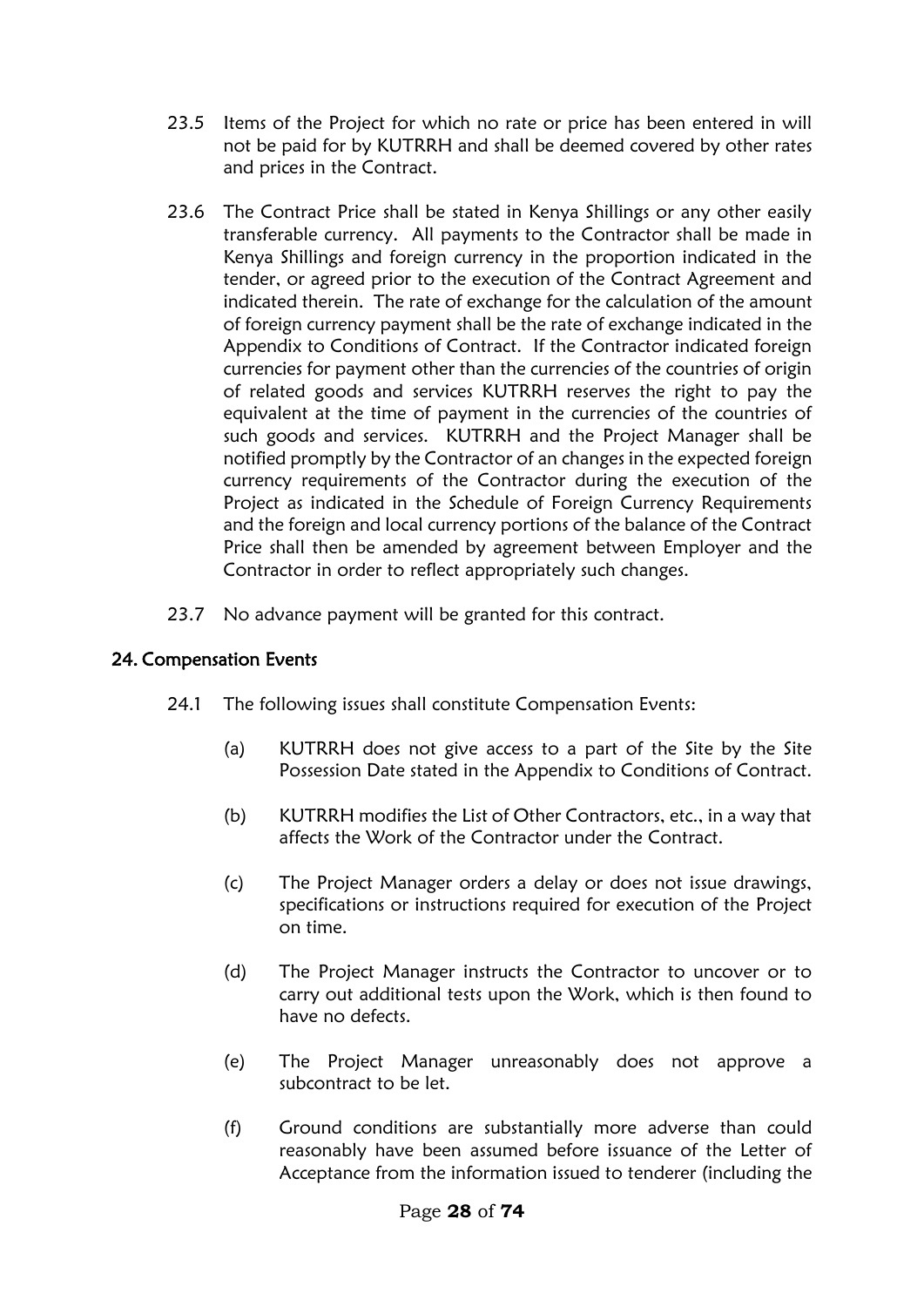23.5 Items of the Project for which no rate or price has been entered in will not be paid for by KUTRRH and shall be deemed covered by other rates and prices in the Contract.

23.6 The Contract Price shall be stated in Kenya Shillings or any other easily transferable currency. All payments to the Contractor shall be made in Kenya Shillings and foreign currency in the proportion indicated in the tender, or agreed prior to the execution of the Contract Agreement and indicated therein. The rate of exchange for the calculation of the amount of foreign currency payment shall be the rate of exchange indicated in the Appendix to Conditions of Contract. If the Contractor indicated foreign currencies for payment other than the currencies of the countries of origin of related goods and services KUTRRH reserves the right to pay the equivalent at the time of payment in the currencies of the countries of such goods and services. KUTRRH and the Project Manager shall be notified promptly by the Contractor of an changes in the expected foreign currency requirements of the Contractor during the execution of the Project as indicated in the Schedule of Foreign Currency Requirements and the foreign and local currency portions of the balance of the Contract Price shall then be amended by agreement between Employer and the Contractor in order to reflect appropriately such changes.

23.7 No advance payment will be granted for this contract.

## 24. Compensation Events

24.1 The following issues shall constitute Compensation Events:

(a) KUTRRH does not give access to a part of the Site by the Site Possession Date stated in the Appendix to Conditions of Contract.

(b) KUTRRH modifies the List of Other Contractors, etc., in a way that affects the Work of the Contractor under the Contract.

(c) The Project Manager orders a delay or does not issue drawings, specifications or instructions required for execution of the Project on time.

(d) The Project Manager instructs the Contractor to uncover or to carry out additional tests upon the Work, which is then found to have no defects.

(e) The Project Manager unreasonably does not approve a subcontract to be let.

(f) Ground conditions are substantially more adverse than could reasonably have been assumed before issuance of the Letter of Acceptance from the information issued to tenderer (including the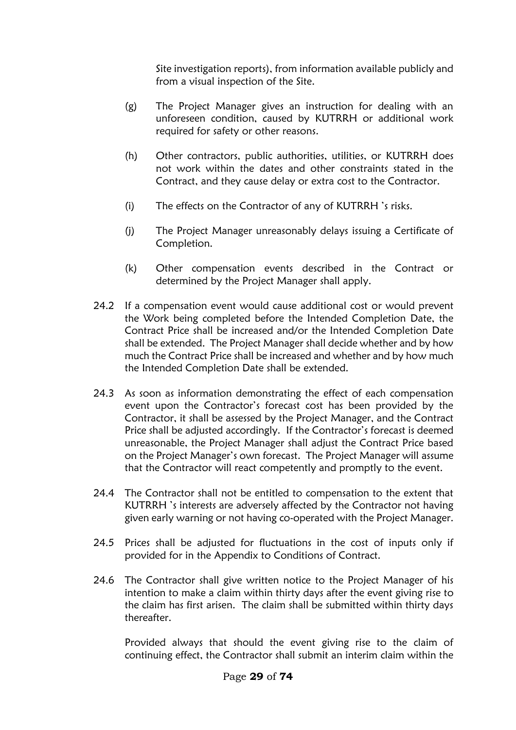Site investigation reports), from information available publicly and from a visual inspection of the Site.

(g) The Project Manager gives an instruction for dealing with an unforeseen condition, caused by KUTRRH or additional work required for safety or other reasons.

(h) Other contractors, public authorities, utilities, or KUTRRH does not work within the dates and other constraints stated in the Contract, and they cause delay or extra cost to the Contractor.

(i) The effects on the Contractor of any of KUTRRH 's risks.

(j) The Project Manager unreasonably delays issuing a Certificate of Completion.

(k) Other compensation events described in the Contract or determined by the Project Manager shall apply.

24.2 If a compensation event would cause additional cost or would prevent the Work being completed before the Intended Completion Date, the Contract Price shall be increased and/or the Intended Completion Date shall be extended. The Project Manager shall decide whether and by how much the Contract Price shall be increased and whether and by how much the Intended Completion Date shall be extended.

24.3 As soon as information demonstrating the effect of each compensation event upon the Contractor's forecast cost has been provided by the Contractor, it shall be assessed by the Project Manager, and the Contract Price shall be adjusted accordingly. If the Contractor's forecast is deemed unreasonable, the Project Manager shall adjust the Contract Price based on the Project Manager's own forecast. The Project Manager will assume that the Contractor will react competently and promptly to the event.

24.4 The Contractor shall not be entitled to compensation to the extent that KUTRRH 's interests are adversely affected by the Contractor not having given early warning or not having co-operated with the Project Manager.

24.5 Prices shall be adjusted for fluctuations in the cost of inputs only if provided for in the Appendix to Conditions of Contract.

24.6 The Contractor shall give written notice to the Project Manager of his intention to make a claim within thirty days after the event giving rise to the claim has first arisen. The claim shall be submitted within thirty days thereafter.

Provided always that should the event giving rise to the claim of continuing effect, the Contractor shall submit an interim claim within the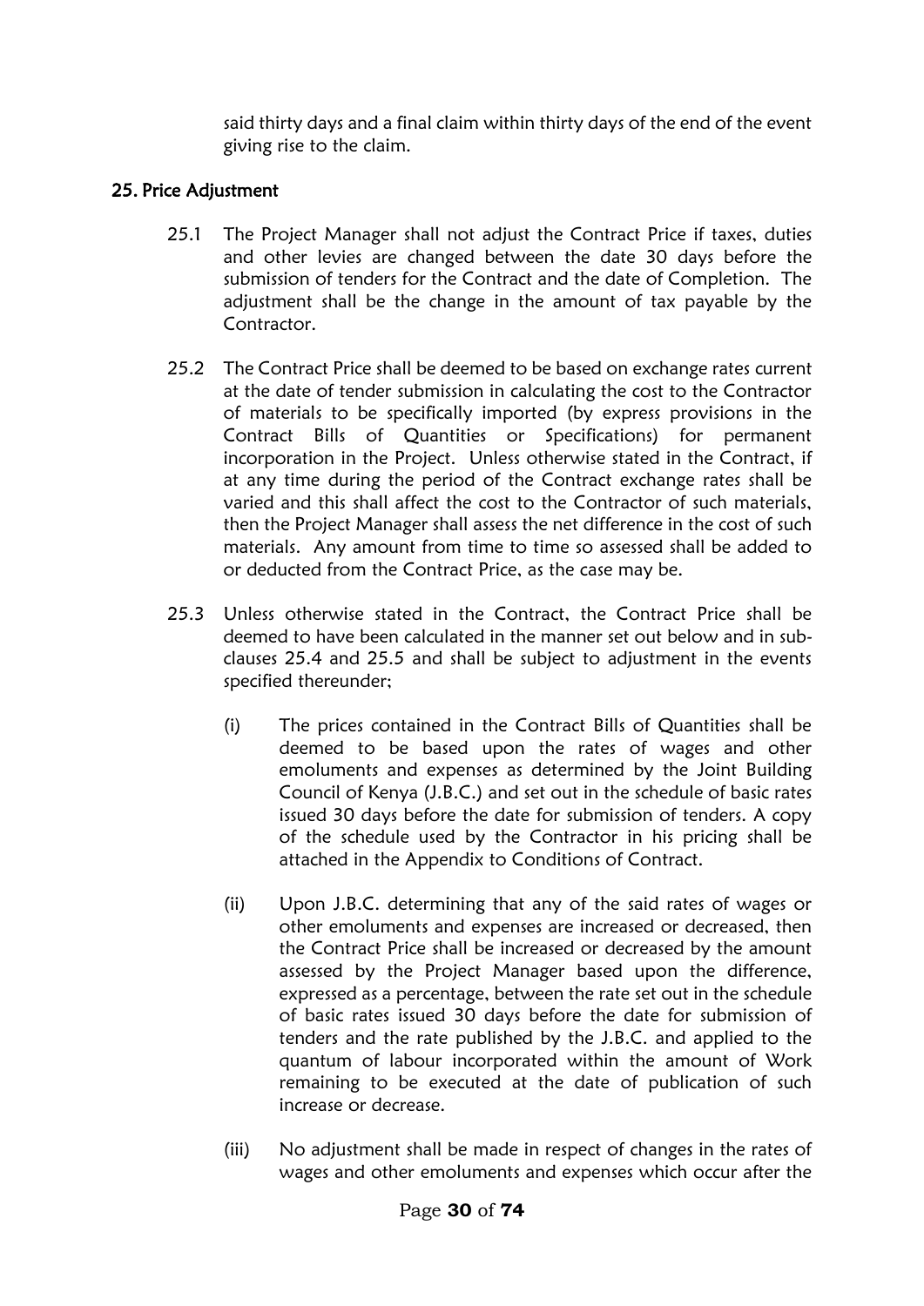said thirty days and a final claim within thirty days of the end of the event giving rise to the claim.

## 25. Price Adjustment

25.1 The Project Manager shall not adjust the Contract Price if taxes, duties and other levies are changed between the date 30 days before the submission of tenders for the Contract and the date of Completion. The adjustment shall be the change in the amount of tax payable by the Contractor.

25.2 The Contract Price shall be deemed to be based on exchange rates current at the date of tender submission in calculating the cost to the Contractor of materials to be specifically imported (by express provisions in the Contract Bills of Quantities or Specifications) for permanent incorporation in the Project. Unless otherwise stated in the Contract, if at any time during the period of the Contract exchange rates shall be varied and this shall affect the cost to the Contractor of such materials, then the Project Manager shall assess the net difference in the cost of such materials. Any amount from time to time so assessed shall be added to or deducted from the Contract Price, as the case may be.

25.3 Unless otherwise stated in the Contract, the Contract Price shall be deemed to have been calculated in the manner set out below and in sub-clauses 25.4 and 25.5 and shall be subject to adjustment in the events specified thereunder;

(i) The prices contained in the Contract Bills of Quantities shall be deemed to be based upon the rates of wages and other emoluments and expenses as determined by the Joint Building Council of Kenya (J.B.C.) and set out in the schedule of basic rates issued 30 days before the date for submission of tenders. A copy of the schedule used by the Contractor in his pricing shall be attached in the Appendix to Conditions of Contract.

(ii) Upon J.B.C. determining that any of the said rates of wages or other emoluments and expenses are increased or decreased, then the Contract Price shall be increased or decreased by the amount assessed by the Project Manager based upon the difference, expressed as a percentage, between the rate set out in the schedule of basic rates issued 30 days before the date for submission of tenders and the rate published by the J.B.C. and applied to the quantum of labour incorporated within the amount of Work remaining to be executed at the date of publication of such increase or decrease.

(iii) No adjustment shall be made in respect of changes in the rates of wages and other emoluments and expenses which occur after the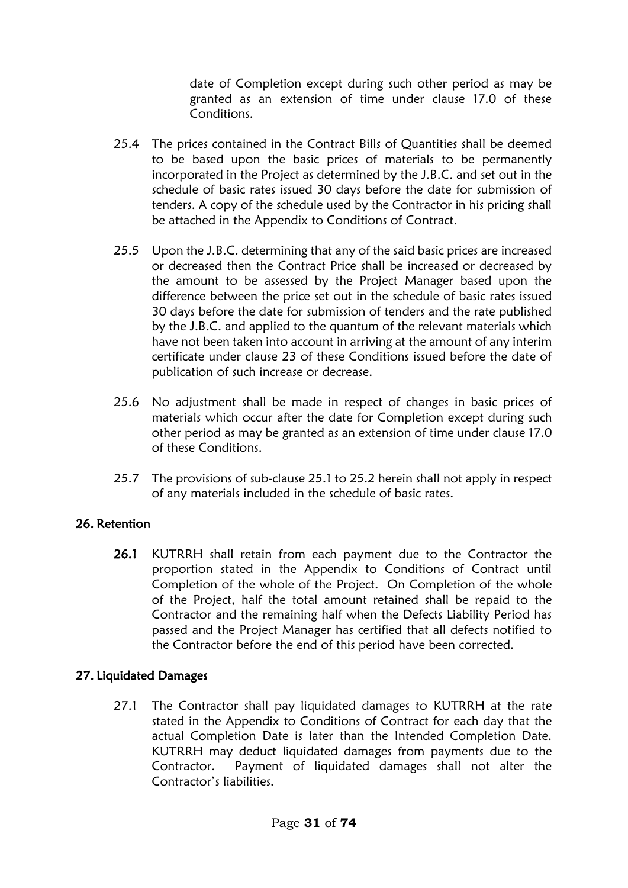date of Completion except during such other period as may be granted as an extension of time under clause 17.0 of these Conditions.

25.4 The prices contained in the Contract Bills of Quantities shall be deemed to be based upon the basic prices of materials to be permanently incorporated in the Project as determined by the J.B.C. and set out in the schedule of basic rates issued 30 days before the date for submission of tenders. A copy of the schedule used by the Contractor in his pricing shall be attached in the Appendix to Conditions of Contract.

25.5 Upon the J.B.C. determining that any of the said basic prices are increased or decreased then the Contract Price shall be increased or decreased by the amount to be assessed by the Project Manager based upon the difference between the price set out in the schedule of basic rates issued 30 days before the date for submission of tenders and the rate published by the J.B.C. and applied to the quantum of the relevant materials which have not been taken into account in arriving at the amount of any interim certificate under clause 23 of these Conditions issued before the date of publication of such increase or decrease.

25.6 No adjustment shall be made in respect of changes in basic prices of materials which occur after the date for Completion except during such other period as may be granted as an extension of time under clause 17.0 of these Conditions.

25.7 The provisions of sub-clause 25.1 to 25.2 herein shall not apply in respect of any materials included in the schedule of basic rates.

## 26. Retention

**26.1** KUTRRH shall retain from each payment due to the Contractor the proportion stated in the Appendix to Conditions of Contract until Completion of the whole of the Project. On Completion of the whole of the Project, half the total amount retained shall be repaid to the Contractor and the remaining half when the Defects Liability Period has passed and the Project Manager has certified that all defects notified to the Contractor before the end of this period have been corrected.

## 27. Liquidated Damages

27.1 The Contractor shall pay liquidated damages to KUTRRH at the rate stated in the Appendix to Conditions of Contract for each day that the actual Completion Date is later than the Intended Completion Date. KUTRRH may deduct liquidated damages from payments due to the Contractor. Payment of liquidated damages shall not alter the Contractor's liabilities.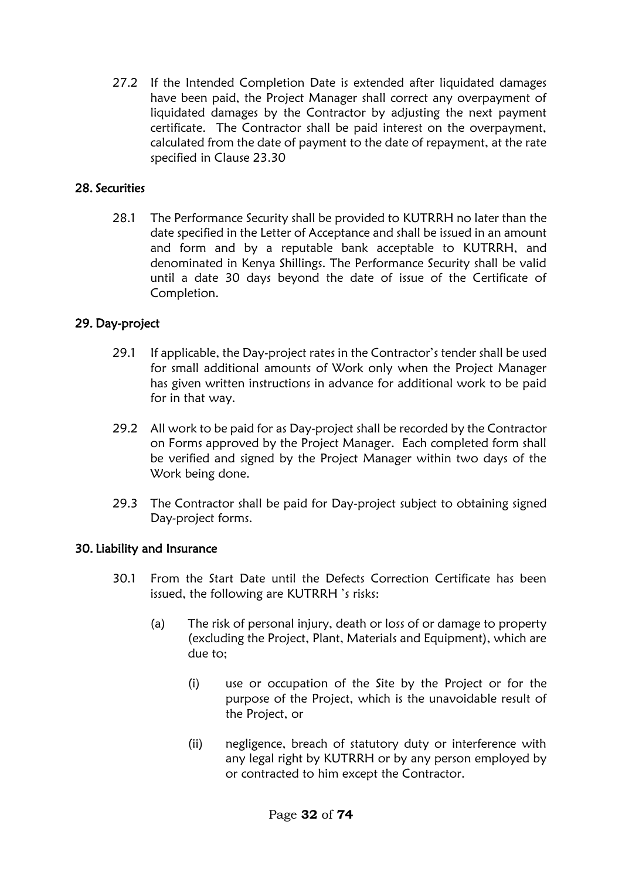27.2 If the Intended Completion Date is extended after liquidated damages have been paid, the Project Manager shall correct any overpayment of liquidated damages by the Contractor by adjusting the next payment certificate. The Contractor shall be paid interest on the overpayment, calculated from the date of payment to the date of repayment, at the rate specified in Clause 23.30

## 28. Securities

28.1 The Performance Security shall be provided to KUTRRH no later than the date specified in the Letter of Acceptance and shall be issued in an amount and form and by a reputable bank acceptable to KUTRRH, and denominated in Kenya Shillings. The Performance Security shall be valid until a date 30 days beyond the date of issue of the Certificate of Completion.

## 29. Day-project

29.1 If applicable, the Day-project rates in the Contractor's tender shall be used for small additional amounts of Work only when the Project Manager has given written instructions in advance for additional work to be paid for in that way.

29.2 All work to be paid for as Day-project shall be recorded by the Contractor on Forms approved by the Project Manager. Each completed form shall be verified and signed by the Project Manager within two days of the Work being done.

29.3 The Contractor shall be paid for Day-project subject to obtaining signed Day-project forms.

## 30. Liability and Insurance

30.1 From the Start Date until the Defects Correction Certificate has been issued, the following are KUTRRH 's risks:

- (a) The risk of personal injury, death or loss of or damage to property (excluding the Project, Plant, Materials and Equipment), which are due to;
  - (i) use or occupation of the Site by the Project or for the purpose of the Project, which is the unavoidable result of the Project, or
  - (ii) negligence, breach of statutory duty or interference with any legal right by KUTRRH or by any person employed by or contracted to him except the Contractor.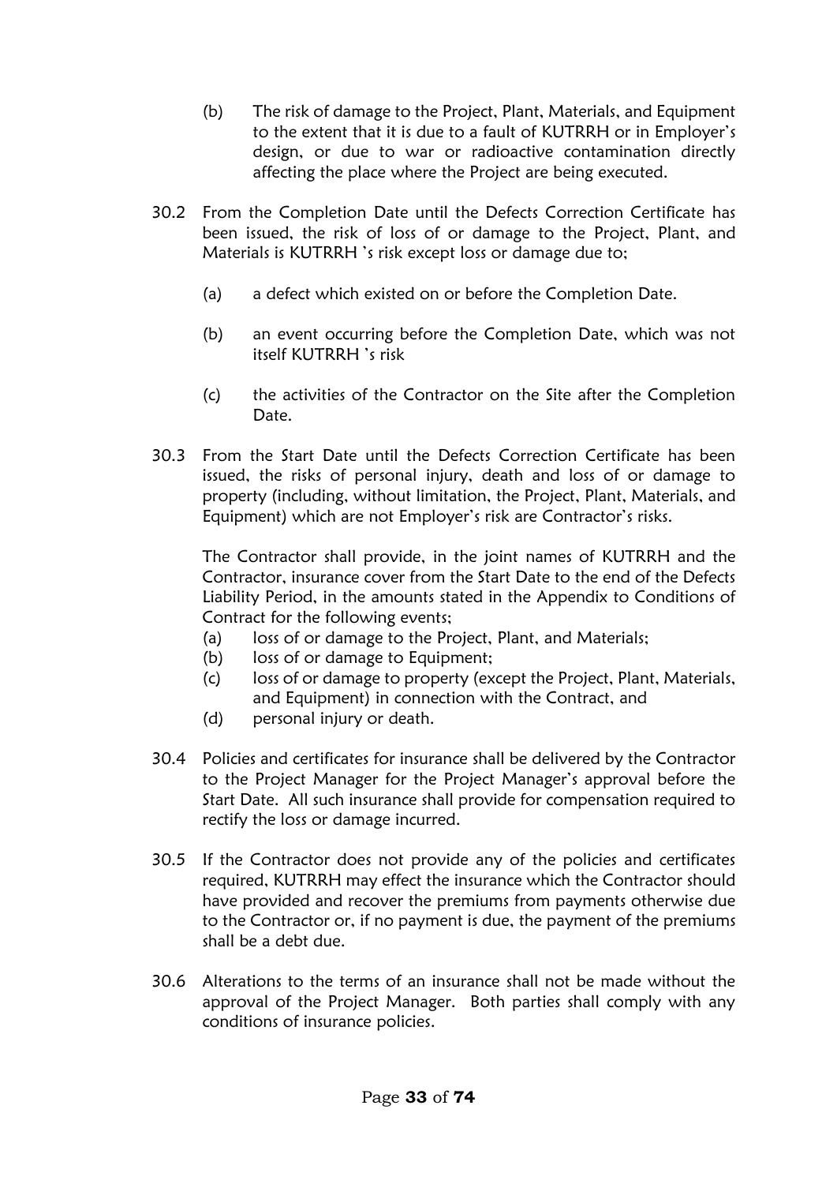(b) The risk of damage to the Project, Plant, Materials, and Equipment to the extent that it is due to a fault of KUTRRH or in Employer's design, or due to war or radioactive contamination directly affecting the place where the Project are being executed.

30.2 From the Completion Date until the Defects Correction Certificate has been issued, the risk of loss of or damage to the Project, Plant, and Materials is KUTRRH 's risk except loss or damage due to;

(a) a defect which existed on or before the Completion Date.

(b) an event occurring before the Completion Date, which was not itself KUTRRH 's risk

(c) the activities of the Contractor on the Site after the Completion Date.

30.3 From the Start Date until the Defects Correction Certificate has been issued, the risks of personal injury, death and loss of or damage to property (including, without limitation, the Project, Plant, Materials, and Equipment) which are not Employer's risk are Contractor's risks.

The Contractor shall provide, in the joint names of KUTRRH and the Contractor, insurance cover from the Start Date to the end of the Defects Liability Period, in the amounts stated in the Appendix to Conditions of Contract for the following events;

(a) loss of or damage to the Project, Plant, and Materials;
(b) loss of or damage to Equipment;
(c) loss of or damage to property (except the Project, Plant, Materials, and Equipment) in connection with the Contract, and
(d) personal injury or death.

30.4 Policies and certificates for insurance shall be delivered by the Contractor to the Project Manager for the Project Manager's approval before the Start Date. All such insurance shall provide for compensation required to rectify the loss or damage incurred.

30.5 If the Contractor does not provide any of the policies and certificates required, KUTRRH may effect the insurance which the Contractor should have provided and recover the premiums from payments otherwise due to the Contractor or, if no payment is due, the payment of the premiums shall be a debt due.

30.6 Alterations to the terms of an insurance shall not be made without the approval of the Project Manager. Both parties shall comply with any conditions of insurance policies.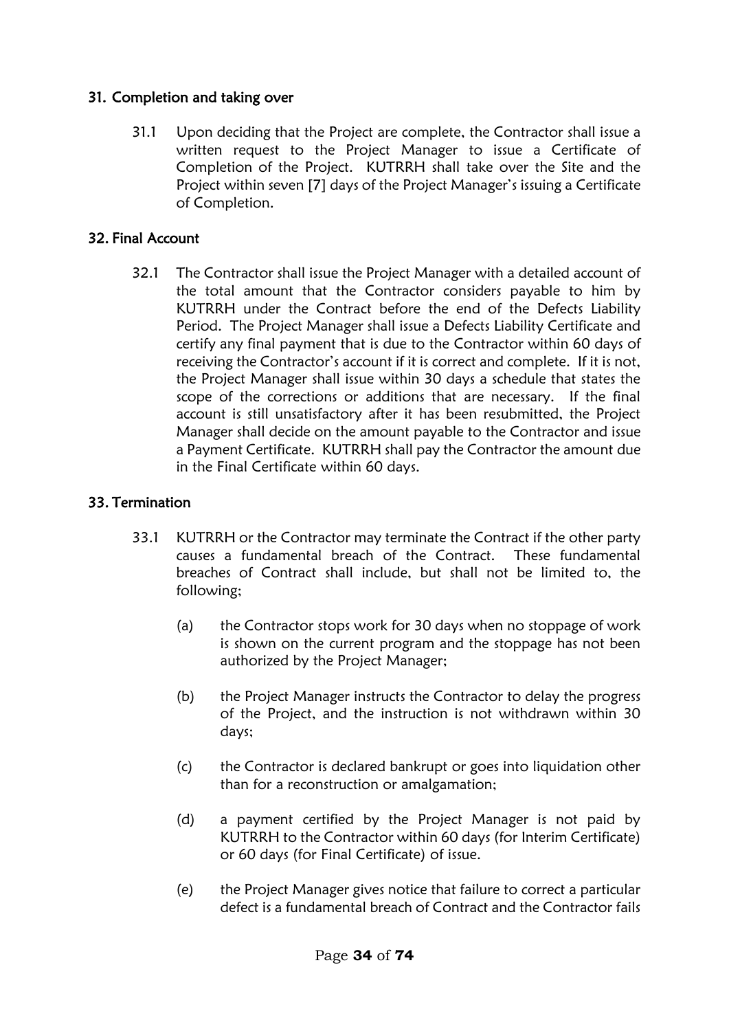## 31. Completion and taking over

31.1 Upon deciding that the Project are complete, the Contractor shall issue a written request to the Project Manager to issue a Certificate of Completion of the Project. KUTRRH shall take over the Site and the Project within seven [7] days of the Project Manager's issuing a Certificate of Completion.

## 32. Final Account

32.1 The Contractor shall issue the Project Manager with a detailed account of the total amount that the Contractor considers payable to him by KUTRRH under the Contract before the end of the Defects Liability Period. The Project Manager shall issue a Defects Liability Certificate and certify any final payment that is due to the Contractor within 60 days of receiving the Contractor's account if it is correct and complete. If it is not, the Project Manager shall issue within 30 days a schedule that states the scope of the corrections or additions that are necessary. If the final account is still unsatisfactory after it has been resubmitted, the Project Manager shall decide on the amount payable to the Contractor and issue a Payment Certificate. KUTRRH shall pay the Contractor the amount due in the Final Certificate within 60 days.

## 33. Termination

33.1 KUTRRH or the Contractor may terminate the Contract if the other party causes a fundamental breach of the Contract. These fundamental breaches of Contract shall include, but shall not be limited to, the following;

(a) the Contractor stops work for 30 days when no stoppage of work is shown on the current program and the stoppage has not been authorized by the Project Manager;

(b) the Project Manager instructs the Contractor to delay the progress of the Project, and the instruction is not withdrawn within 30 days;

(c) the Contractor is declared bankrupt or goes into liquidation other than for a reconstruction or amalgamation;

(d) a payment certified by the Project Manager is not paid by KUTRRH to the Contractor within 60 days (for Interim Certificate) or 60 days (for Final Certificate) of issue.

(e) the Project Manager gives notice that failure to correct a particular defect is a fundamental breach of Contract and the Contractor fails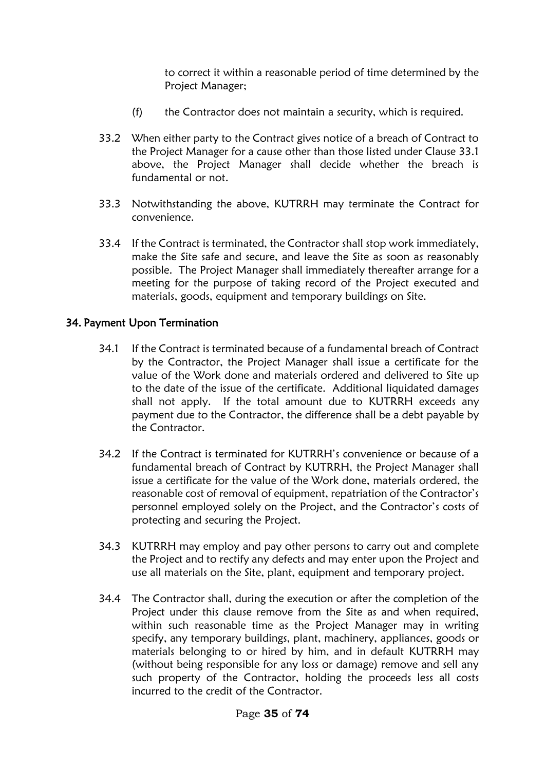to correct it within a reasonable period of time determined by the Project Manager;

(f) the Contractor does not maintain a security, which is required.

33.2 When either party to the Contract gives notice of a breach of Contract to the Project Manager for a cause other than those listed under Clause 33.1 above, the Project Manager shall decide whether the breach is fundamental or not.

33.3 Notwithstanding the above, KUTRRH may terminate the Contract for convenience.

33.4 If the Contract is terminated, the Contractor shall stop work immediately, make the Site safe and secure, and leave the Site as soon as reasonably possible. The Project Manager shall immediately thereafter arrange for a meeting for the purpose of taking record of the Project executed and materials, goods, equipment and temporary buildings on Site.

## 34. Payment Upon Termination

34.1 If the Contract is terminated because of a fundamental breach of Contract by the Contractor, the Project Manager shall issue a certificate for the value of the Work done and materials ordered and delivered to Site up to the date of the issue of the certificate. Additional liquidated damages shall not apply. If the total amount due to KUTRRH exceeds any payment due to the Contractor, the difference shall be a debt payable by the Contractor.

34.2 If the Contract is terminated for KUTRRH's convenience or because of a fundamental breach of Contract by KUTRRH, the Project Manager shall issue a certificate for the value of the Work done, materials ordered, the reasonable cost of removal of equipment, repatriation of the Contractor's personnel employed solely on the Project, and the Contractor's costs of protecting and securing the Project.

34.3 KUTRRH may employ and pay other persons to carry out and complete the Project and to rectify any defects and may enter upon the Project and use all materials on the Site, plant, equipment and temporary project.

34.4 The Contractor shall, during the execution or after the completion of the Project under this clause remove from the Site as and when required, within such reasonable time as the Project Manager may in writing specify, any temporary buildings, plant, machinery, appliances, goods or materials belonging to or hired by him, and in default KUTRRH may (without being responsible for any loss or damage) remove and sell any such property of the Contractor, holding the proceeds less all costs incurred to the credit of the Contractor.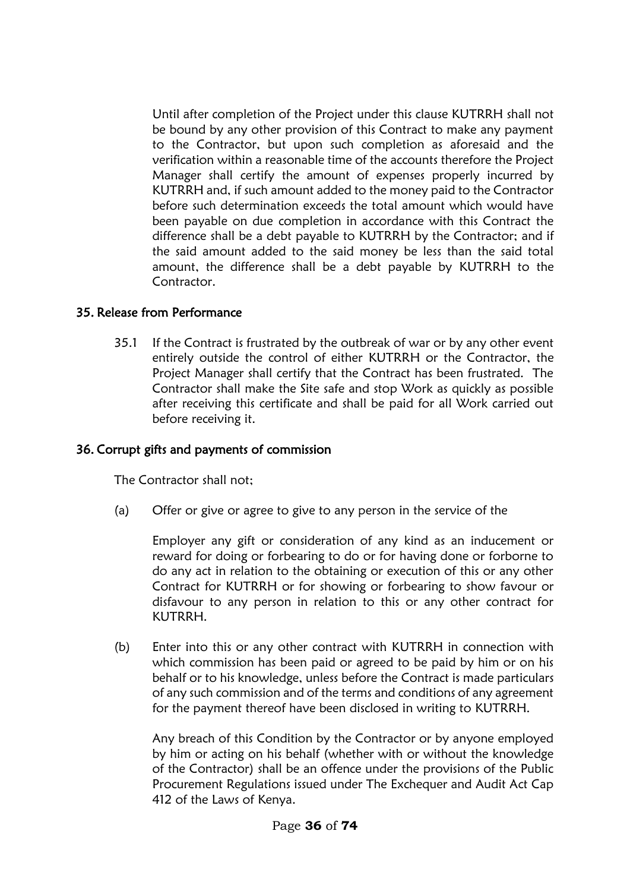Until after completion of the Project under this clause KUTRRH shall not be bound by any other provision of this Contract to make any payment to the Contractor, but upon such completion as aforesaid and the verification within a reasonable time of the accounts therefore the Project Manager shall certify the amount of expenses properly incurred by KUTRRH and, if such amount added to the money paid to the Contractor before such determination exceeds the total amount which would have been payable on due completion in accordance with this Contract the difference shall be a debt payable to KUTRRH by the Contractor; and if the said amount added to the said money be less than the said total amount, the difference shall be a debt payable by KUTRRH to the Contractor.

## 35. Release from Performance

35.1 If the Contract is frustrated by the outbreak of war or by any other event entirely outside the control of either KUTRRH or the Contractor, the Project Manager shall certify that the Contract has been frustrated. The Contractor shall make the Site safe and stop Work as quickly as possible after receiving this certificate and shall be paid for all Work carried out before receiving it.

## 36. Corrupt gifts and payments of commission

The Contractor shall not;

(a) Offer or give or agree to give to any person in the service of the

Employer any gift or consideration of any kind as an inducement or reward for doing or forbearing to do or for having done or forborne to do any act in relation to the obtaining or execution of this or any other Contract for KUTRRH or for showing or forbearing to show favour or disfavour to any person in relation to this or any other contract for KUTRRH.

(b) Enter into this or any other contract with KUTRRH in connection with which commission has been paid or agreed to be paid by him or on his behalf or to his knowledge, unless before the Contract is made particulars of any such commission and of the terms and conditions of any agreement for the payment thereof have been disclosed in writing to KUTRRH.

Any breach of this Condition by the Contractor or by anyone employed by him or acting on his behalf (whether with or without the knowledge of the Contractor) shall be an offence under the provisions of the Public Procurement Regulations issued under The Exchequer and Audit Act Cap 412 of the Laws of Kenya.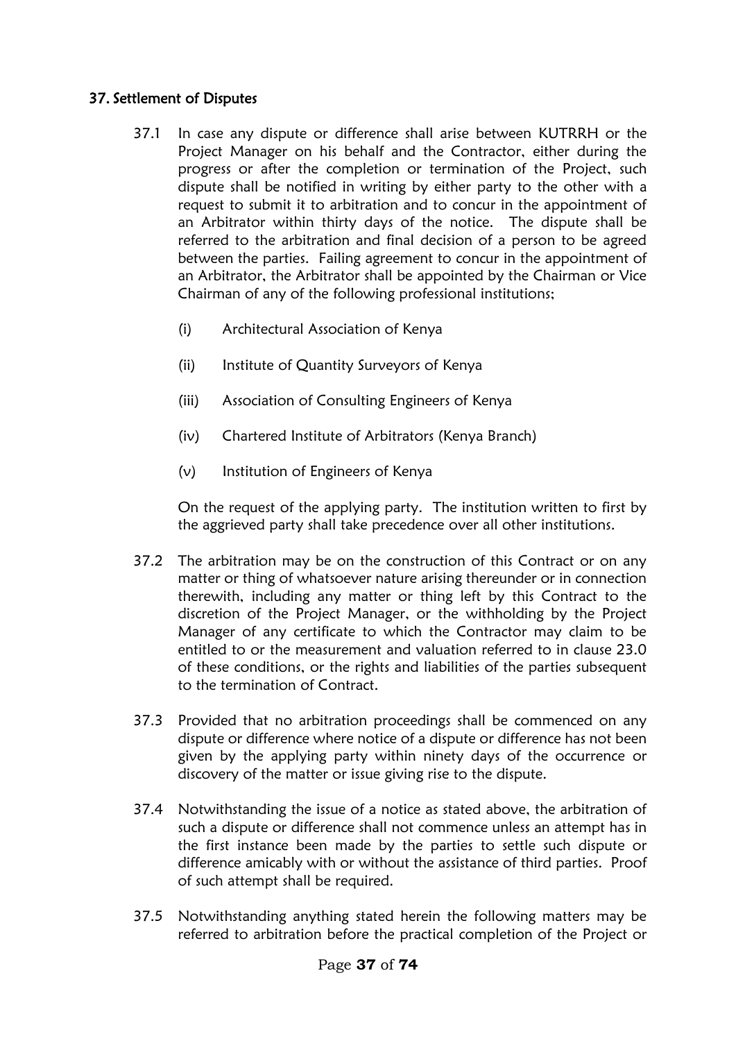## 37. Settlement of Disputes

37.1 In case any dispute or difference shall arise between KUTRRH or the Project Manager on his behalf and the Contractor, either during the progress or after the completion or termination of the Project, such dispute shall be notified in writing by either party to the other with a request to submit it to arbitration and to concur in the appointment of an Arbitrator within thirty days of the notice. The dispute shall be referred to the arbitration and final decision of a person to be agreed between the parties. Failing agreement to concur in the appointment of an Arbitrator, the Arbitrator shall be appointed by the Chairman or Vice Chairman of any of the following professional institutions;

(i) Architectural Association of Kenya

(ii) Institute of Quantity Surveyors of Kenya

(iii) Association of Consulting Engineers of Kenya

(iv) Chartered Institute of Arbitrators (Kenya Branch)

(v) Institution of Engineers of Kenya

On the request of the applying party. The institution written to first by the aggrieved party shall take precedence over all other institutions.

37.2 The arbitration may be on the construction of this Contract or on any matter or thing of whatsoever nature arising thereunder or in connection therewith, including any matter or thing left by this Contract to the discretion of the Project Manager, or the withholding by the Project Manager of any certificate to which the Contractor may claim to be entitled to or the measurement and valuation referred to in clause 23.0 of these conditions, or the rights and liabilities of the parties subsequent to the termination of Contract.

37.3 Provided that no arbitration proceedings shall be commenced on any dispute or difference where notice of a dispute or difference has not been given by the applying party within ninety days of the occurrence or discovery of the matter or issue giving rise to the dispute.

37.4 Notwithstanding the issue of a notice as stated above, the arbitration of such a dispute or difference shall not commence unless an attempt has in the first instance been made by the parties to settle such dispute or difference amicably with or without the assistance of third parties. Proof of such attempt shall be required.

37.5 Notwithstanding anything stated herein the following matters may be referred to arbitration before the practical completion of the Project or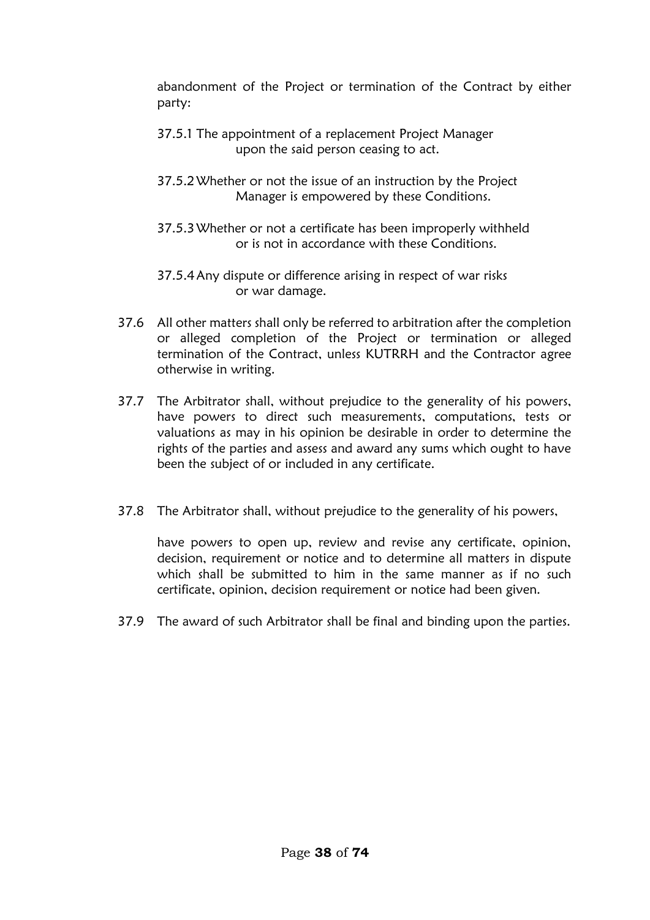abandonment of the Project or termination of the Contract by either party:

37.5.1 The appointment of a replacement Project Manager upon the said person ceasing to act.

37.5.2 Whether or not the issue of an instruction by the Project Manager is empowered by these Conditions.

37.5.3 Whether or not a certificate has been improperly withheld or is not in accordance with these Conditions.

37.5.4 Any dispute or difference arising in respect of war risks or war damage.

37.6 All other matters shall only be referred to arbitration after the completion or alleged completion of the Project or termination or alleged termination of the Contract, unless KUTRRH and the Contractor agree otherwise in writing.

37.7 The Arbitrator shall, without prejudice to the generality of his powers, have powers to direct such measurements, computations, tests or valuations as may in his opinion be desirable in order to determine the rights of the parties and assess and award any sums which ought to have been the subject of or included in any certificate.

37.8 The Arbitrator shall, without prejudice to the generality of his powers,

have powers to open up, review and revise any certificate, opinion, decision, requirement or notice and to determine all matters in dispute which shall be submitted to him in the same manner as if no such certificate, opinion, decision requirement or notice had been given.

37.9 The award of such Arbitrator shall be final and binding upon the parties.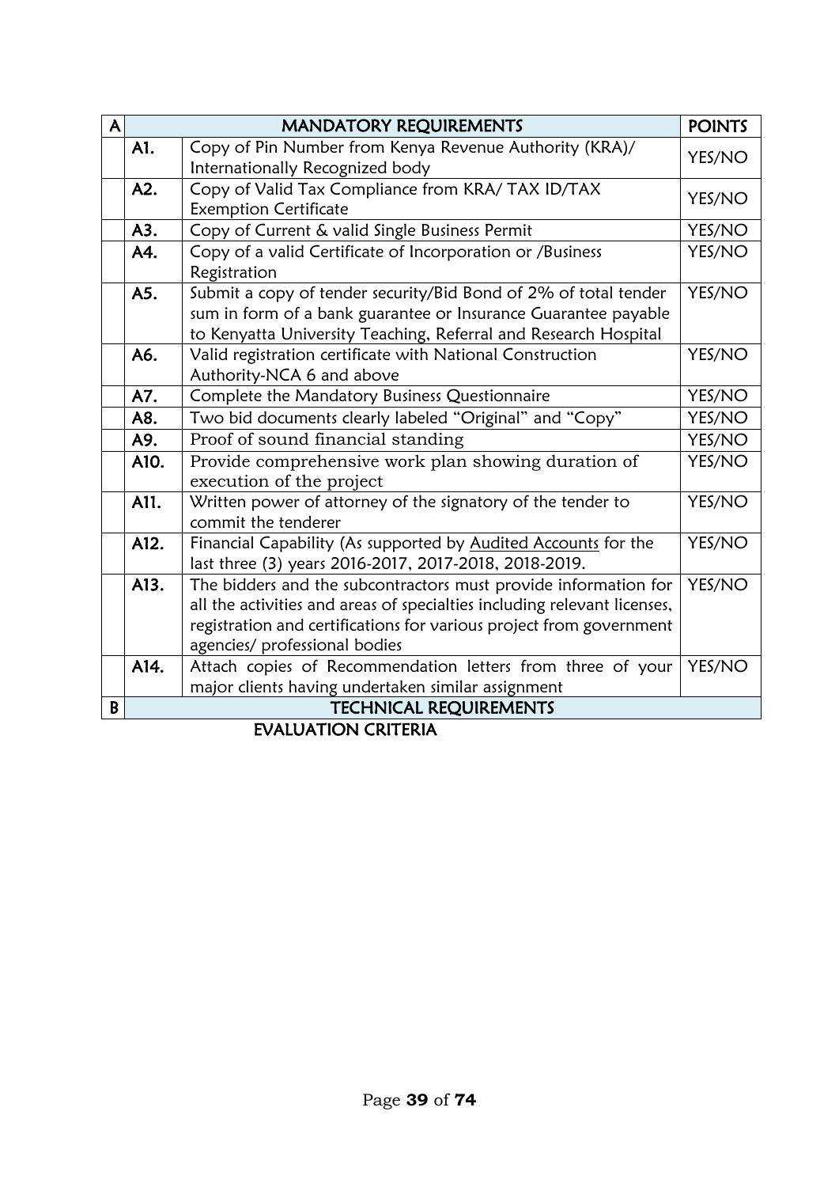| A | | MANDATORY REQUIREMENTS | POINTS |
|---|---|---|---|
| | A1. | Copy of Pin Number from Kenya Revenue Authority (KRA)/ Internationally Recognized body | YES/NO |
| | A2. | Copy of Valid Tax Compliance from KRA/ TAX ID/TAX Exemption Certificate | YES/NO |
| | A3. | Copy of Current & valid Single Business Permit | YES/NO |
| | A4. | Copy of a valid Certificate of Incorporation or /Business Registration | YES/NO |
| | A5. | Submit a copy of tender security/Bid Bond of 2% of total tender sum in form of a bank guarantee or Insurance Guarantee payable to Kenyatta University Teaching, Referral and Research Hospital | YES/NO |
| | A6. | Valid registration certificate with National Construction Authority-NCA 6 and above | YES/NO |
| | A7. | Complete the Mandatory Business Questionnaire | YES/NO |
| | A8. | Two bid documents clearly labeled "Original" and "Copy" | YES/NO |
| | A9. | Proof of sound financial standing | YES/NO |
| | A10. | Provide comprehensive work plan showing duration of execution of the project | YES/NO |
| | A11. | Written power of attorney of the signatory of the tender to commit the tenderer | YES/NO |
| | A12. | Financial Capability (As supported by Audited Accounts for the last three (3) years 2016-2017, 2017-2018, 2018-2019. | YES/NO |
| | A13. | The bidders and the subcontractors must provide information for all the activities and areas of specialties including relevant licenses, registration and certifications for various project from government agencies/ professional bodies | YES/NO |
| | A14. | Attach copies of Recommendation letters from three of your major clients having undertaken similar assignment | YES/NO |
| B | | TECHNICAL REQUIREMENTS | |

EVALUATION CRITERIA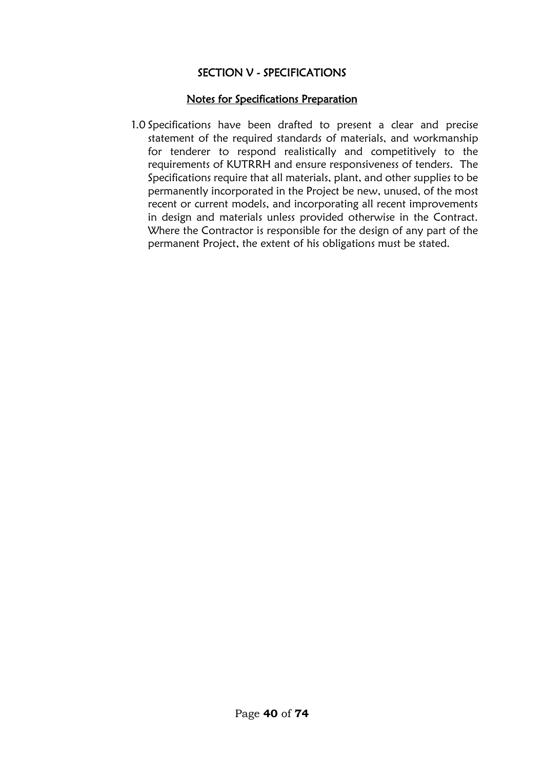# SECTION V - SPECIFICATIONS

## Notes for Specifications Preparation

1.0 Specifications have been drafted to present a clear and precise statement of the required standards of materials, and workmanship for tenderer to respond realistically and competitively to the requirements of KUTRRH and ensure responsiveness of tenders. The Specifications require that all materials, plant, and other supplies to be permanently incorporated in the Project be new, unused, of the most recent or current models, and incorporating all recent improvements in design and materials unless provided otherwise in the Contract. Where the Contractor is responsible for the design of any part of the permanent Project, the extent of his obligations must be stated.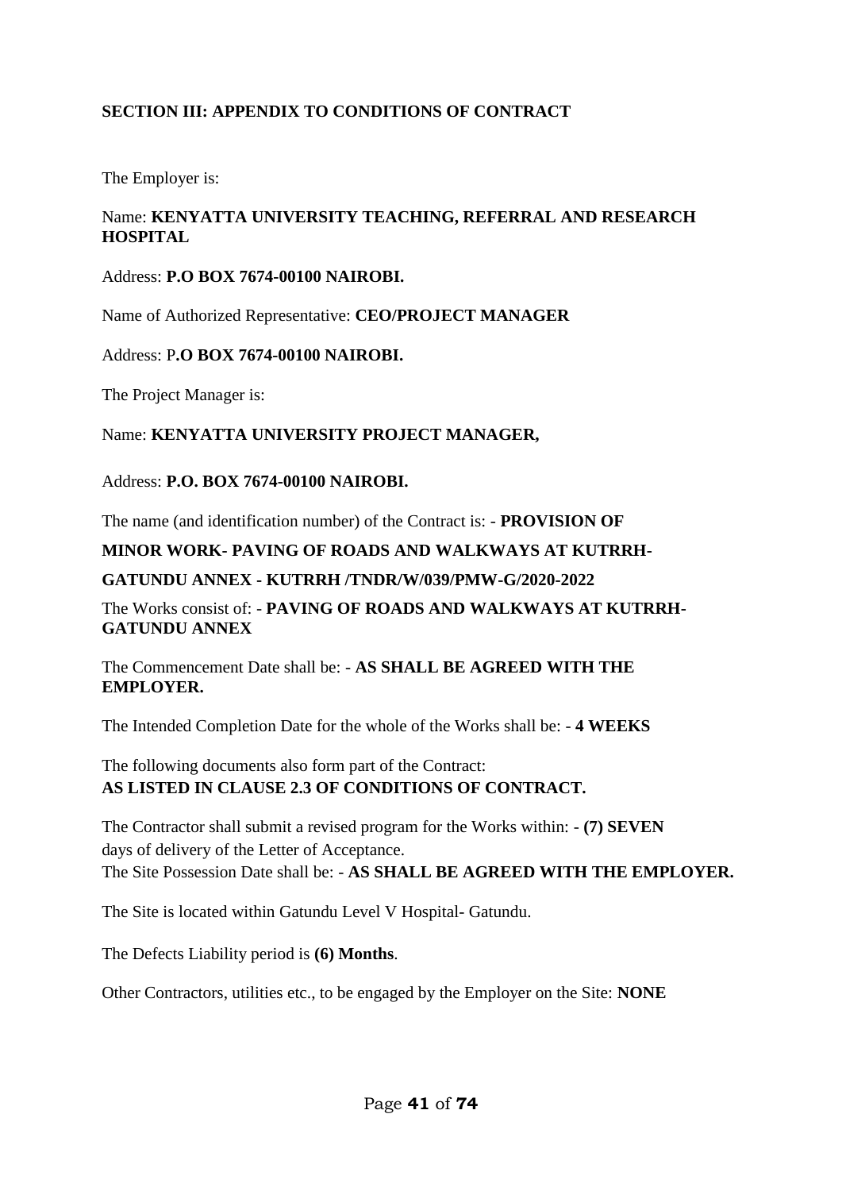## SECTION III: APPENDIX TO CONDITIONS OF CONTRACT

The Employer is:

Name: **KENYATTA UNIVERSITY TEACHING, REFERRAL AND RESEARCH HOSPITAL**

Address: **P.O BOX 7674-00100 NAIROBI.**

Name of Authorized Representative: **CEO/PROJECT MANAGER**

Address: P**.O BOX 7674-00100 NAIROBI.**

The Project Manager is:

Name: **KENYATTA UNIVERSITY PROJECT MANAGER,**

Address: **P.O. BOX 7674-00100 NAIROBI.**

The name (and identification number) of the Contract is: - **PROVISION OF MINOR WORK- PAVING OF ROADS AND WALKWAYS AT KUTRRH-GATUNDU ANNEX - KUTRRH /TNDR/W/039/PMW-G/2020-2022**

The Works consist of: - **PAVING OF ROADS AND WALKWAYS AT KUTRRH-GATUNDU ANNEX**

The Commencement Date shall be: - **AS SHALL BE AGREED WITH THE EMPLOYER.**

The Intended Completion Date for the whole of the Works shall be: - **4 WEEKS**

The following documents also form part of the Contract:
**AS LISTED IN CLAUSE 2.3 OF CONDITIONS OF CONTRACT.**

The Contractor shall submit a revised program for the Works within: - **(7) SEVEN** days of delivery of the Letter of Acceptance.
The Site Possession Date shall be: - **AS SHALL BE AGREED WITH THE EMPLOYER.**

The Site is located within Gatundu Level V Hospital- Gatundu.

The Defects Liability period is **(6) Months**.

Other Contractors, utilities etc., to be engaged by the Employer on the Site: **NONE**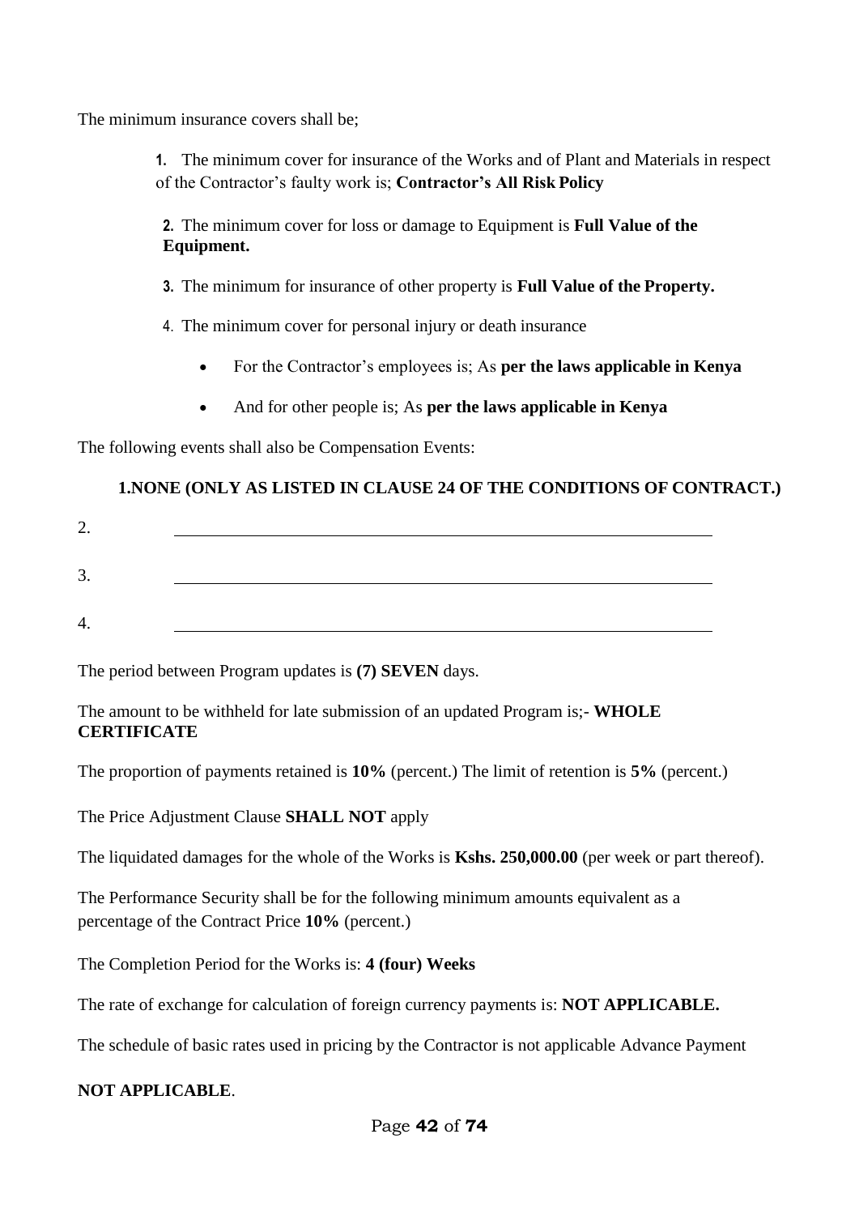The minimum insurance covers shall be;

1. The minimum cover for insurance of the Works and of Plant and Materials in respect of the Contractor's faulty work is; **Contractor's All Risk Policy**

2. The minimum cover for loss or damage to Equipment is **Full Value of the Equipment.**

3. The minimum for insurance of other property is **Full Value of the Property.**

4. The minimum cover for personal injury or death insurance

   - For the Contractor's employees is; As **per the laws applicable in Kenya**
   - And for other people is; As **per the laws applicable in Kenya**

The following events shall also be Compensation Events:

**1.NONE (ONLY AS LISTED IN CLAUSE 24 OF THE CONDITIONS OF CONTRACT.)**

2. \_\_\_\_\_\_\_\_\_\_\_\_\_\_\_\_\_\_\_\_\_\_\_\_\_\_\_\_\_\_\_\_\_\_\_\_\_\_\_\_\_\_\_\_\_\_\_\_

3. \_\_\_\_\_\_\_\_\_\_\_\_\_\_\_\_\_\_\_\_\_\_\_\_\_\_\_\_\_\_\_\_\_\_\_\_\_\_\_\_\_\_\_\_\_\_\_\_

4. \_\_\_\_\_\_\_\_\_\_\_\_\_\_\_\_\_\_\_\_\_\_\_\_\_\_\_\_\_\_\_\_\_\_\_\_\_\_\_\_\_\_\_\_\_\_\_\_

The period between Program updates is **(7) SEVEN** days.

The amount to be withheld for late submission of an updated Program is;- **WHOLE CERTIFICATE**

The proportion of payments retained is **10%** (percent.) The limit of retention is **5%** (percent.)

The Price Adjustment Clause **SHALL NOT** apply

The liquidated damages for the whole of the Works is **Kshs. 250,000.00** (per week or part thereof).

The Performance Security shall be for the following minimum amounts equivalent as a percentage of the Contract Price **10%** (percent.)

The Completion Period for the Works is: **4 (four) Weeks**

The rate of exchange for calculation of foreign currency payments is: **NOT APPLICABLE.**

The schedule of basic rates used in pricing by the Contractor is not applicable Advance Payment

**NOT APPLICABLE**.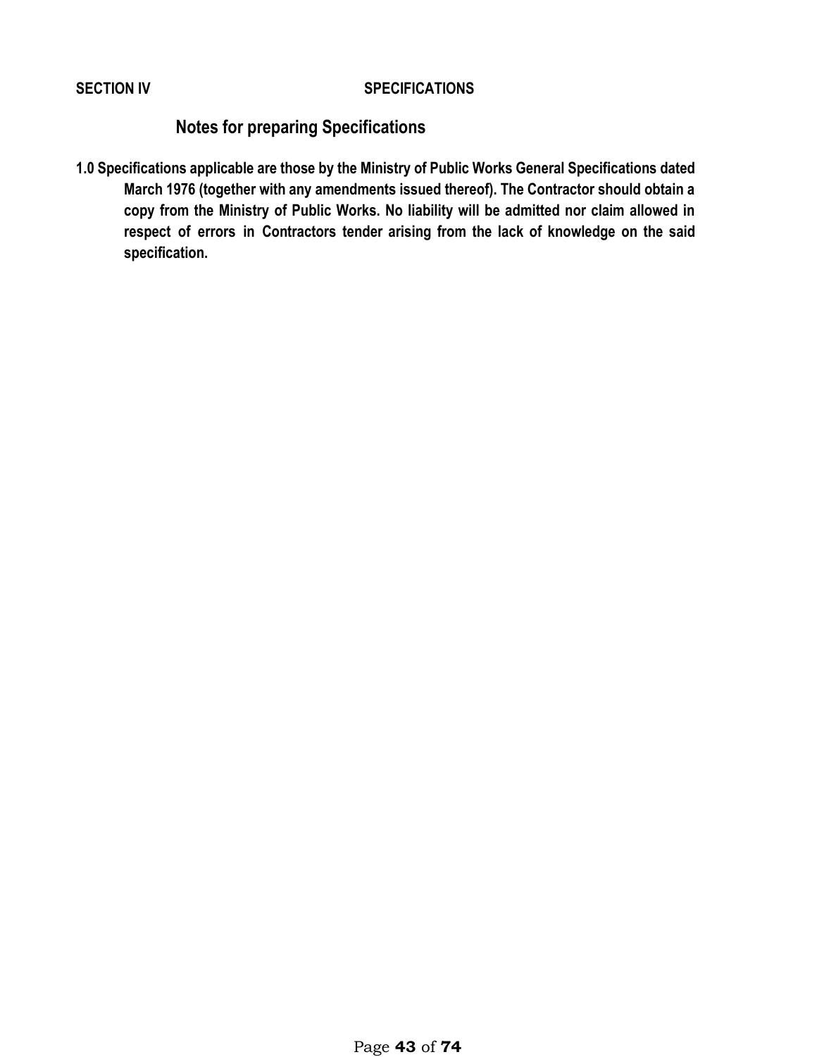**SECTION IV SPECIFICATIONS**

## Notes for preparing Specifications

**1.0 Specifications applicable are those by the Ministry of Public Works General Specifications dated March 1976 (together with any amendments issued thereof). The Contractor should obtain a copy from the Ministry of Public Works. No liability will be admitted nor claim allowed in respect of errors in Contractors tender arising from the lack of knowledge on the said specification.**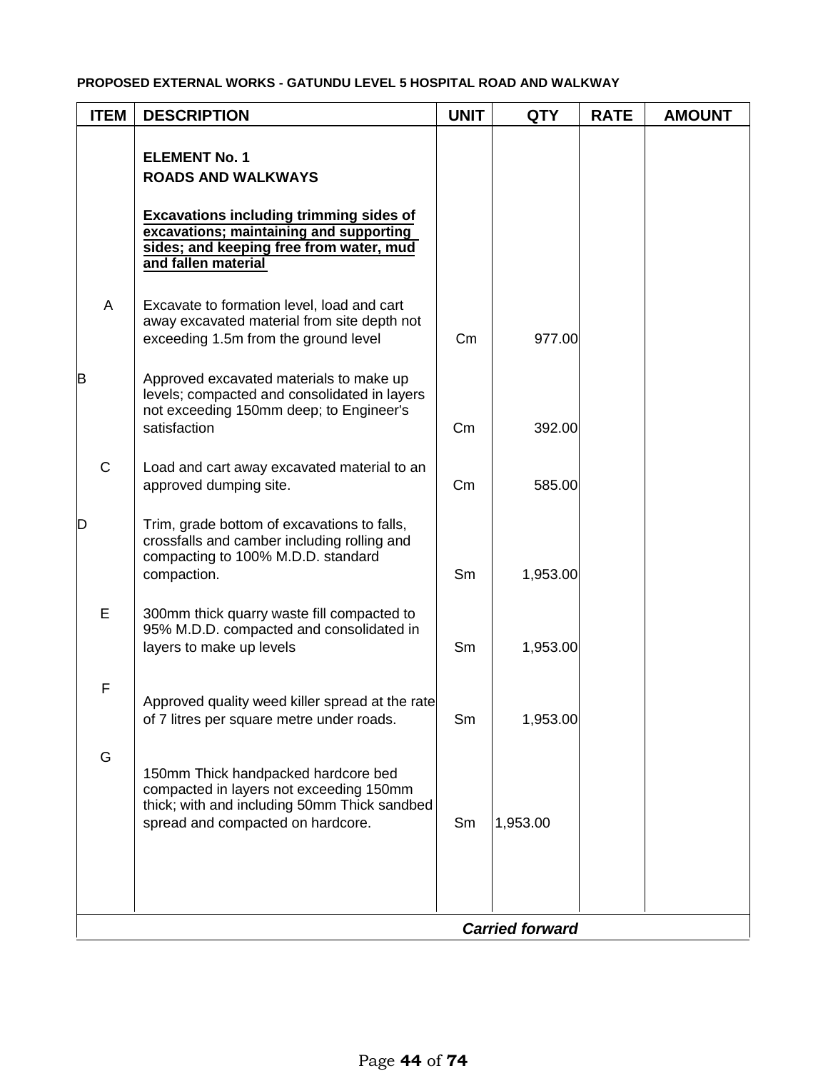**PROPOSED EXTERNAL WORKS - GATUNDU LEVEL 5 HOSPITAL ROAD AND WALKWAY**

| ITEM | DESCRIPTION | UNIT | QTY | RATE | AMOUNT |
|---|---|---|---|---|---|
| | **ELEMENT No. 1** | | | | |
| | **ROADS AND WALKWAYS** | | | | |
| | **Excavations including trimming sides of excavations; maintaining and supporting sides; and keeping free from water, mud and fallen material** | | | | |
| A | Excavate to formation level, load and cart away excavated material from site depth not exceeding 1.5m from the ground level | Cm | 977.00 | | |
| B | Approved excavated materials to make up levels; compacted and consolidated in layers not exceeding 150mm deep; to Engineer's satisfaction | Cm | 392.00 | | |
| C | Load and cart away excavated material to an approved dumping site. | Cm | 585.00 | | |
| D | Trim, grade bottom of excavations to falls, crossfalls and camber including rolling and compacting to 100% M.D.D. standard compaction. | Sm | 1,953.00 | | |
| E | 300mm thick quarry waste fill compacted to 95% M.D.D. compacted and consolidated in layers to make up levels | Sm | 1,953.00 | | |
| F | Approved quality weed killer spread at the rate of 7 litres per square metre under roads. | Sm | 1,953.00 | | |
| G | 150mm Thick handpacked hardcore bed compacted in layers not exceeding 150mm thick; with and including 50mm Thick sandbed spread and compacted on hardcore. | Sm | 1,953.00 | | |
| | ***Carried forward*** | | | | |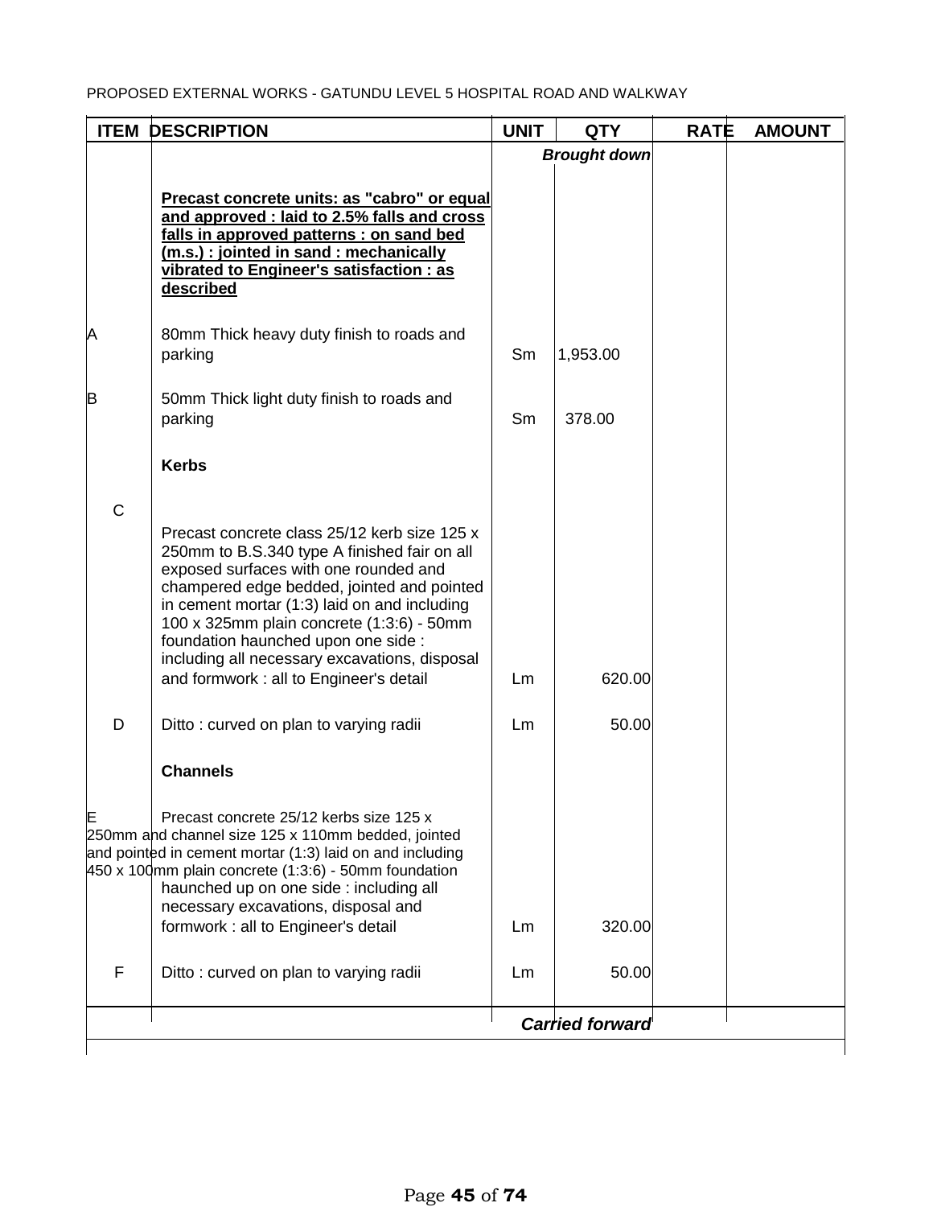PROPOSED EXTERNAL WORKS - GATUNDU LEVEL 5 HOSPITAL ROAD AND WALKWAY

| ITEM | DESCRIPTION | UNIT | QTY | RATE | AMOUNT |
|---|---|---|---|---|---|
| | | | ***Brought down*** | | |
| | **Precast concrete units: as "cabro" or equal and approved : laid to 2.5% falls and cross falls in approved patterns : on sand bed (m.s.) : jointed in sand : mechanically vibrated to Engineer's satisfaction : as described** | | | | |
| A | 80mm Thick heavy duty finish to roads and parking | Sm | 1,953.00 | | |
| B | 50mm Thick light duty finish to roads and parking | Sm | 378.00 | | |
| | **Kerbs** | | | | |
| C | Precast concrete class 25/12 kerb size 125 x 250mm to B.S.340 type A finished fair on all exposed surfaces with one rounded and champered edge bedded, jointed and pointed in cement mortar (1:3) laid on and including 100 x 325mm plain concrete (1:3:6) - 50mm foundation haunched upon one side : including all necessary excavations, disposal and formwork : all to Engineer's detail | Lm | 620.00 | | |
| D | Ditto : curved on plan to varying radii | Lm | 50.00 | | |
| | **Channels** | | | | |
| E | Precast concrete 25/12 kerbs size 125 x 250mm and channel size 125 x 110mm bedded, jointed and pointed in cement mortar (1:3) laid on and including 450 x 100mm plain concrete (1:3:6) - 50mm foundation haunched up on one side : including all necessary excavations, disposal and formwork : all to Engineer's detail | Lm | 320.00 | | |
| F | Ditto : curved on plan to varying radii | Lm | 50.00 | | |
| | | | ***Carried forward*** | | |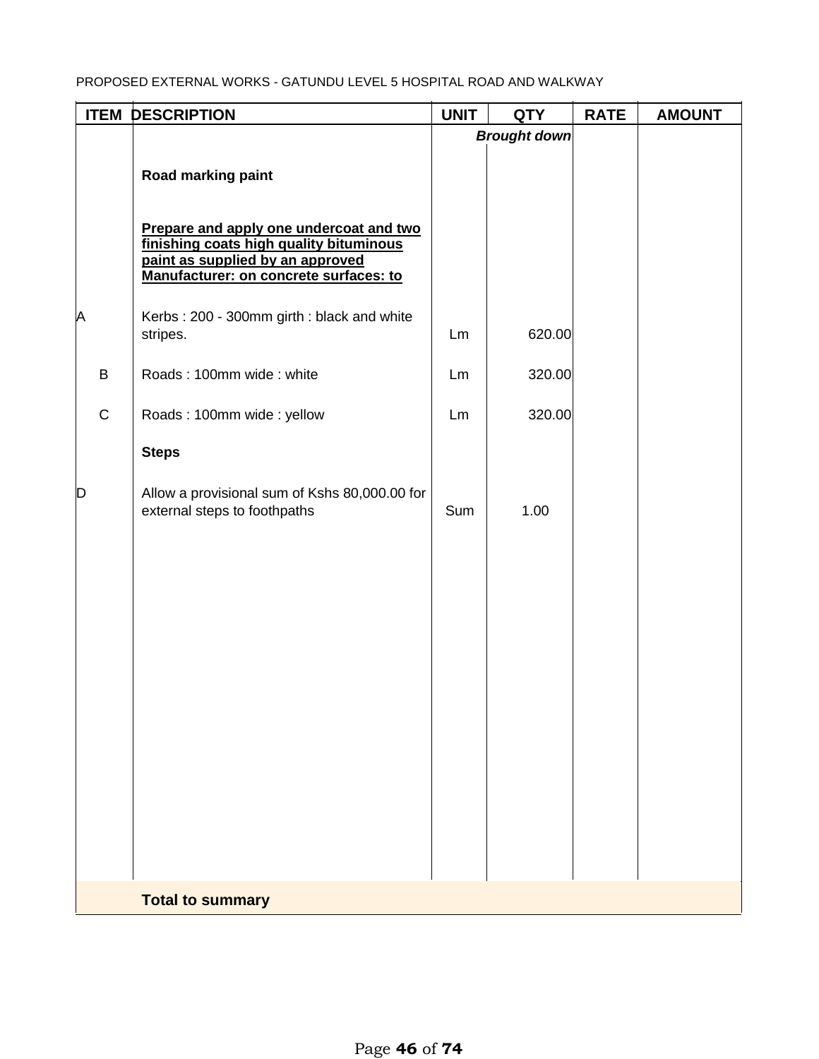PROPOSED EXTERNAL WORKS - GATUNDU LEVEL 5 HOSPITAL ROAD AND WALKWAY

| ITEM | DESCRIPTION | UNIT | QTY | RATE | AMOUNT |
|---|---|---|---|---|---|
| | | | ***Brought down*** | | |
| | **Road marking paint** | | | | |
| | **<u>Prepare and apply one undercoat and two finishing coats high quality bituminous paint as supplied by an approved Manufacturer: on concrete surfaces: to</u>** | | | | |
| A | Kerbs : 200 - 300mm girth : black and white stripes. | Lm | 620.00 | | |
| B | Roads : 100mm wide : white | Lm | 320.00 | | |
| C | Roads : 100mm wide : yellow | Lm | 320.00 | | |
| | **Steps** | | | | |
| D | Allow a provisional sum of Kshs 80,000.00 for external steps to foothpaths | Sum | 1.00 | | |
| | **Total to summary** | | | | |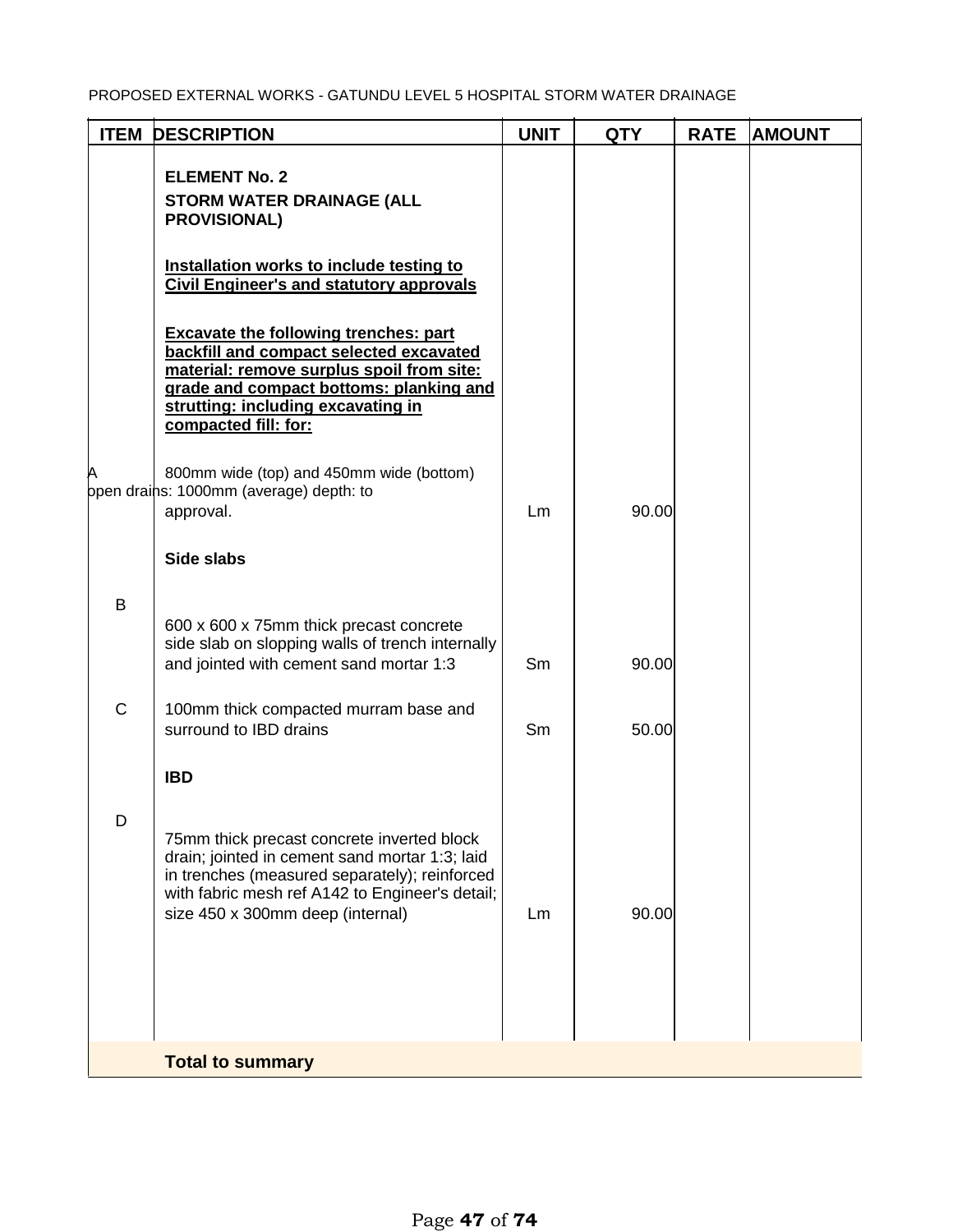PROPOSED EXTERNAL WORKS - GATUNDU LEVEL 5 HOSPITAL STORM WATER DRAINAGE

| ITEM | DESCRIPTION | UNIT | QTY | RATE | AMOUNT |
|---|---|---|---|---|---|
| | **ELEMENT No. 2** | | | | |
| | **STORM WATER DRAINAGE (ALL PROVISIONAL)** | | | | |
| | **Installation works to include testing to Civil Engineer's and statutory approvals** | | | | |
| | **Excavate the following trenches: part backfill and compact selected excavated material: remove surplus spoil from site: grade and compact bottoms: planking and strutting: including excavating in compacted fill: for:** | | | | |
| A | 800mm wide (top) and 450mm wide (bottom) open drains: 1000mm (average) depth: to approval. | Lm | 90.00 | | |
| | **Side slabs** | | | | |
| B | 600 x 600 x 75mm thick precast concrete side slab on slopping walls of trench internally and jointed with cement sand mortar 1:3 | Sm | 90.00 | | |
| C | 100mm thick compacted murram base and surround to IBD drains | Sm | 50.00 | | |
| | **IBD** | | | | |
| D | 75mm thick precast concrete inverted block drain; jointed in cement sand mortar 1:3; laid in trenches (measured separately); reinforced with fabric mesh ref A142 to Engineer's detail; size 450 x 300mm deep (internal) | Lm | 90.00 | | |
| | **Total to summary** | | | | |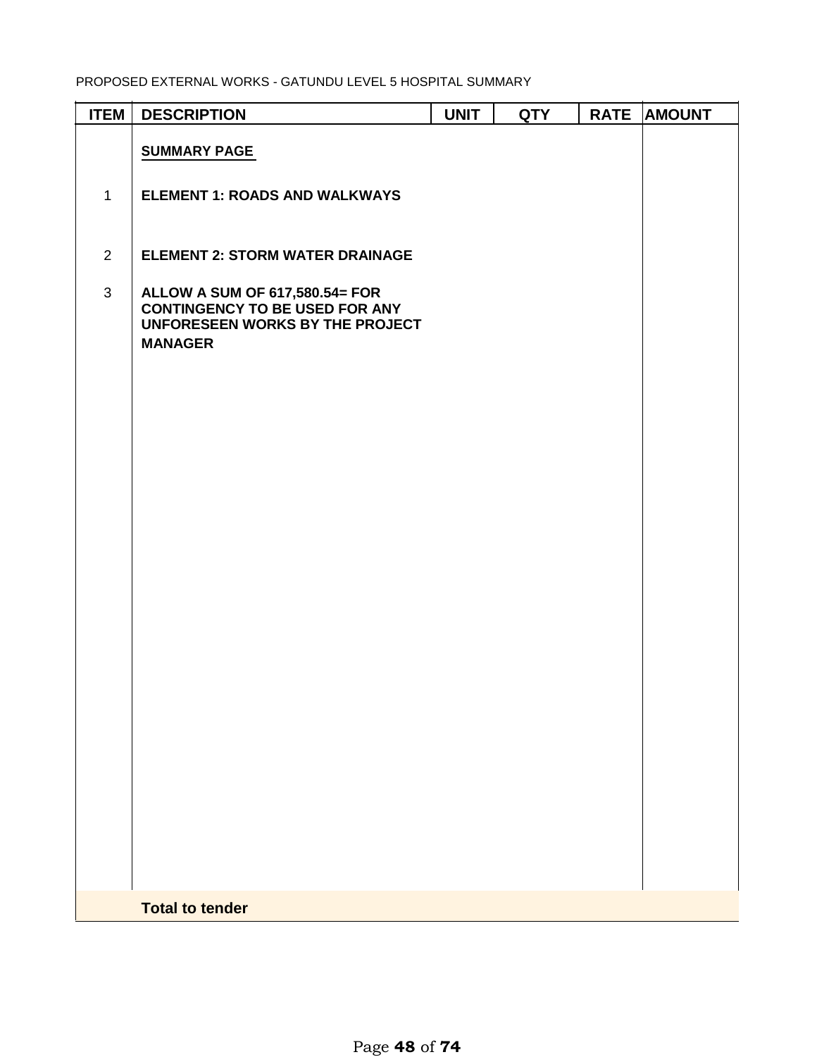PROPOSED EXTERNAL WORKS - GATUNDU LEVEL 5 HOSPITAL SUMMARY

| ITEM | DESCRIPTION | UNIT | QTY | RATE | AMOUNT |
|---|---|---|---|---|---|
| | **SUMMARY PAGE** | | | | |
| 1 | **ELEMENT 1: ROADS AND WALKWAYS** | | | | |
| 2 | **ELEMENT 2: STORM WATER DRAINAGE** | | | | |
| 3 | **ALLOW A SUM OF 617,580.54= FOR CONTINGENCY TO BE USED FOR ANY UNFORESEEN WORKS BY THE PROJECT MANAGER** | | | | |
| | **Total to tender** | | | | |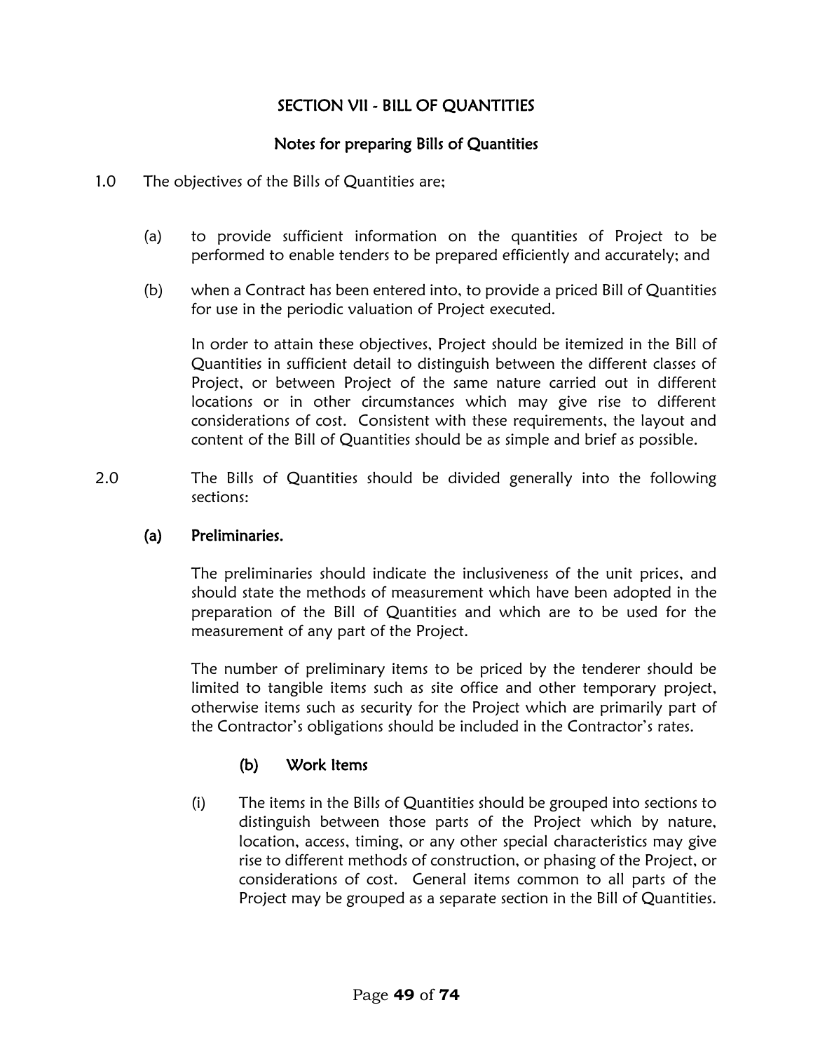## SECTION VII - BILL OF QUANTITIES

### Notes for preparing Bills of Quantities

1.0 The objectives of the Bills of Quantities are;

(a) to provide sufficient information on the quantities of Project to be performed to enable tenders to be prepared efficiently and accurately; and

(b) when a Contract has been entered into, to provide a priced Bill of Quantities for use in the periodic valuation of Project executed.

In order to attain these objectives, Project should be itemized in the Bill of Quantities in sufficient detail to distinguish between the different classes of Project, or between Project of the same nature carried out in different locations or in other circumstances which may give rise to different considerations of cost. Consistent with these requirements, the layout and content of the Bill of Quantities should be as simple and brief as possible.

2.0 The Bills of Quantities should be divided generally into the following sections:

**(a) Preliminaries.**

The preliminaries should indicate the inclusiveness of the unit prices, and should state the methods of measurement which have been adopted in the preparation of the Bill of Quantities and which are to be used for the measurement of any part of the Project.

The number of preliminary items to be priced by the tenderer should be limited to tangible items such as site office and other temporary project, otherwise items such as security for the Project which are primarily part of the Contractor's obligations should be included in the Contractor's rates.

**(b) Work Items**

(i) The items in the Bills of Quantities should be grouped into sections to distinguish between those parts of the Project which by nature, location, access, timing, or any other special characteristics may give rise to different methods of construction, or phasing of the Project, or considerations of cost. General items common to all parts of the Project may be grouped as a separate section in the Bill of Quantities.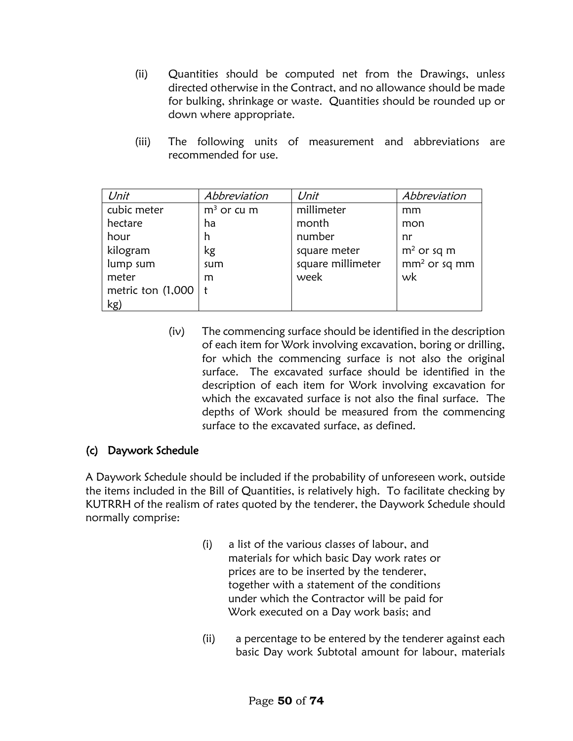(ii) Quantities should be computed net from the Drawings, unless directed otherwise in the Contract, and no allowance should be made for bulking, shrinkage or waste. Quantities should be rounded up or down where appropriate.

(iii) The following units of measurement and abbreviations are recommended for use.

| *Unit* | *Abbreviation* | *Unit* | *Abbreviation* |
|---|---|---|---|
| cubic meter | $m^3$ or cu m | millimeter | mm |
| hectare | ha | month | mon |
| hour | h | number | nr |
| kilogram | kg | square meter | $m^2$ or sq m |
| lump sum | sum | square millimeter | $mm^2$ or sq mm |
| meter | m | week | wk |
| metric ton (1,000 kg) | t | | |

(iv) The commencing surface should be identified in the description of each item for Work involving excavation, boring or drilling, for which the commencing surface is not also the original surface. The excavated surface should be identified in the description of each item for Work involving excavation for which the excavated surface is not also the final surface. The depths of Work should be measured from the commencing surface to the excavated surface, as defined.

## (c) Daywork Schedule

A Daywork Schedule should be included if the probability of unforeseen work, outside the items included in the Bill of Quantities, is relatively high. To facilitate checking by KUTRRH of the realism of rates quoted by the tenderer, the Daywork Schedule should normally comprise:

(i) a list of the various classes of labour, and materials for which basic Day work rates or prices are to be inserted by the tenderer, together with a statement of the conditions under which the Contractor will be paid for Work executed on a Day work basis; and

(ii) a percentage to be entered by the tenderer against each basic Day work Subtotal amount for labour, materials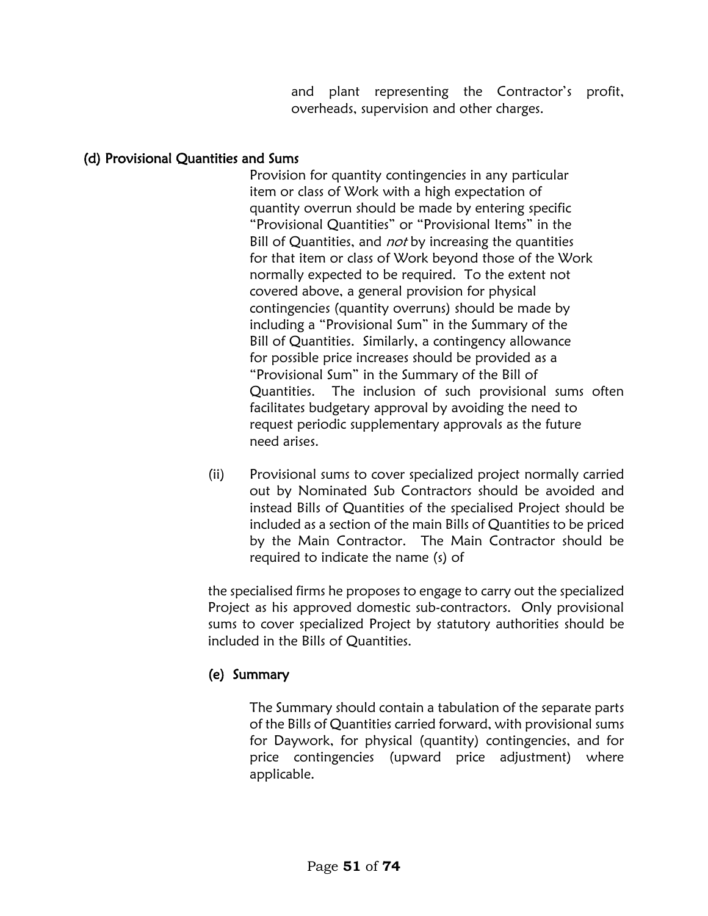and plant representing the Contractor's profit, overheads, supervision and other charges.

### (d) Provisional Quantities and Sums

Provision for quantity contingencies in any particular item or class of Work with a high expectation of quantity overrun should be made by entering specific "Provisional Quantities" or "Provisional Items" in the Bill of Quantities, and *not* by increasing the quantities for that item or class of Work beyond those of the Work normally expected to be required. To the extent not covered above, a general provision for physical contingencies (quantity overruns) should be made by including a "Provisional Sum" in the Summary of the Bill of Quantities. Similarly, a contingency allowance for possible price increases should be provided as a "Provisional Sum" in the Summary of the Bill of Quantities. The inclusion of such provisional sums often facilitates budgetary approval by avoiding the need to request periodic supplementary approvals as the future need arises.

(ii) Provisional sums to cover specialized project normally carried out by Nominated Sub Contractors should be avoided and instead Bills of Quantities of the specialised Project should be included as a section of the main Bills of Quantities to be priced by the Main Contractor. The Main Contractor should be required to indicate the name (s) of the specialised firms he proposes to engage to carry out the specialized Project as his approved domestic sub-contractors. Only provisional sums to cover specialized Project by statutory authorities should be included in the Bills of Quantities.

### (e) Summary

The Summary should contain a tabulation of the separate parts of the Bills of Quantities carried forward, with provisional sums for Daywork, for physical (quantity) contingencies, and for price contingencies (upward price adjustment) where applicable.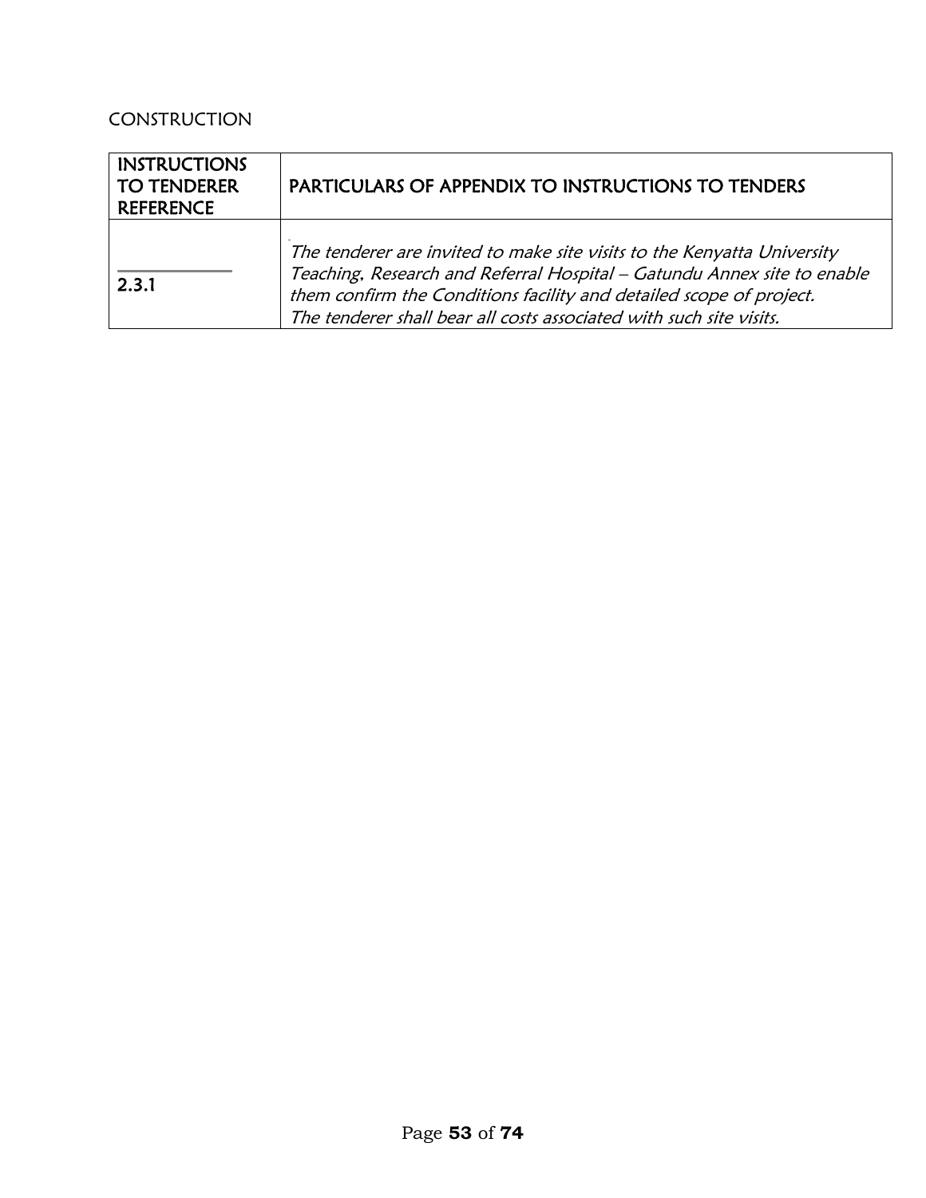CONSTRUCTION

| INSTRUCTIONS TO TENDERER REFERENCE | PARTICULARS OF APPENDIX TO INSTRUCTIONS TO TENDERS |
|---|---|
| 2.3.1 | *The tenderer are invited to make site visits to the Kenyatta University Teaching, Research and Referral Hospital – Gatundu Annex site to enable them confirm the Conditions facility and detailed scope of project. The tenderer shall bear all costs associated with such site visits.* |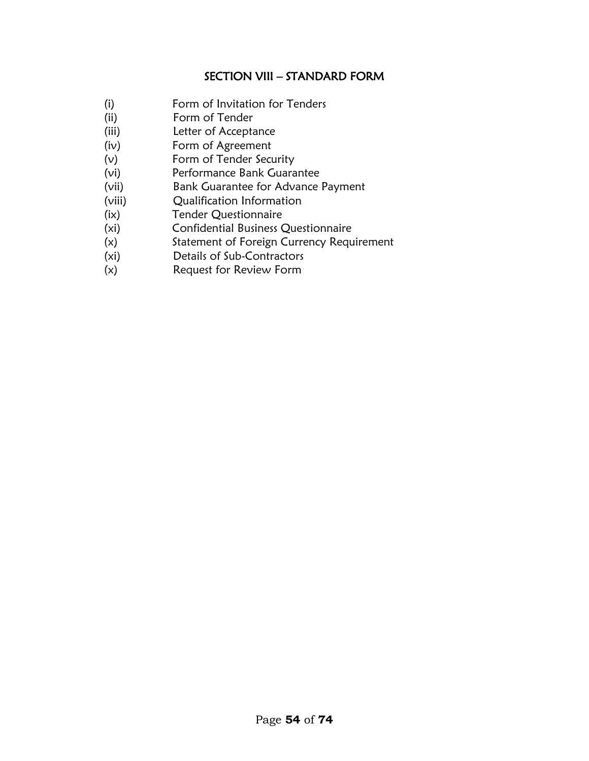## SECTION VIII – STANDARD FORM

(i) Form of Invitation for Tenders
(ii) Form of Tender
(iii) Letter of Acceptance
(iv) Form of Agreement
(v) Form of Tender Security
(vi) Performance Bank Guarantee
(vii) Bank Guarantee for Advance Payment
(viii) Qualification Information
(ix) Tender Questionnaire
(xi) Confidential Business Questionnaire
(x) Statement of Foreign Currency Requirement
(xi) Details of Sub-Contractors
(x) Request for Review Form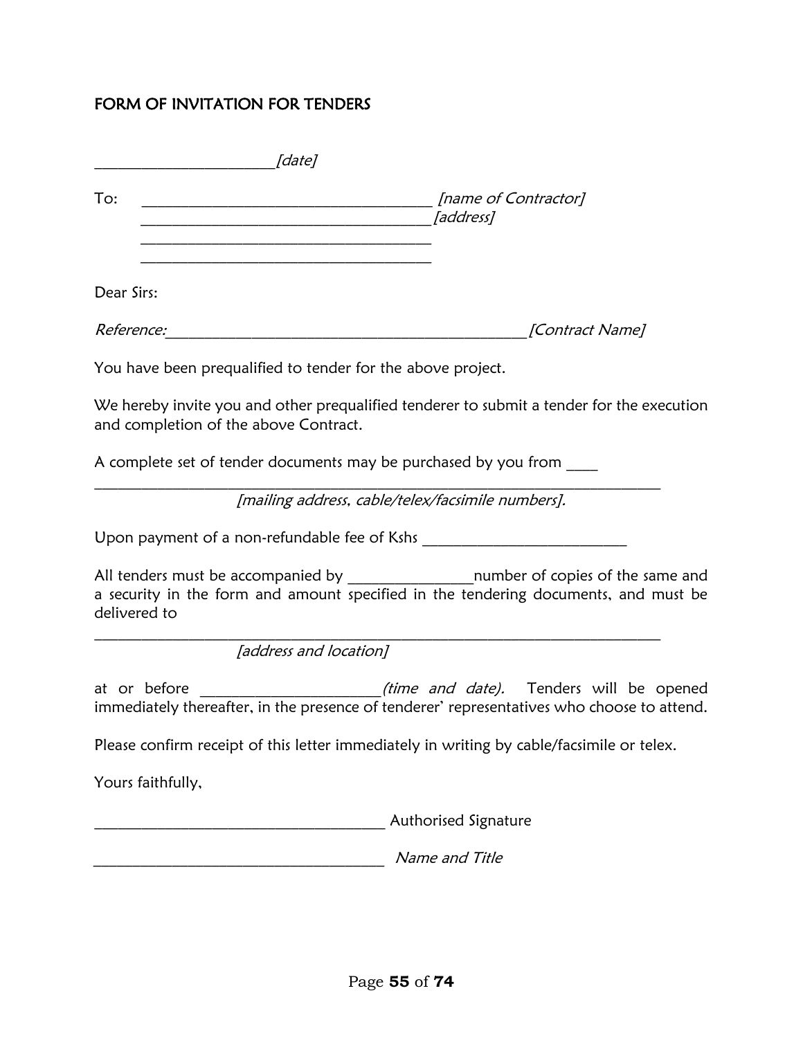# FORM OF INVITATION FOR TENDERS

______________________*[date]*

To: ________________________________ *[name of Contractor]*
________________________________ *[address]*
________________________________
________________________________

Dear Sirs:

*Reference:*__________________________________________ *[Contract Name]*

You have been prequalified to tender for the above project.

We hereby invite you and other prequalified tenderer to submit a tender for the execution and completion of the above Contract.

A complete set of tender documents may be purchased by you from ____
______________________________________________________________________
*[mailing address, cable/telex/facsimile numbers].*

Upon payment of a non-refundable fee of Kshs ________________________

All tenders must be accompanied by ______________number of copies of the same and a security in the form and amount specified in the tendering documents, and must be delivered to

______________________________________________________________________
*[address and location]*

at or before ______________________*(time and date).* Tenders will be opened immediately thereafter, in the presence of tenderer' representatives who choose to attend.

Please confirm receipt of this letter immediately in writing by cable/facsimile or telex.

Yours faithfully,

____________________________________ Authorised Signature

____________________________________ *Name and Title*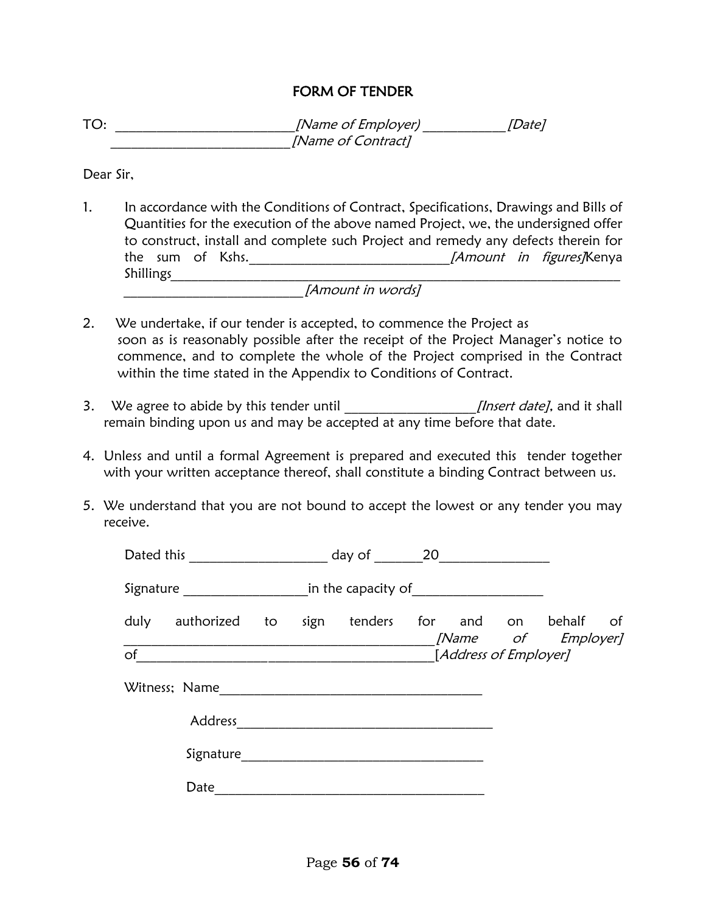# FORM OF TENDER

TO: \_\_\_\_\_\_\_\_\_\_\_\_\_\_\_\_\_\_\_\_\_\_\_\_\_\_*[Name of Employer)* \_\_\_\_\_\_\_\_\_\_\_\_*[Date]*
\_\_\_\_\_\_\_\_\_\_\_\_\_\_\_\_\_\_\_\_\_\_\_\_\_\_*[Name of Contract]*

Dear Sir,

1. In accordance with the Conditions of Contract, Specifications, Drawings and Bills of Quantities for the execution of the above named Project, we, the undersigned offer to construct, install and complete such Project and remedy any defects therein for the sum of Kshs.\_\_\_\_\_\_\_\_\_\_\_\_\_\_\_\_\_\_\_\_\_\_\_\_\_\_\_\_\_*[Amount in figures]*Kenya Shillings\_\_\_\_\_\_\_\_\_\_\_\_\_\_\_\_\_\_\_\_\_\_\_\_\_\_\_\_\_\_\_\_\_\_\_\_\_\_\_\_\_\_\_\_\_\_\_\_\_\_\_\_\_\_\_\_\_\_\_\_\_\_\_\_\_\_\_ \_\_\_\_\_\_\_\_\_\_\_\_\_\_\_\_\_\_\_\_\_\_\_\_\_\_*[Amount in words]*

2. We undertake, if our tender is accepted, to commence the Project as soon as is reasonably possible after the receipt of the Project Manager's notice to commence, and to complete the whole of the Project comprised in the Contract within the time stated in the Appendix to Conditions of Contract.

3. We agree to abide by this tender until \_\_\_\_\_\_\_\_\_\_\_\_\_\_\_\_\_\_\_*[Insert date]*, and it shall remain binding upon us and may be accepted at any time before that date.

4. Unless and until a formal Agreement is prepared and executed this tender together with your written acceptance thereof, shall constitute a binding Contract between us.

5. We understand that you are not bound to accept the lowest or any tender you may receive.

Dated this \_\_\_\_\_\_\_\_\_\_\_\_\_\_\_\_\_\_\_\_ day of \_\_\_\_\_\_\_20\_\_\_\_\_\_\_\_\_\_\_\_\_\_\_\_

Signature \_\_\_\_\_\_\_\_\_\_\_\_\_\_\_\_\_\_in the capacity of\_\_\_\_\_\_\_\_\_\_\_\_\_\_\_\_\_\_\_

duly authorized to sign tenders for and on behalf of \_\_\_\_\_\_\_\_\_\_\_\_\_\_\_\_\_\_\_\_\_\_\_\_\_\_\_\_\_\_\_\_\_\_\_\_\_\_\_\_\_\_\_\_\_\_*[Name of Employer]* of\_\_\_\_\_\_\_\_\_\_\_\_\_\_\_\_\_\_\_\_\_\_\_\_\_\_\_\_\_\_\_\_\_\_\_\_\_\_\_\_\_\_\_[*Address of Employer]*

Witness; Name\_\_\_\_\_\_\_\_\_\_\_\_\_\_\_\_\_\_\_\_\_\_\_\_\_\_\_\_\_\_\_\_\_\_\_\_\_\_\_

Address\_\_\_\_\_\_\_\_\_\_\_\_\_\_\_\_\_\_\_\_\_\_\_\_\_\_\_\_\_\_\_\_\_\_\_\_\_\_

Signature\_\_\_\_\_\_\_\_\_\_\_\_\_\_\_\_\_\_\_\_\_\_\_\_\_\_\_\_\_\_\_\_\_\_\_\_

Date\_\_\_\_\_\_\_\_\_\_\_\_\_\_\_\_\_\_\_\_\_\_\_\_\_\_\_\_\_\_\_\_\_\_\_\_\_\_\_\_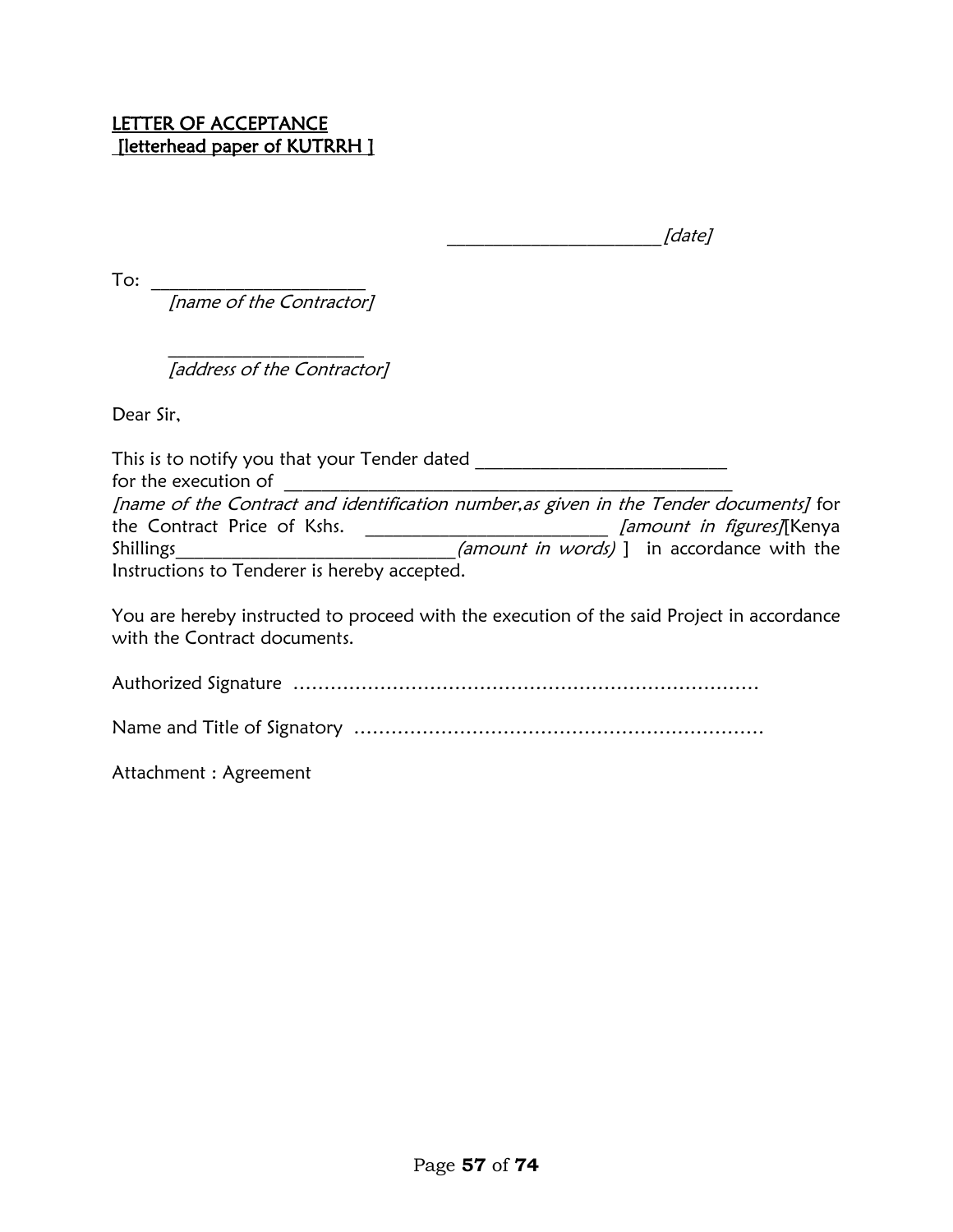**LETTER OF ACCEPTANCE**
**[letterhead paper of KUTRRH ]**

_______________________*[date]*

To: _______________________
*[name of the Contractor]*

_____________________
*[address of the Contractor]*

Dear Sir,

This is to notify you that your Tender dated __________________________ for the execution of ______________________________________________ *[name of the Contract and identification number,as given in the Tender documents]* for the Contract Price of Kshs. _________________________ *[amount in figures]*[Kenya Shillings_____________________________*(amount in words)* ] in accordance with the Instructions to Tenderer is hereby accepted.

You are hereby instructed to proceed with the execution of the said Project in accordance with the Contract documents.

Authorized Signature …………………………………………………………………

Name and Title of Signatory …………………………………………………………

Attachment : Agreement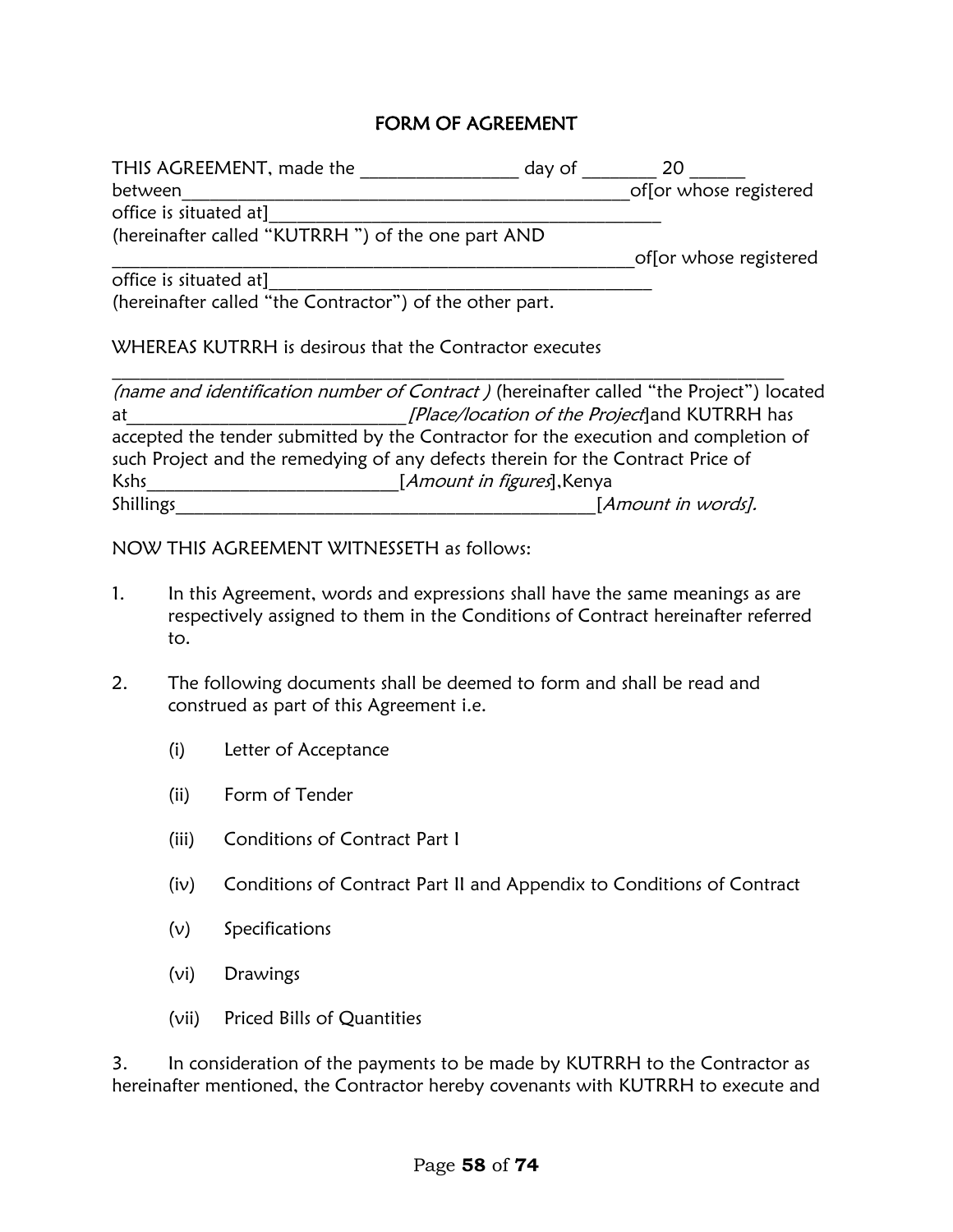# FORM OF AGREEMENT

THIS AGREEMENT, made the _________________ day of ________ 20 ______ between_________________________________________________of[or whose registered office is situated at]__________________________________________ (hereinafter called "KUTRRH ") of the one part AND _________________________________________________________of[or whose registered office is situated at]__________________________________________ (hereinafter called "the Contractor") of the other part.

WHEREAS KUTRRH is desirous that the Contractor executes ______________________________________________________________________ *(name and identification number of Contract )* (hereinafter called "the Project") located at_____________________________*[Place/location of the Project]*and KUTRRH has accepted the tender submitted by the Contractor for the execution and completion of such Project and the remedying of any defects therein for the Contract Price of Kshs__________________________[*Amount in figures*],Kenya Shillings_____________________________________________[*Amount in words].*

NOW THIS AGREEMENT WITNESSETH as follows:

1. In this Agreement, words and expressions shall have the same meanings as are respectively assigned to them in the Conditions of Contract hereinafter referred to.

2. The following documents shall be deemed to form and shall be read and construed as part of this Agreement i.e.

   (i) Letter of Acceptance

   (ii) Form of Tender

   (iii) Conditions of Contract Part I

   (iv) Conditions of Contract Part II and Appendix to Conditions of Contract

   (v) Specifications

   (vi) Drawings

   (vii) Priced Bills of Quantities

3. In consideration of the payments to be made by KUTRRH to the Contractor as hereinafter mentioned, the Contractor hereby covenants with KUTRRH to execute and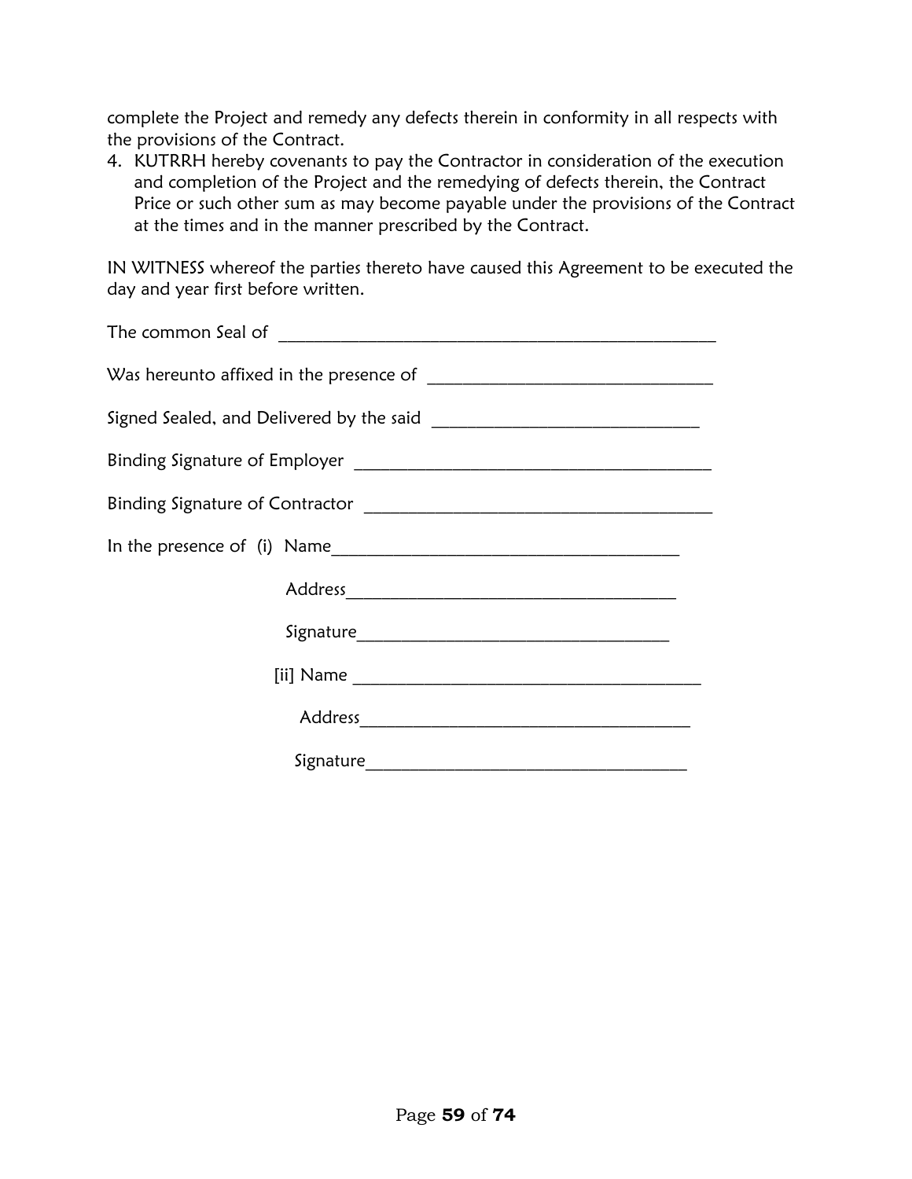complete the Project and remedy any defects therein in conformity in all respects with the provisions of the Contract.

4. KUTRRH hereby covenants to pay the Contractor in consideration of the execution and completion of the Project and the remedying of defects therein, the Contract Price or such other sum as may become payable under the provisions of the Contract at the times and in the manner prescribed by the Contract.

IN WITNESS whereof the parties thereto have caused this Agreement to be executed the day and year first before written.

The common Seal of ___________________________________________________

Was hereunto affixed in the presence of _________________________________

Signed Sealed, and Delivered by the said ______________________________

Binding Signature of Employer ________________________________________

Binding Signature of Contractor _______________________________________

In the presence of (i) Name________________________________________

Address_____________________________________

Signature___________________________________

[ii] Name _________________________________________

Address_____________________________________

Signature___________________________________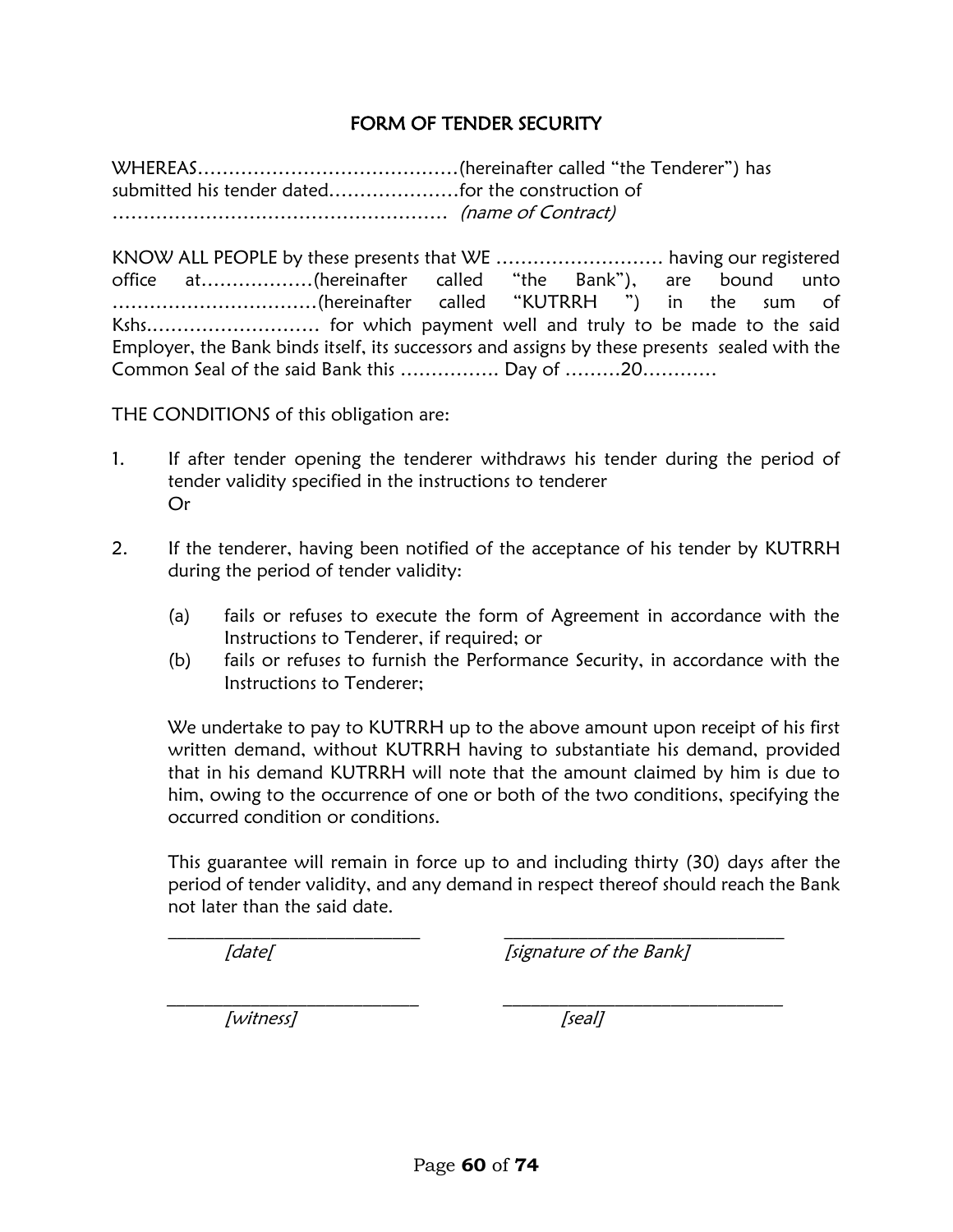## FORM OF TENDER SECURITY

WHEREAS……………………………………(hereinafter called "the Tenderer") has submitted his tender dated…………………for the construction of ……………………………………………… *(name of Contract)*

KNOW ALL PEOPLE by these presents that WE ……………………… having our registered office at………………(hereinafter called "the Bank"), are bound unto ……………………………(hereinafter called "KUTRRH ") in the sum of Kshs.………………………… for which payment well and truly to be made to the said Employer, the Bank binds itself, its successors and assigns by these presents sealed with the Common Seal of the said Bank this ……………. Day of ………20…………

THE CONDITIONS of this obligation are:

1. If after tender opening the tenderer withdraws his tender during the period of tender validity specified in the instructions to tenderer
   Or

2. If the tenderer, having been notified of the acceptance of his tender by KUTRRH during the period of tender validity:

   (a) fails or refuses to execute the form of Agreement in accordance with the Instructions to Tenderer, if required; or
   (b) fails or refuses to furnish the Performance Security, in accordance with the Instructions to Tenderer;

   We undertake to pay to KUTRRH up to the above amount upon receipt of his first written demand, without KUTRRH having to substantiate his demand, provided that in his demand KUTRRH will note that the amount claimed by him is due to him, owing to the occurrence of one or both of the two conditions, specifying the occurred condition or conditions.

   This guarantee will remain in force up to and including thirty (30) days after the period of tender validity, and any demand in respect thereof should reach the Bank not later than the said date.

_____________________________ _______________________________
*[date[* *[signature of the Bank]*

_____________________________ _______________________________
*[witness]* *[seal]*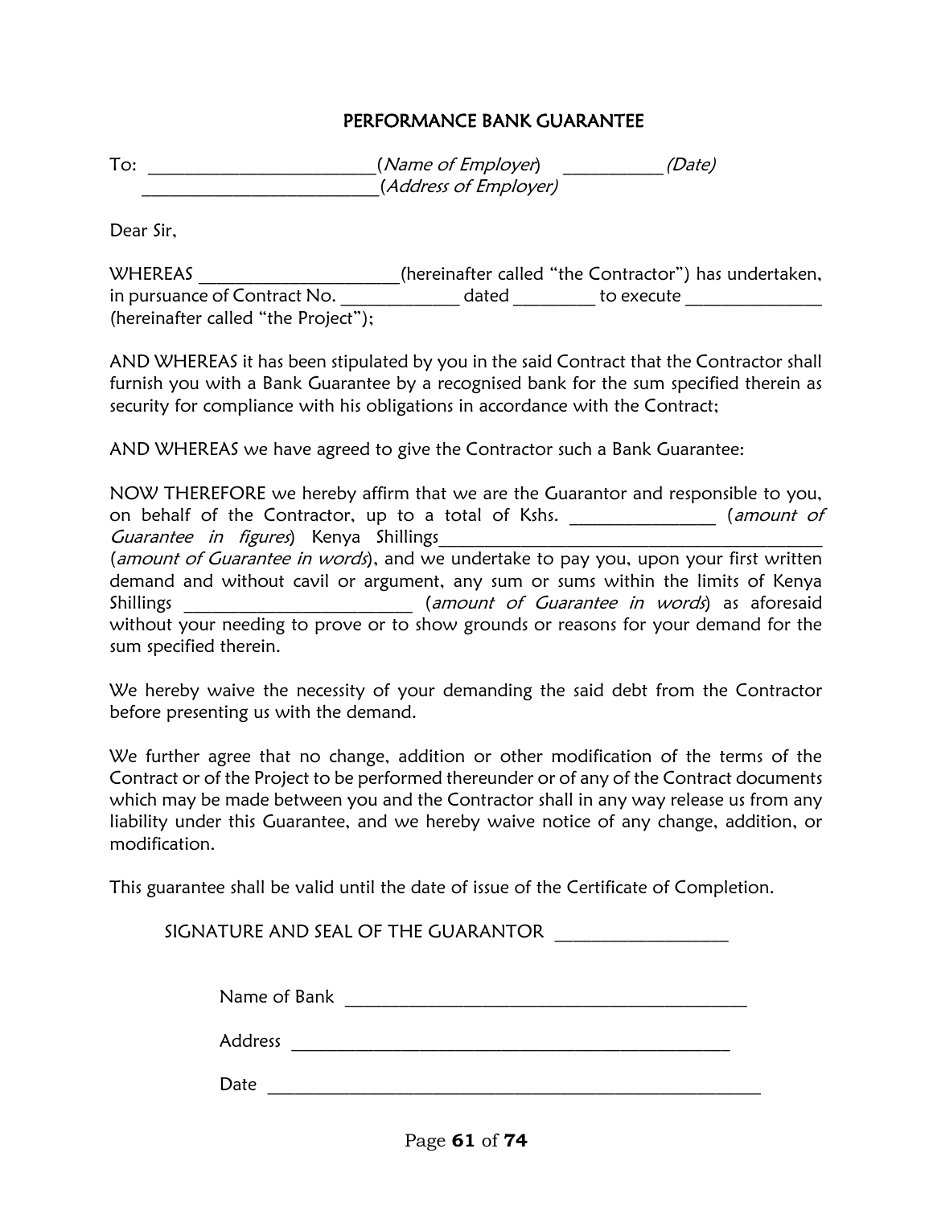## PERFORMANCE BANK GUARANTEE

To: ________________________(*Name of Employer*) __________(*Date)*
_________________________(*Address of Employer)*

Dear Sir,

WHEREAS _____________________(hereinafter called "the Contractor") has undertaken, in pursuance of Contract No. ____________ dated ________ to execute ______________ (hereinafter called "the Project");

AND WHEREAS it has been stipulated by you in the said Contract that the Contractor shall furnish you with a Bank Guarantee by a recognised bank for the sum specified therein as security for compliance with his obligations in accordance with the Contract;

AND WHEREAS we have agreed to give the Contractor such a Bank Guarantee:

NOW THEREFORE we hereby affirm that we are the Guarantor and responsible to you, on behalf of the Contractor, up to a total of Kshs. _______________ (*amount of Guarantee in figures*) Kenya Shillings_______________________________________ (*amount of Guarantee in words*), and we undertake to pay you, upon your first written demand and without cavil or argument, any sum or sums within the limits of Kenya Shillings ________________________ (*amount of Guarantee in words*) as aforesaid without your needing to prove or to show grounds or reasons for your demand for the sum specified therein.

We hereby waive the necessity of your demanding the said debt from the Contractor before presenting us with the demand.

We further agree that no change, addition or other modification of the terms of the Contract or of the Project to be performed thereunder or of any of the Contract documents which may be made between you and the Contractor shall in any way release us from any liability under this Guarantee, and we hereby waive notice of any change, addition, or modification.

This guarantee shall be valid until the date of issue of the Certificate of Completion.

SIGNATURE AND SEAL OF THE GUARANTOR __________________

Name of Bank ___________________________________________

Address ______________________________________________

Date ________________________________________________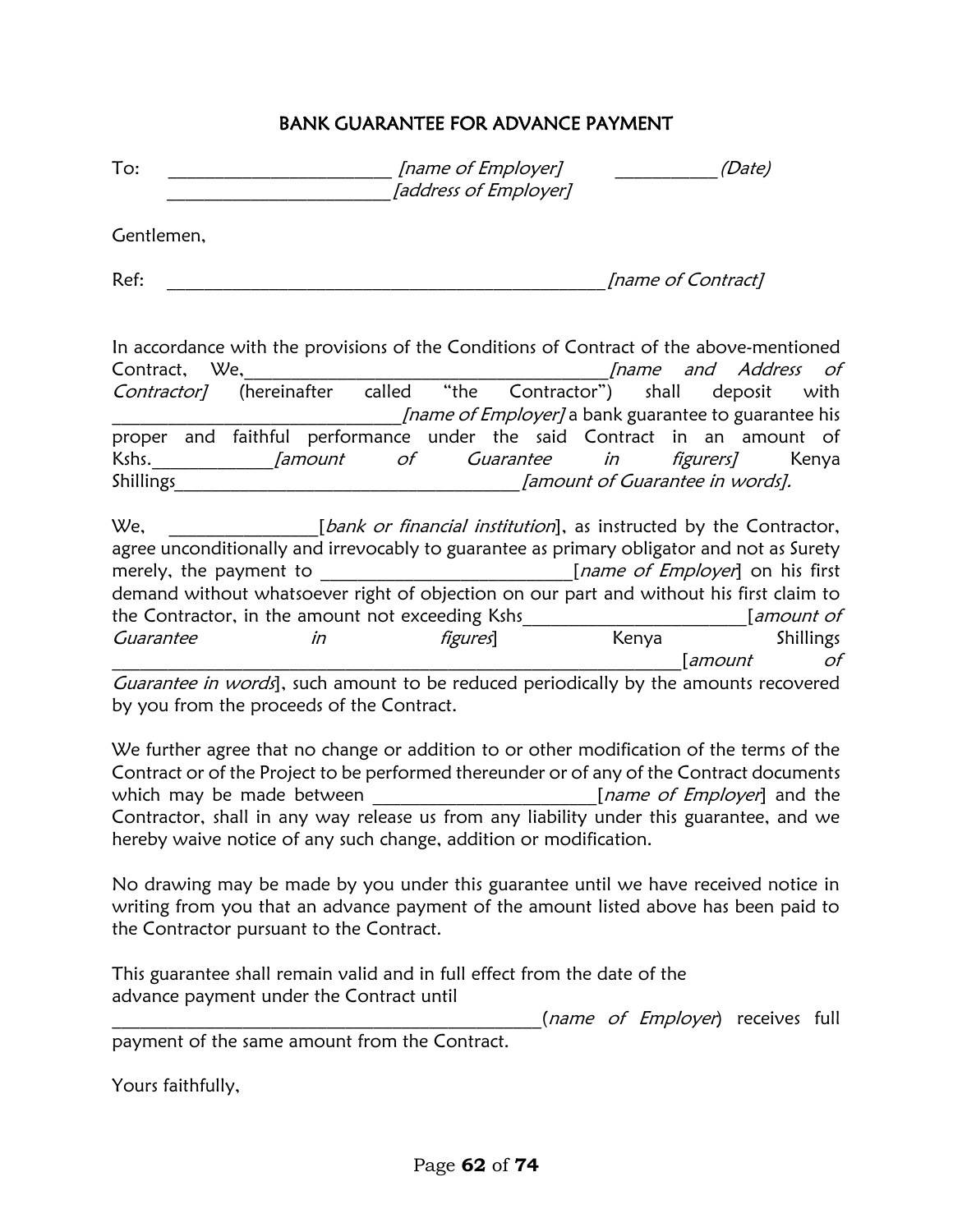# BANK GUARANTEE FOR ADVANCE PAYMENT

To: ________________________ *[name of Employer]* ___________ *(Date)*
________________________ *[address of Employer]*

Gentlemen,

Ref: ________________________________________________ *[name of Contract]*

In accordance with the provisions of the Conditions of Contract of the above-mentioned Contract, We, ________________________________________ *[name and Address of Contractor]* (hereinafter called "the Contractor") shall deposit with _____________________________ *[name of Employer]* a bank guarantee to guarantee his proper and faithful performance under the said Contract in an amount of Kshs.____________ *[amount of Guarantee in figurers]* Kenya Shillings_____________________________________ *[amount of Guarantee in words].*

We, _______________[*bank or financial institution*], as instructed by the Contractor, agree unconditionally and irrevocably to guarantee as primary obligator and not as Surety merely, the payment to ___________________________[*name of Employer*] on his first demand without whatsoever right of objection on our part and without his first claim to the Contractor, in the amount not exceeding Kshs________________________[*amount of Guarantee in figures*] Kenya Shillings _______________________________________________________________[*amount of Guarantee in words*], such amount to be reduced periodically by the amounts recovered by you from the proceeds of the Contract.

We further agree that no change or addition to or other modification of the terms of the Contract or of the Project to be performed thereunder or of any of the Contract documents which may be made between ________________________[*name of Employer*] and the Contractor, shall in any way release us from any liability under this guarantee, and we hereby waive notice of any such change, addition or modification.

No drawing may be made by you under this guarantee until we have received notice in writing from you that an advance payment of the amount listed above has been paid to the Contractor pursuant to the Contract.

This guarantee shall remain valid and in full effect from the date of the advance payment under the Contract until ________________________________________________(*name of Employer*) receives full payment of the same amount from the Contract.

Yours faithfully,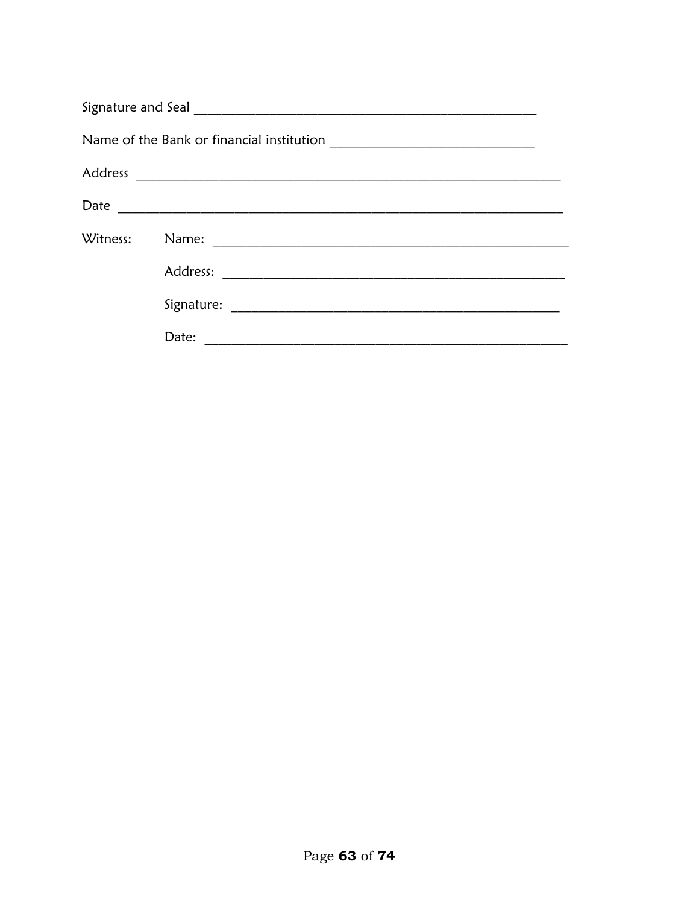Signature and Seal ____________________________________________________

Name of the Bank or financial institution ___________________________

Address ____________________________________________________________

Date _______________________________________________________________

Witness: Name: ________________________________________________

Address: ______________________________________________

Signature: ____________________________________________

Date: _________________________________________________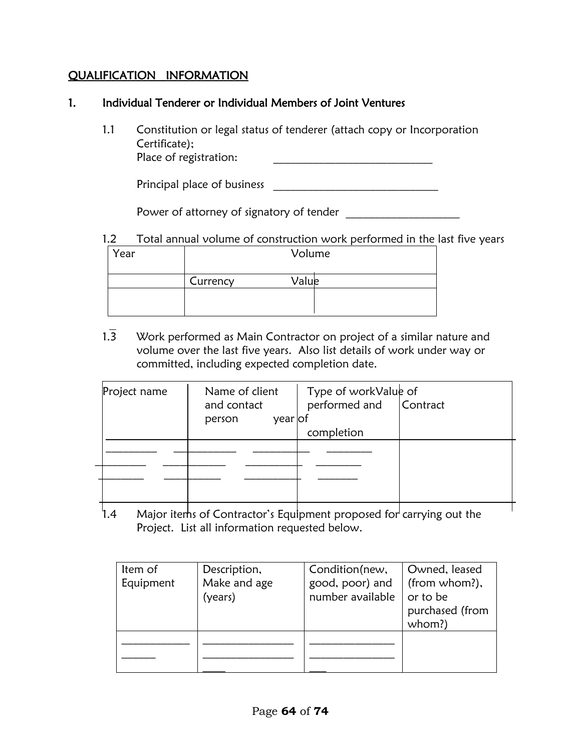# QUALIFICATION INFORMATION

## 1. Individual Tenderer or Individual Members of Joint Ventures

1.1 Constitution or legal status of tenderer (attach copy or Incorporation Certificate);

Place of registration: ____________________________

Principal place of business ______________________________

Power of attorney of signatory of tender ____________________

1.2 Total annual volume of construction work performed in the last five years

| Year | Volume | |
|---|---|---|
| | Currency | Value |
| | | |

1.3 Work performed as Main Contractor on project of a similar nature and volume over the last five years. Also list details of work under way or committed, including expected completion date.

| Project name | Name of client and contact person | Type of work performed and year of completion | Value of Contract |
|---|---|---|---|
| _________ | ___________ | __________ | ________ |
| _________ | ___________ | __________ | ________ |
| ________ | __________ | __________ | _______ |

1.4 Major items of Contractor's Equipment proposed for carrying out the Project. List all information requested below.

| Item of Equipment | Description, Make and age (years) | Condition(new, good, poor) and number available | Owned, leased (from whom?), or to be purchased (from whom?) |
|---|---|---|---|
| ____________ ______ | ________________ ________________ ____ | _______________ _______________ ___ | |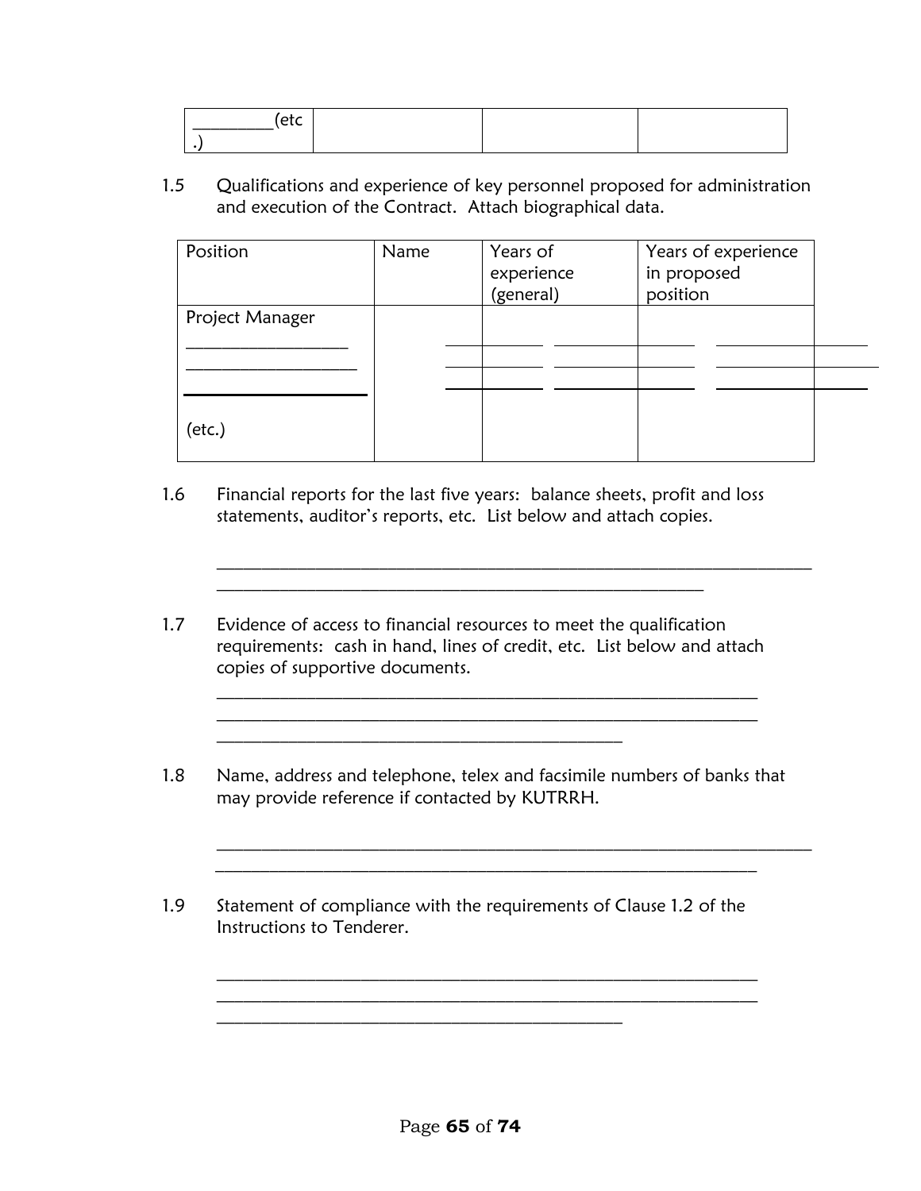| ________(etc.) | | | |
|---|---|---|---|

1.5 Qualifications and experience of key personnel proposed for administration and execution of the Contract. Attach biographical data.

| Position | Name | Years of experience (general) | Years of experience in proposed position |
|---|---|---|---|
| Project Manager | | | |
| ________________ | | ________ | ________ |
| ________________ | | ________ | ________ |
| ________________ | | ________ | ________ |
| (etc.) | | | |

1.6 Financial reports for the last five years: balance sheets, profit and loss statements, auditor's reports, etc. List below and attach copies.

_______________________________________________________________
______________________________________________________

1.7 Evidence of access to financial resources to meet the qualification requirements: cash in hand, lines of credit, etc. List below and attach copies of supportive documents.

_____________________________________________________________
_____________________________________________________________
______________________________________________

1.8 Name, address and telephone, telex and facsimile numbers of banks that may provide reference if contacted by KUTRRH.

_______________________________________________________________
_____________________________________________________________

1.9 Statement of compliance with the requirements of Clause 1.2 of the Instructions to Tenderer.

_____________________________________________________________
_____________________________________________________________
______________________________________________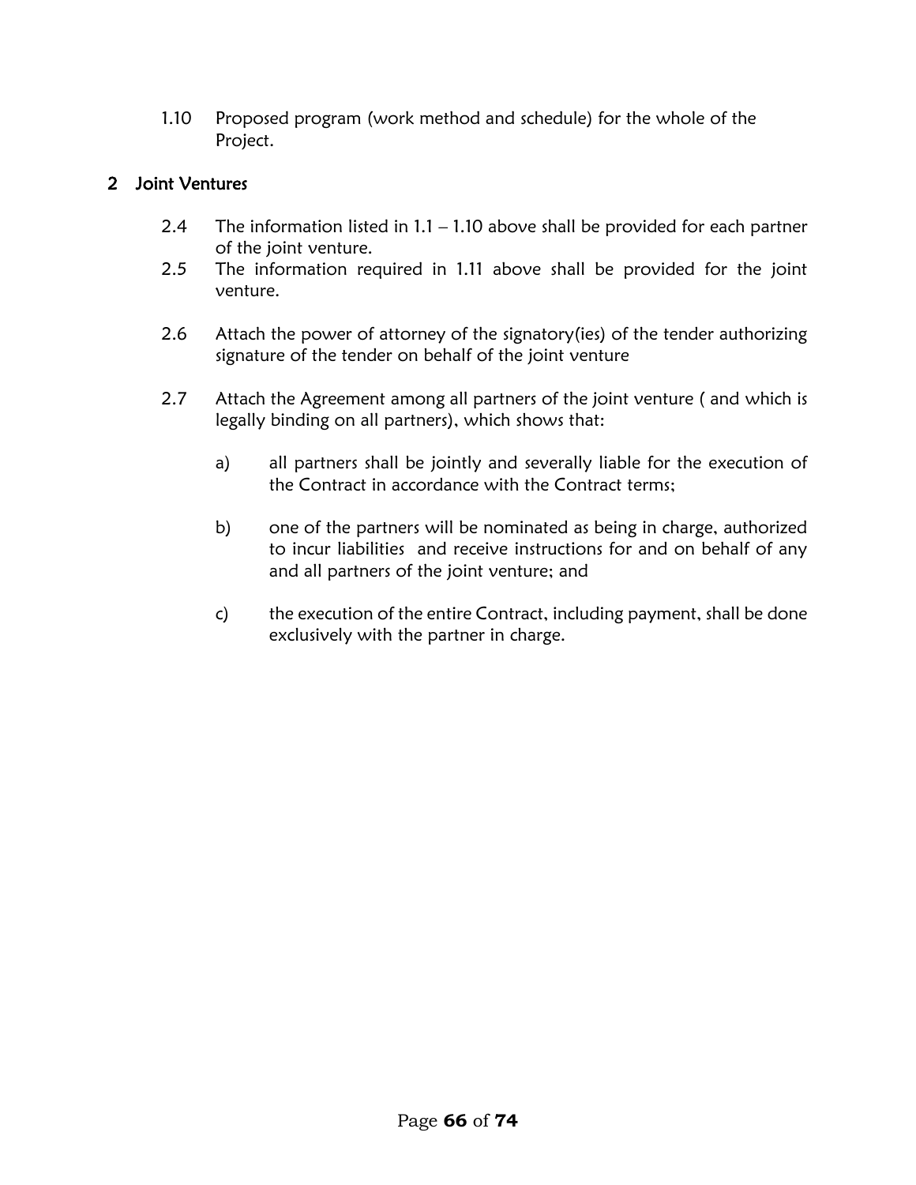1.10 Proposed program (work method and schedule) for the whole of the Project.

## 2 Joint Ventures

2.4 The information listed in 1.1 – 1.10 above shall be provided for each partner of the joint venture.

2.5 The information required in 1.11 above shall be provided for the joint venture.

2.6 Attach the power of attorney of the signatory(ies) of the tender authorizing signature of the tender on behalf of the joint venture

2.7 Attach the Agreement among all partners of the joint venture ( and which is legally binding on all partners), which shows that:

a) all partners shall be jointly and severally liable for the execution of the Contract in accordance with the Contract terms;

b) one of the partners will be nominated as being in charge, authorized to incur liabilities and receive instructions for and on behalf of any and all partners of the joint venture; and

c) the execution of the entire Contract, including payment, shall be done exclusively with the partner in charge.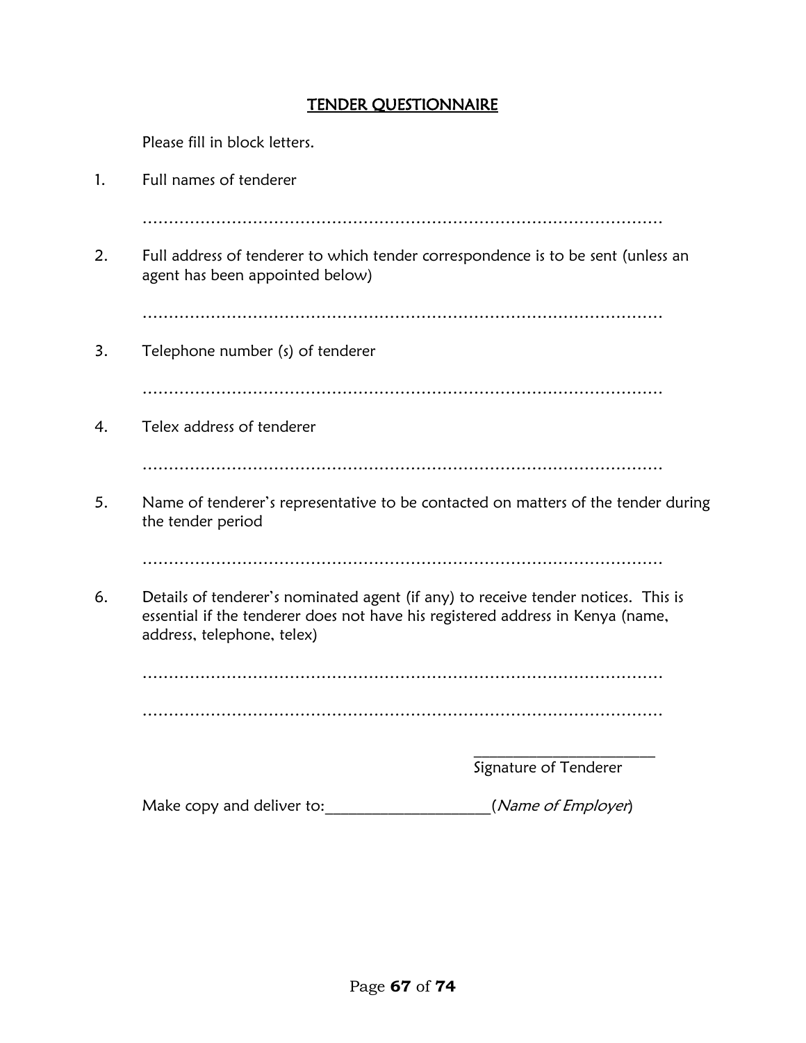## TENDER QUESTIONNAIRE

Please fill in block letters.

1. Full names of tender​er

   ………………………………………………………………………………………

2. Full address of tenderer to which tender correspondence is to be sent (unless an agent has been appointed below)

   ………………………………………………………………………………………

3. Telephone number (s) of tenderer

   ………………………………………………………………………………………

4. Telex address of tenderer

   ………………………………………………………………………………………

5. Name of tenderer's representative to be contacted on matters of the tender during the tender period

   ………………………………………………………………………………………

6. Details of tenderer's nominated agent (if any) to receive tender notices. This is essential if the tenderer does not have his registered address in Kenya (name, address, telephone, telex)

   ………………………………………………………………………………………

   ………………………………………………………………………………………

________________________

Signature of Tenderer

Make copy and deliver to:____________________(*Name of Employer*)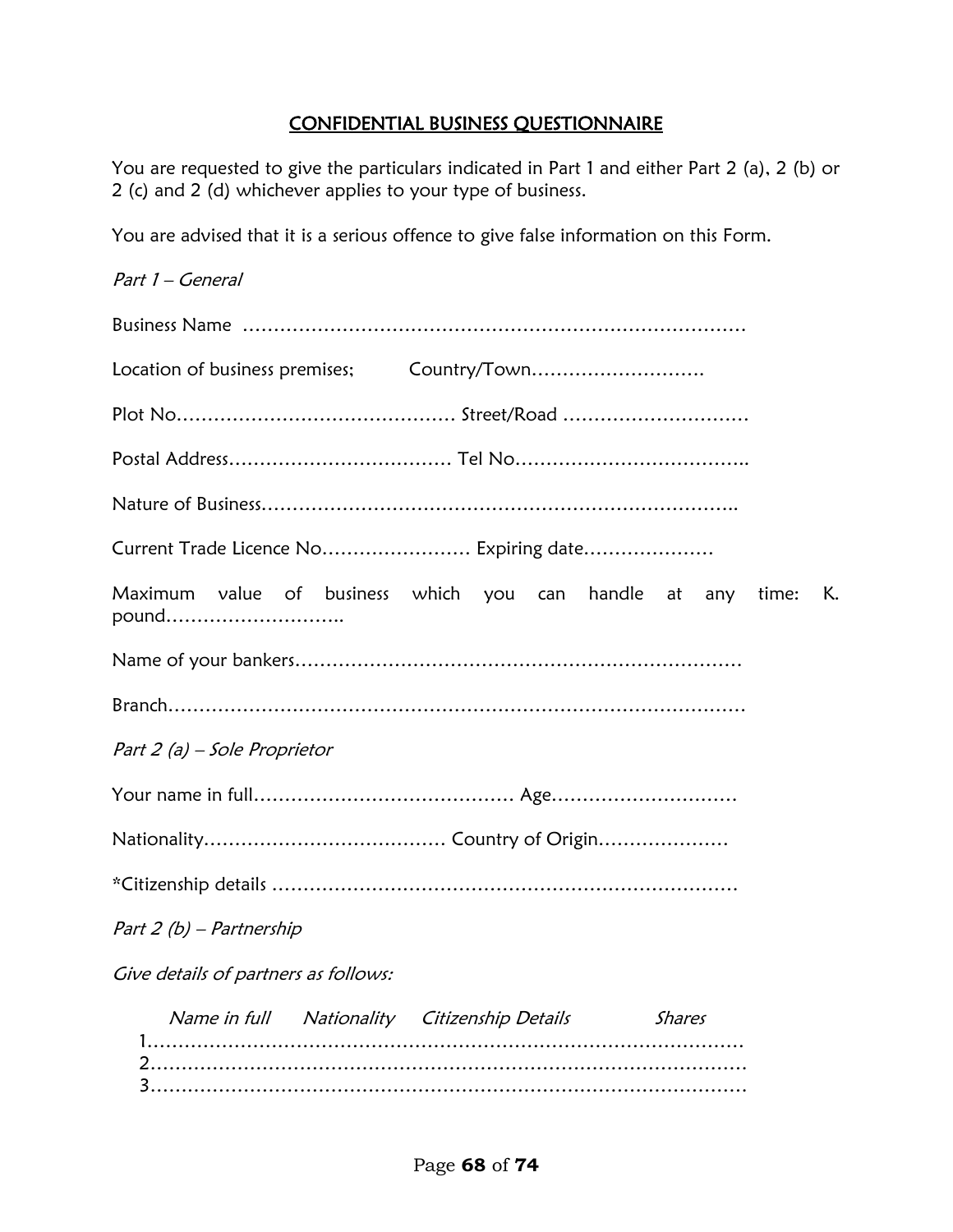# CONFIDENTIAL BUSINESS QUESTIONNAIRE

You are requested to give the particulars indicated in Part 1 and either Part 2 (a), 2 (b) or 2 (c) and 2 (d) whichever applies to your type of business.

You are advised that it is a serious offence to give false information on this Form.

*Part 1 – General*

Business Name ………………………………………………………………………

Location of business premises; Country/Town……………………….

Plot No……………………………………… Street/Road …………………………

Postal Address……………………………… Tel No………………………………..

Nature of Business…………………………………………………………………..

Current Trade Licence No…………………… Expiring date…………………

Maximum value of business which you can handle at any time: K. pound………………………..

Name of your bankers………………………………………………………………

Branch…………………………………………………………………………………

*Part 2 (a) – Sole Proprietor*

Your name in full…………………………………… Age…………………………

Nationality………………………………… Country of Origin…………………

*Citizenship details …………………………………………………………………

*Part 2 (b) – Partnership*

*Give details of partners as follows:*

| *Name in full* | *Nationality* | *Citizenship Details* | *Shares* |
|---|---|---|---|
| 1……………… | | | |
| 2……………… | | | |
| 3……………… | | | |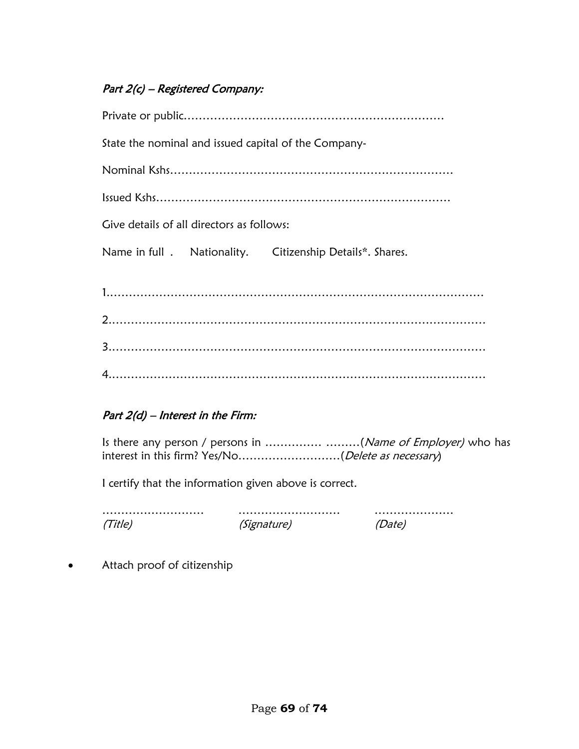### *Part 2(c) – Registered Company:*

Private or public………………………………………………………………

State the nominal and issued capital of the Company-

Nominal Kshs…………………………………………………………………

Issued Kshs……………………………………………………………………

Give details of all directors as follows:

Name in full . Nationality. Citizenship Details*. Shares.

1.……………………………………………………………………………………

2.……………………………………………………………………………………

3.……………………………………………………………………………………

4.……………………………………………………………………………………

### *Part 2(d) – Interest in the Firm:*

Is there any person / persons in …………… ………(*Name of Employer)* who has interest in this firm? Yes/No………………………(*Delete as necessary*)

I certify that the information given above is correct.

……………………… ……………………… …………………
*(Title)* *(Signature)* *(Date)*

- Attach proof of citizenship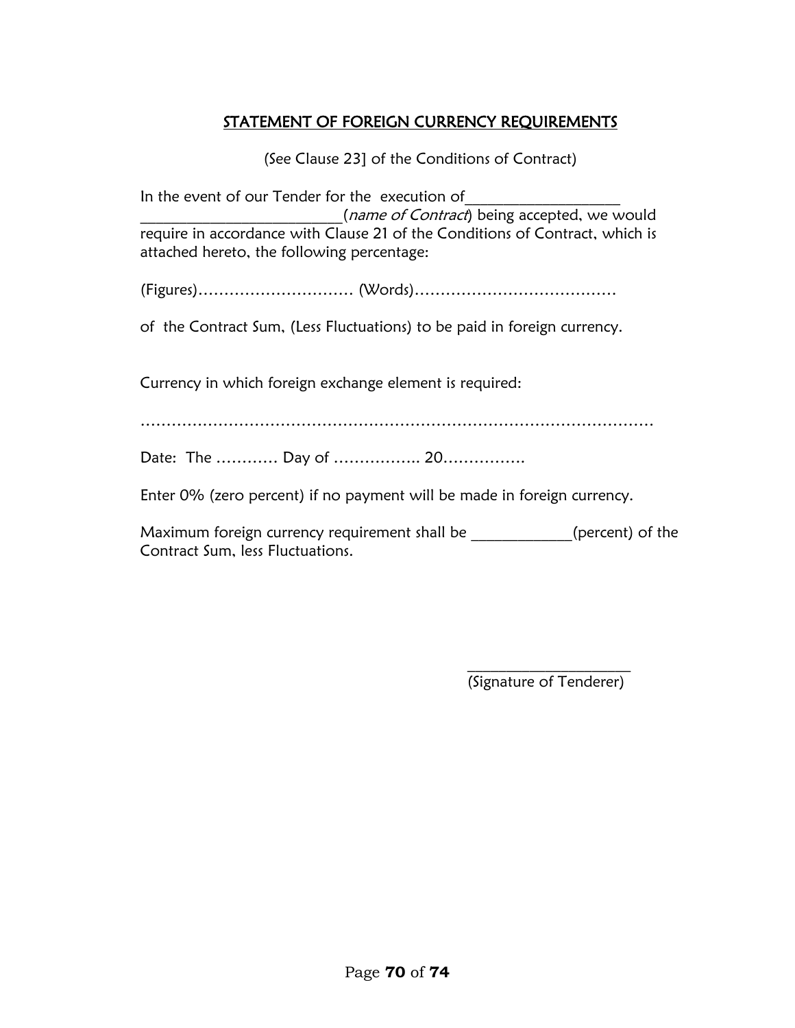## STATEMENT OF FOREIGN CURRENCY REQUIREMENTS

(See Clause 23] of the Conditions of Contract)

In the event of our Tender for the execution of____________________ __________________________(*name of Contract*) being accepted, we would require in accordance with Clause 21 of the Conditions of Contract, which is attached hereto, the following percentage:

(Figures)………………………… (Words)…………………………………

of the Contract Sum, (Less Fluctuations) to be paid in foreign currency.

Currency in which foreign exchange element is required:

…………………………………………………………………………………………

Date: The ………… Day of …………….. 20…………….

Enter 0% (zero percent) if no payment will be made in foreign currency.

Maximum foreign currency requirement shall be _____________(percent) of the Contract Sum, less Fluctuations.

______________________
(Signature of Tenderer)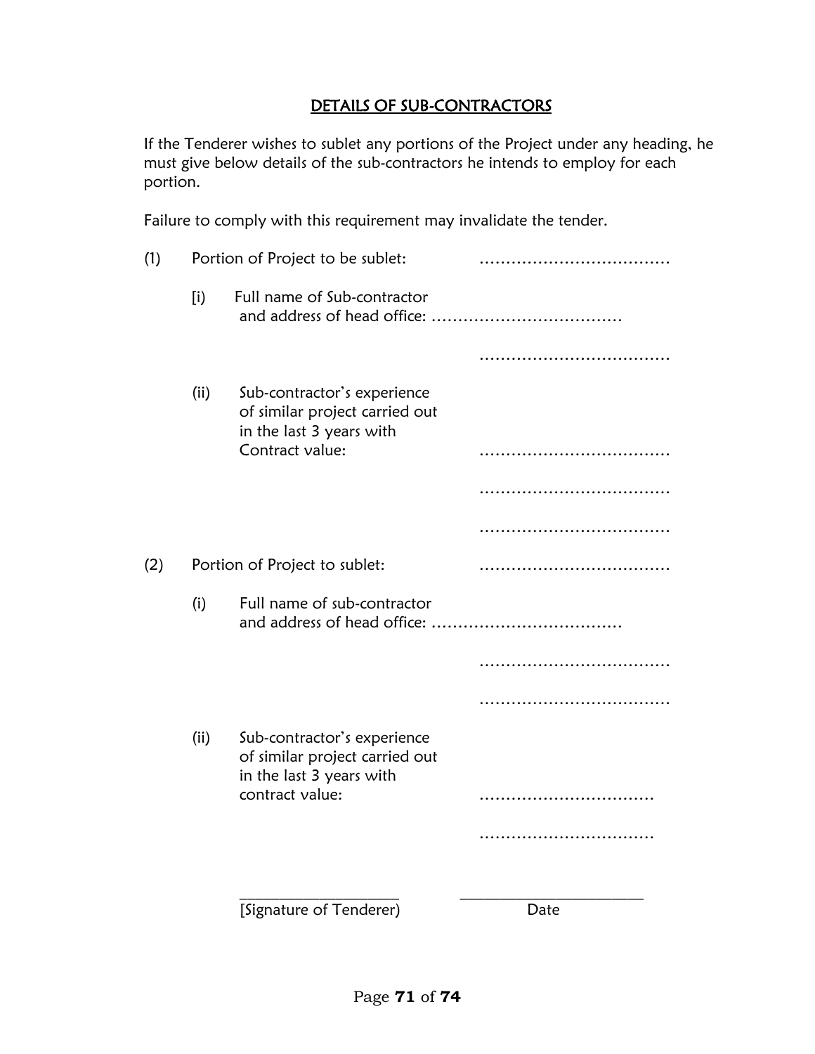## DETAILS OF SUB-CONTRACTORS

If the Tenderer wishes to sublet any portions of the Project under any heading, he must give below details of the sub-contractors he intends to employ for each portion.

Failure to comply with this requirement may invalidate the tender.

(1) Portion of Project to be sublet: ………………………………

[i] Full name of Sub-contractor and address of head office: ………………………………

………………………………

(ii) Sub-contractor's experience of similar project carried out in the last 3 years with Contract value: ………………………………

………………………………

………………………………

(2) Portion of Project to sublet: ………………………………

(i) Full name of sub-contractor and address of head office: ………………………………

………………………………

………………………………

(ii) Sub-contractor's experience of similar project carried out in the last 3 years with contract value: ……………………………

……………………………

____________________ ________________________

[Signature of Tenderer) Date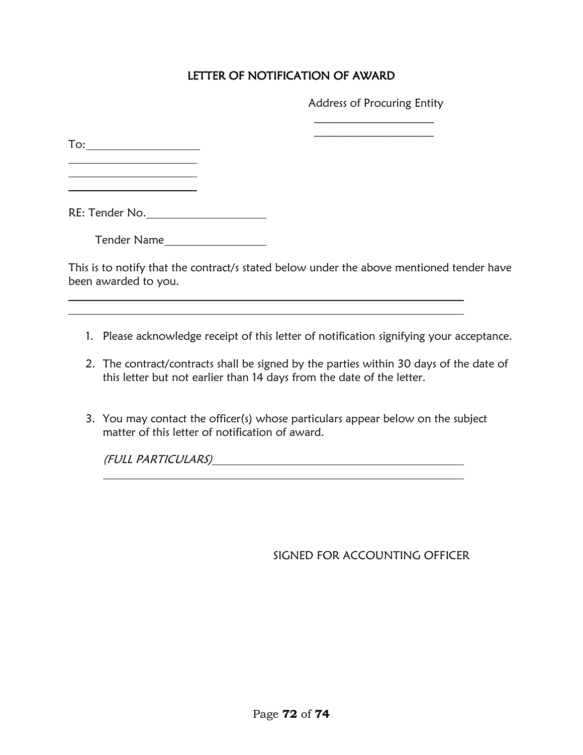# LETTER OF NOTIFICATION OF AWARD

Address of Procuring Entity

\_\_\_\_\_\_\_\_\_\_\_\_\_\_\_\_\_\_\_\_\_\_

\_\_\_\_\_\_\_\_\_\_\_\_\_\_\_\_\_\_\_\_\_\_

To:\_\_\_\_\_\_\_\_\_\_\_\_\_\_\_\_\_\_\_\_

\_\_\_\_\_\_\_\_\_\_\_\_\_\_\_\_\_\_\_\_\_\_

\_\_\_\_\_\_\_\_\_\_\_\_\_\_\_\_\_\_\_\_\_\_

\_\_\_\_\_\_\_\_\_\_\_\_\_\_\_\_\_\_\_\_\_\_

RE: Tender No.\_\_\_\_\_\_\_\_\_\_\_\_\_\_\_\_\_\_\_\_

Tender Name\_\_\_\_\_\_\_\_\_\_\_\_\_\_\_\_\_\_

This is to notify that the contract/s stated below under the above mentioned tender have been awarded to you.

\_\_\_\_\_\_\_\_\_\_\_\_\_\_\_\_\_\_\_\_\_\_\_\_\_\_\_\_\_\_\_\_\_\_\_\_\_\_\_\_\_\_\_\_\_\_\_\_\_\_\_\_\_\_\_\_\_\_\_\_\_\_\_\_\_\_

\_\_\_\_\_\_\_\_\_\_\_\_\_\_\_\_\_\_\_\_\_\_\_\_\_\_\_\_\_\_\_\_\_\_\_\_\_\_\_\_\_\_\_\_\_\_\_\_\_\_\_\_\_\_\_\_\_\_\_\_\_\_\_\_\_\_

1. Please acknowledge receipt of this letter of notification signifying your acceptance.

2. The contract/contracts shall be signed by the parties within 30 days of the date of this letter but not earlier than 14 days from the date of the letter.

3. You may contact the officer(s) whose particulars appear below on the subject matter of this letter of notification of award.

   *(FULL PARTICULARS)*\_\_\_\_\_\_\_\_\_\_\_\_\_\_\_\_\_\_\_\_\_\_\_\_\_\_\_\_\_\_\_\_\_\_\_\_\_\_\_\_\_\_\_\_

   \_\_\_\_\_\_\_\_\_\_\_\_\_\_\_\_\_\_\_\_\_\_\_\_\_\_\_\_\_\_\_\_\_\_\_\_\_\_\_\_\_\_\_\_\_\_\_\_\_\_\_\_\_\_\_\_\_\_\_\_

SIGNED FOR ACCOUNTING OFFICER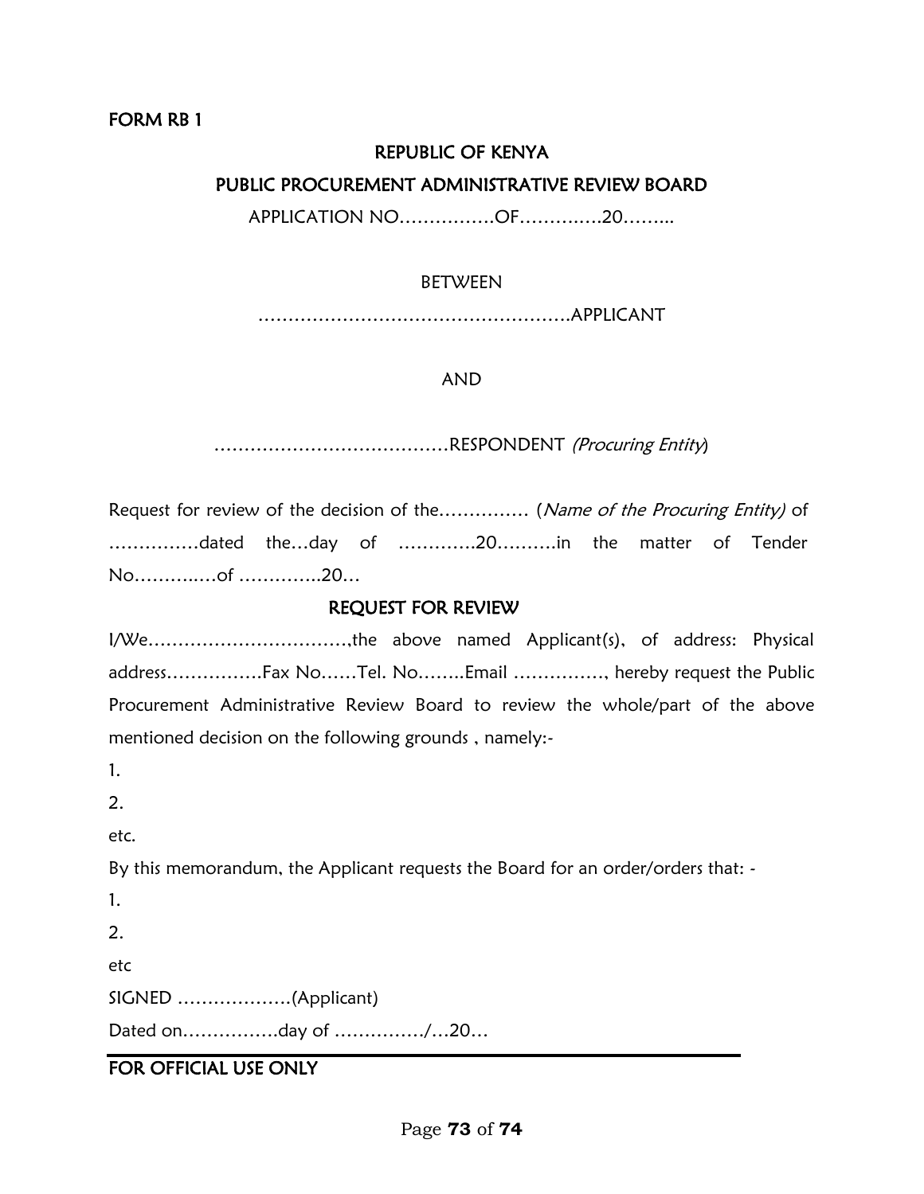**FORM RB 1**

**REPUBLIC OF KENYA**

**PUBLIC PROCUREMENT ADMINISTRATIVE REVIEW BOARD**

APPLICATION NO…………….OF……….….20……..

BETWEEN

…………………………………………….APPLICANT

AND

…………………………………RESPONDENT *(Procuring Entity)*

Request for review of the decision of the…………… (*Name of the Procuring Entity)* of ……………dated the…day of ………….20……….in the matter of Tender No………..…of …………..20…

**REQUEST FOR REVIEW**

I/We……………………………,the above named Applicant(s), of address: Physical address…………….Fax No……Tel. No……..Email ……………, hereby request the Public Procurement Administrative Review Board to review the whole/part of the above mentioned decision on the following grounds , namely:-

1.

2.

etc.

By this memorandum, the Applicant requests the Board for an order/orders that: -

1.

2.

etc

SIGNED ……………….(Applicant)

Dated on…………….day of ……………/…20…

**FOR OFFICIAL USE ONLY**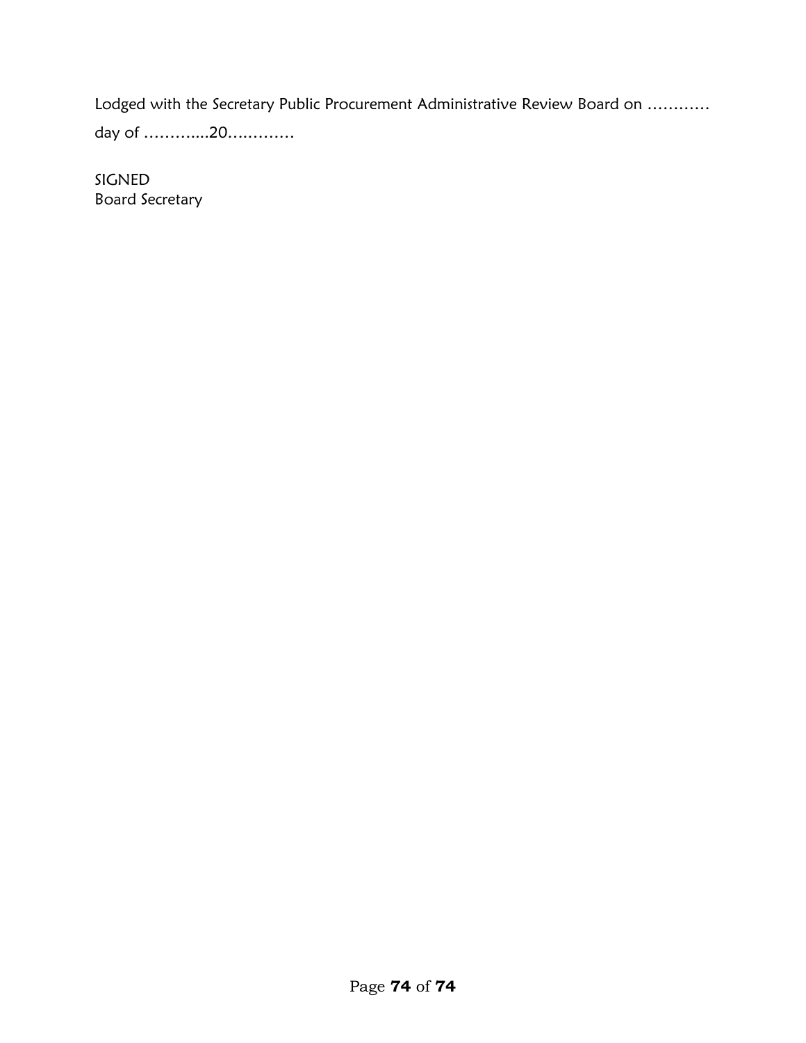Lodged with the Secretary Public Procurement Administrative Review Board on ………… day of ………....20………….

SIGNED
Board Secretary